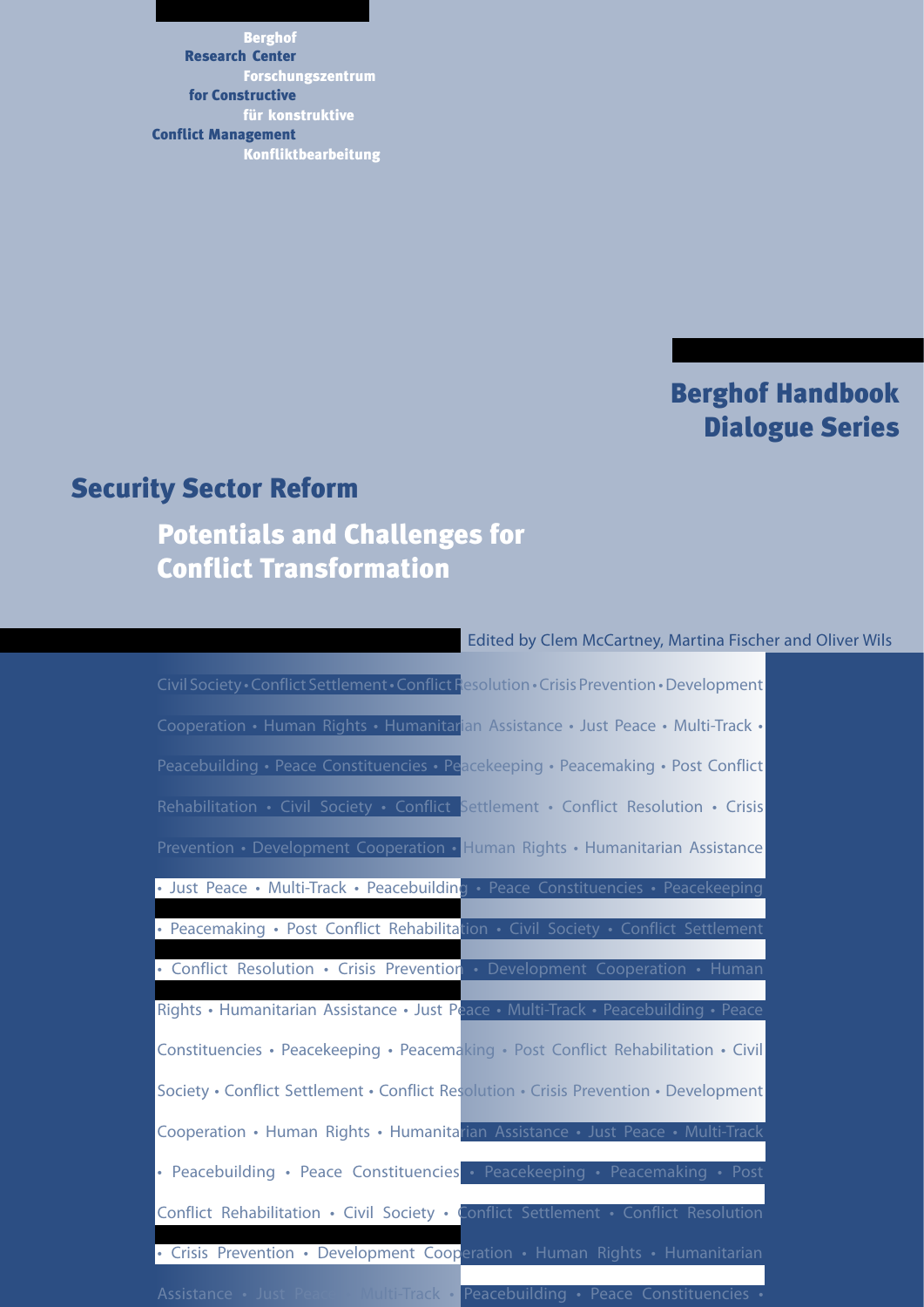Berghof Research Center for Constructive Conflict Management

Forschungszentrum für konstruktive Konfliktbearbeitung

Berghof Handbook Dialogue Series

# Security Sector Reform

## Potentials and Challenges for Conflict Transformation

Edited by Clem McCartney, Martina Fischer and Oliver Wils

Civil Society • Conflict Settlement • Conflict Resolution • Crisis Prevention • Development Cooperation • Human Rights • Humanitarian Assistance • Just Peace • Multi-Track • Peacebuilding • Peace Constituencies • Peacekeeping • Peacemaking • Post Conflict Rehabilitation • Civil Society • Conflict Settlement • Conflict Resolution • Crisis Prevention • Development Cooperation • Human Rights • Humanitarian Assistance • Just Peace • Multi-Track • Peacebuilding • Peace Constituencies • Peacekeeping • Peacemaking • Post Conflict Rehabilitation • Civil Society • Conflict Settlement • Conflict Resolution • Crisis Prevention • Development Cooperation • Human Rights • Humanitarian Assistance • Just Peace • Multi-Track • Peacebuilding • Peace Constituencies • Peacekeeping • Peacemaking • Post Conflict Rehabilitation • Civil Society • Conflict Settlement • Conflict Resolution • Crisis Prevention • Development Cooperation • Human Rights • Humanitarian Assistance • Just Peace • Multi-Track • Peacebuilding • Peace Constituencies • Peacekeeping • Peacemaking • Post Conflict Rehabilitation • Civil Society • Conflict Settlement • Conflict Resolution • Crisis Prevention • Development Cooperation • Human Rights • Humanitarian Assistance • Just Peace • Multi-Track • Peacebuilding • Peace Constituencies •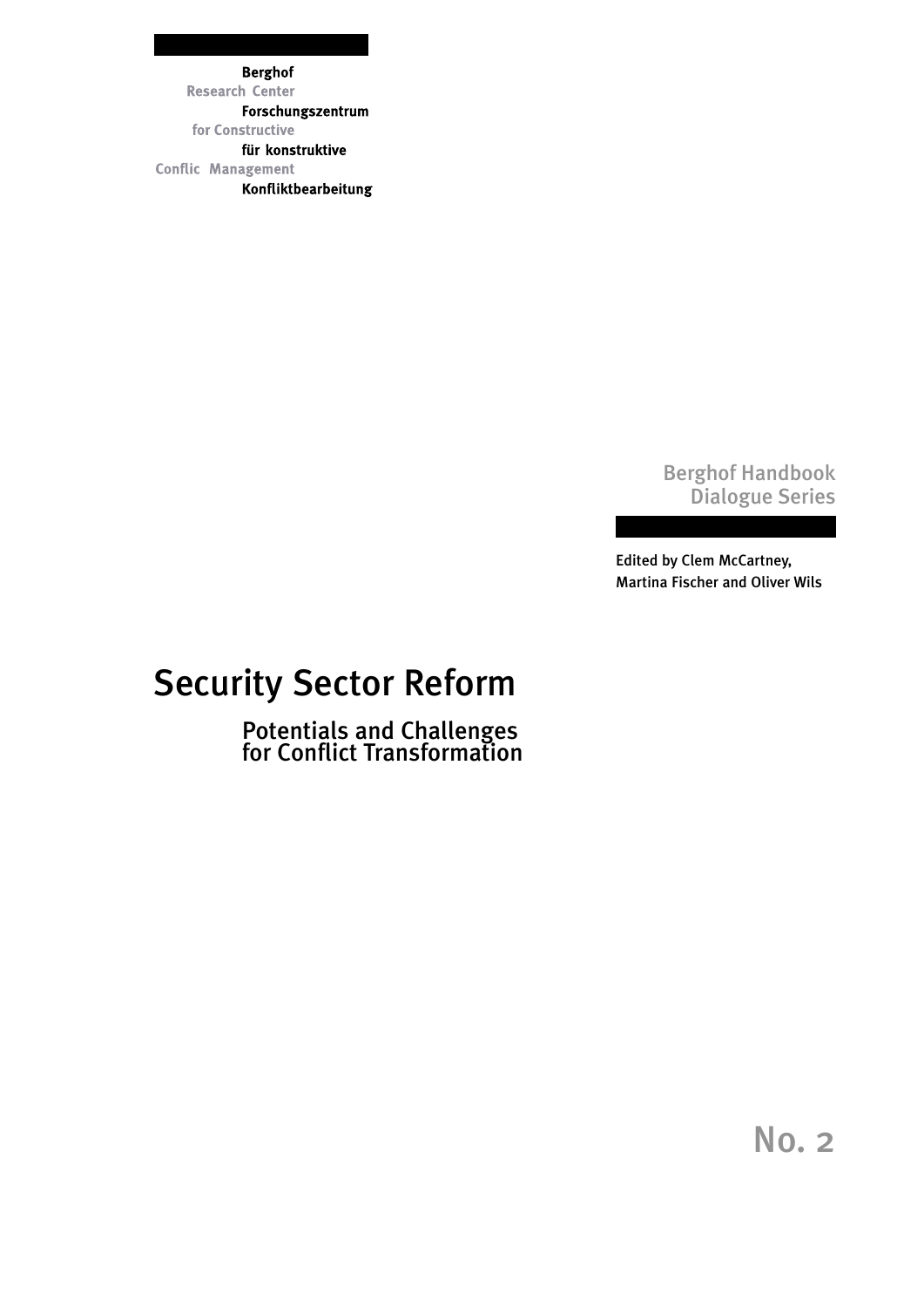**Berghof**
**Research Center**
**Forschungszentrum**
**for Constructive**
**für konstruktive**
**Conflic Management**
**Konfliktbearbeitung**

Berghof Handbook
Dialogue Series

Edited by Clem McCartney,
Martina Fischer and Oliver Wils

# Security Sector Reform

## Potentials and Challenges for Conflict Transformation

No. 2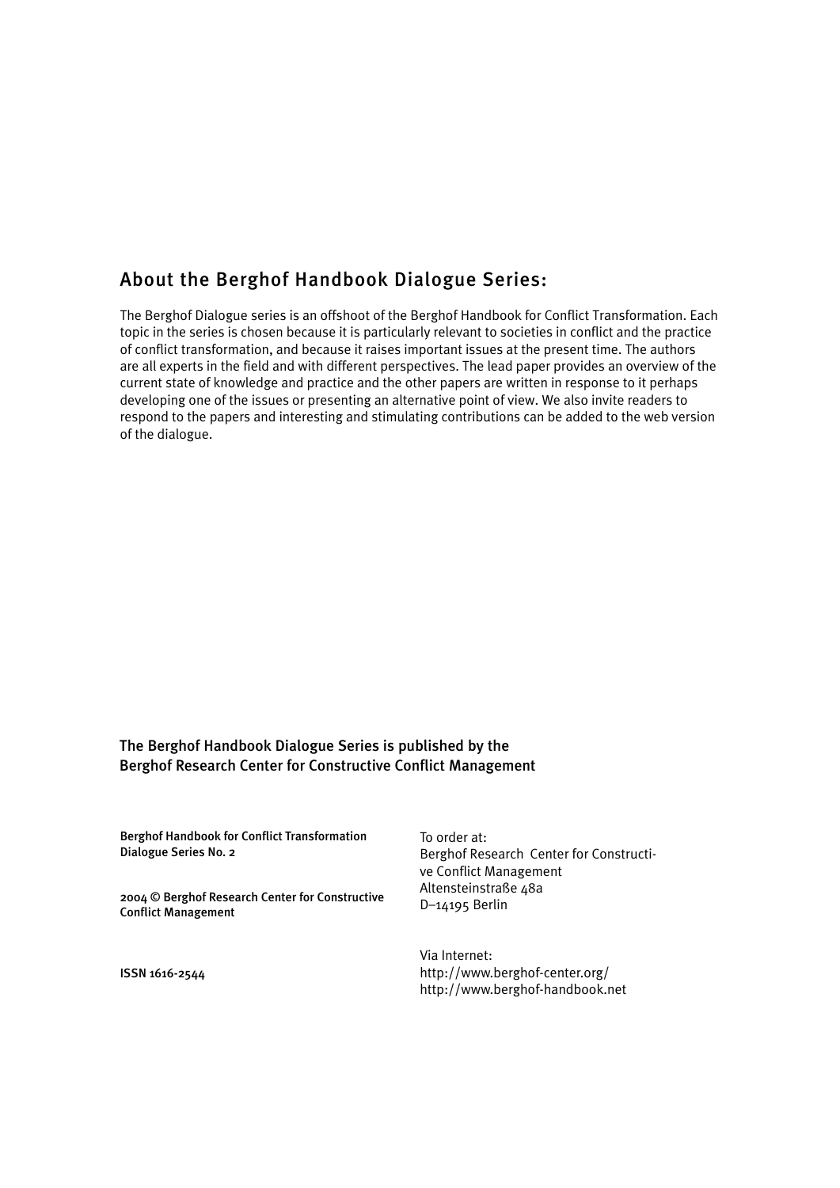## About the Berghof Handbook Dialogue Series:

The Berghof Dialogue series is an offshoot of the Berghof Handbook for Conflict Transformation. Each topic in the series is chosen because it is particularly relevant to societies in conflict and the practice of conflict transformation, and because it raises important issues at the present time. The authors are all experts in the field and with different perspectives. The lead paper provides an overview of the current state of knowledge and practice and the other papers are written in response to it perhaps developing one of the issues or presenting an alternative point of view. We also invite readers to respond to the papers and interesting and stimulating contributions can be added to the web version of the dialogue.

The Berghof Handbook Dialogue Series is published by the
Berghof Research Center for Constructive Conflict Management

**Berghof Handbook for Conflict Transformation**
**Dialogue Series No. 2**

**2004 © Berghof Research Center for Constructive Conflict Management**

**ISSN 1616-2544**

To order at:
Berghof Research Center for Constructive Conflict Management
Altensteinstraße 48a
D–14195 Berlin

Via Internet:
http://www.berghof-center.org/
http://www.berghof-handbook.net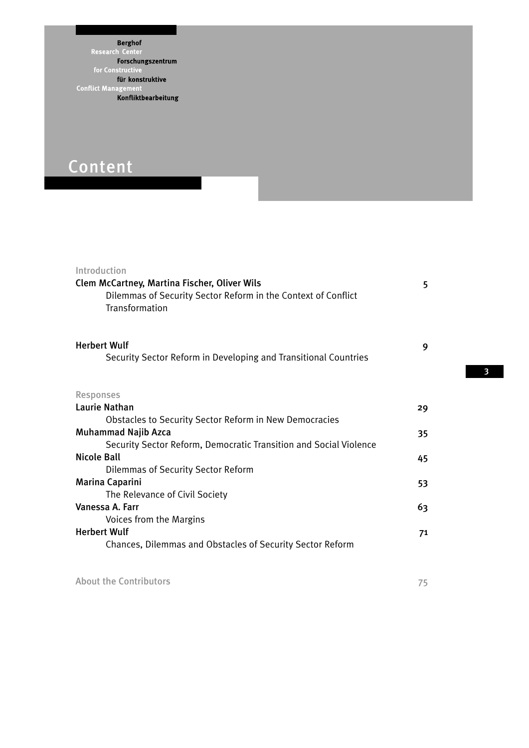Berghof Research Center for Constructive Conflict Management
Forschungszentrum für konstruktive Konfliktbearbeitung

# Content

**Introduction**

**Clem McCartney, Martina Fischer, Oliver Wils** — 5
Dilemmas of Security Sector Reform in the Context of Conflict Transformation

**Herbert Wulf** — 9
Security Sector Reform in Developing and Transitional Countries

**Responses**

**Laurie Nathan** — 29
Obstacles to Security Sector Reform in New Democracies

**Muhammad Najib Azca** — 35
Security Sector Reform, Democratic Transition and Social Violence

**Nicole Ball** — 45
Dilemmas of Security Sector Reform

**Marina Caparini** — 53
The Relevance of Civil Society

**Vanessa A. Farr** — 63
Voices from the Margins

**Herbert Wulf** — 71
Chances, Dilemmas and Obstacles of Security Sector Reform

About the Contributors — 75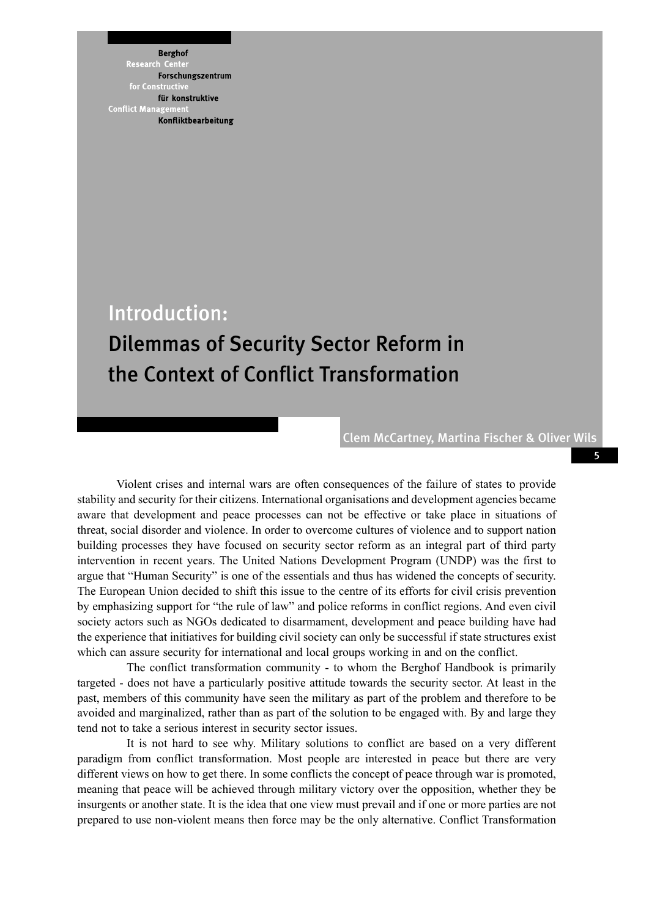Berghof Research Center for Constructive Conflict Management
Berghof Forschungszentrum für konstruktive Konfliktbearbeitung

# Introduction: Dilemmas of Security Sector Reform in the Context of Conflict Transformation

Clem McCartney, Martina Fischer & Oliver Wils

Violent crises and internal wars are often consequences of the failure of states to provide stability and security for their citizens. International organisations and development agencies became aware that development and peace processes can not be effective or take place in situations of threat, social disorder and violence. In order to overcome cultures of violence and to support nation building processes they have focused on security sector reform as an integral part of third party intervention in recent years. The United Nations Development Program (UNDP) was the first to argue that "Human Security" is one of the essentials and thus has widened the concepts of security. The European Union decided to shift this issue to the centre of its efforts for civil crisis prevention by emphasizing support for "the rule of law" and police reforms in conflict regions. And even civil society actors such as NGOs dedicated to disarmament, development and peace building have had the experience that initiatives for building civil society can only be successful if state structures exist which can assure security for international and local groups working in and on the conflict.

The conflict transformation community - to whom the Berghof Handbook is primarily targeted - does not have a particularly positive attitude towards the security sector. At least in the past, members of this community have seen the military as part of the problem and therefore to be avoided and marginalized, rather than as part of the solution to be engaged with. By and large they tend not to take a serious interest in security sector issues.

It is not hard to see why. Military solutions to conflict are based on a very different paradigm from conflict transformation. Most people are interested in peace but there are very different views on how to get there. In some conflicts the concept of peace through war is promoted, meaning that peace will be achieved through military victory over the opposition, whether they be insurgents or another state. It is the idea that one view must prevail and if one or more parties are not prepared to use non-violent means then force may be the only alternative. Conflict Transformation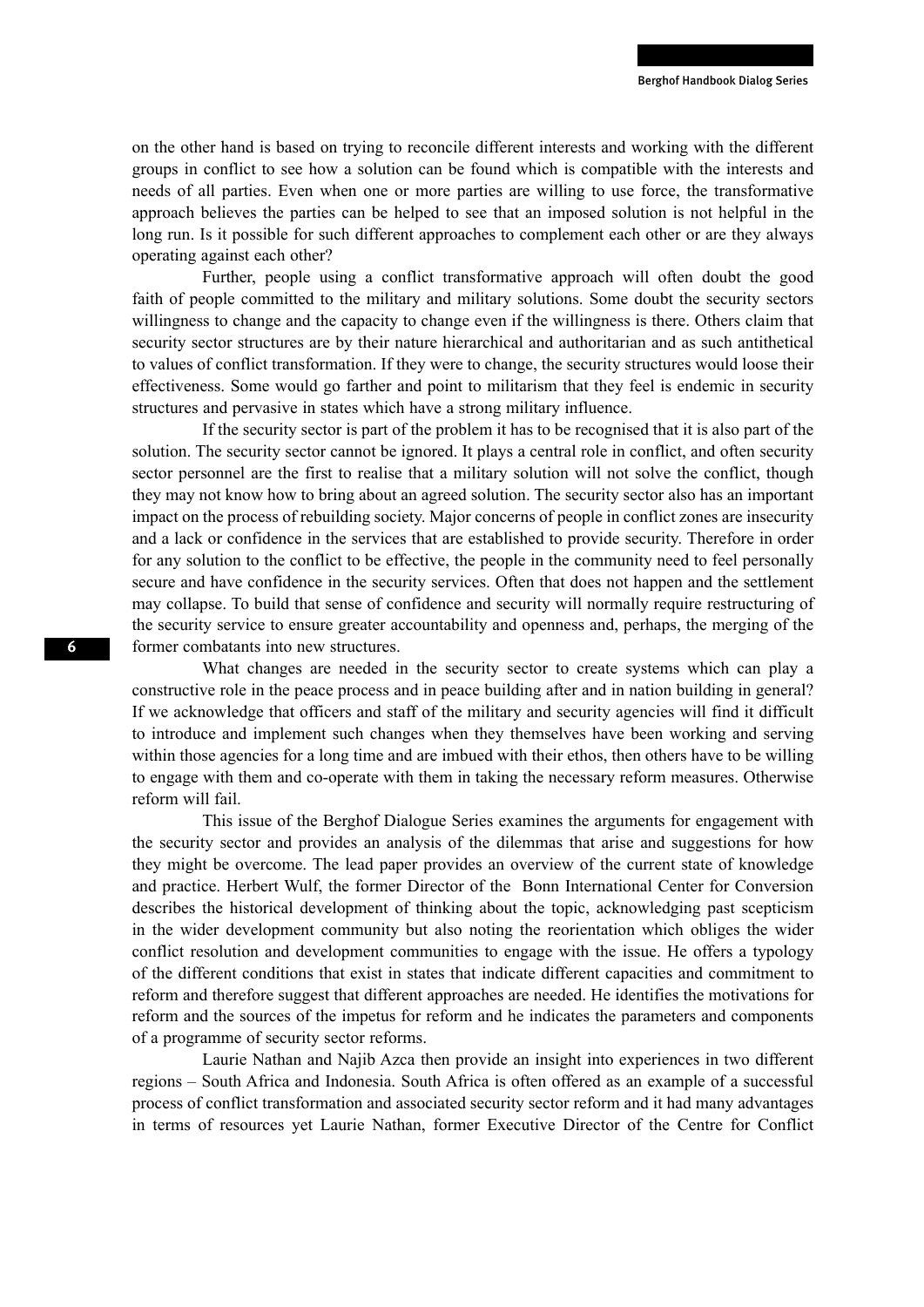on the other hand is based on trying to reconcile different interests and working with the different groups in conflict to see how a solution can be found which is compatible with the interests and needs of all parties. Even when one or more parties are willing to use force, the transformative approach believes the parties can be helped to see that an imposed solution is not helpful in the long run. Is it possible for such different approaches to complement each other or are they always operating against each other?

Further, people using a conflict transformative approach will often doubt the good faith of people committed to the military and military solutions. Some doubt the security sectors willingness to change and the capacity to change even if the willingness is there. Others claim that security sector structures are by their nature hierarchical and authoritarian and as such antithetical to values of conflict transformation. If they were to change, the security structures would loose their effectiveness. Some would go farther and point to militarism that they feel is endemic in security structures and pervasive in states which have a strong military influence.

If the security sector is part of the problem it has to be recognised that it is also part of the solution. The security sector cannot be ignored. It plays a central role in conflict, and often security sector personnel are the first to realise that a military solution will not solve the conflict, though they may not know how to bring about an agreed solution. The security sector also has an important impact on the process of rebuilding society. Major concerns of people in conflict zones are insecurity and a lack or confidence in the services that are established to provide security. Therefore in order for any solution to the conflict to be effective, the people in the community need to feel personally secure and have confidence in the security services. Often that does not happen and the settlement may collapse. To build that sense of confidence and security will normally require restructuring of the security service to ensure greater accountability and openness and, perhaps, the merging of the former combatants into new structures.

What changes are needed in the security sector to create systems which can play a constructive role in the peace process and in peace building after and in nation building in general? If we acknowledge that officers and staff of the military and security agencies will find it difficult to introduce and implement such changes when they themselves have been working and serving within those agencies for a long time and are imbued with their ethos, then others have to be willing to engage with them and co-operate with them in taking the necessary reform measures. Otherwise reform will fail.

This issue of the Berghof Dialogue Series examines the arguments for engagement with the security sector and provides an analysis of the dilemmas that arise and suggestions for how they might be overcome. The lead paper provides an overview of the current state of knowledge and practice. Herbert Wulf, the former Director of the Bonn International Center for Conversion describes the historical development of thinking about the topic, acknowledging past scepticism in the wider development community but also noting the reorientation which obliges the wider conflict resolution and development communities to engage with the issue. He offers a typology of the different conditions that exist in states that indicate different capacities and commitment to reform and therefore suggest that different approaches are needed. He identifies the motivations for reform and the sources of the impetus for reform and he indicates the parameters and components of a programme of security sector reforms.

Laurie Nathan and Najib Azca then provide an insight into experiences in two different regions – South Africa and Indonesia. South Africa is often offered as an example of a successful process of conflict transformation and associated security sector reform and it had many advantages in terms of resources yet Laurie Nathan, former Executive Director of the Centre for Conflict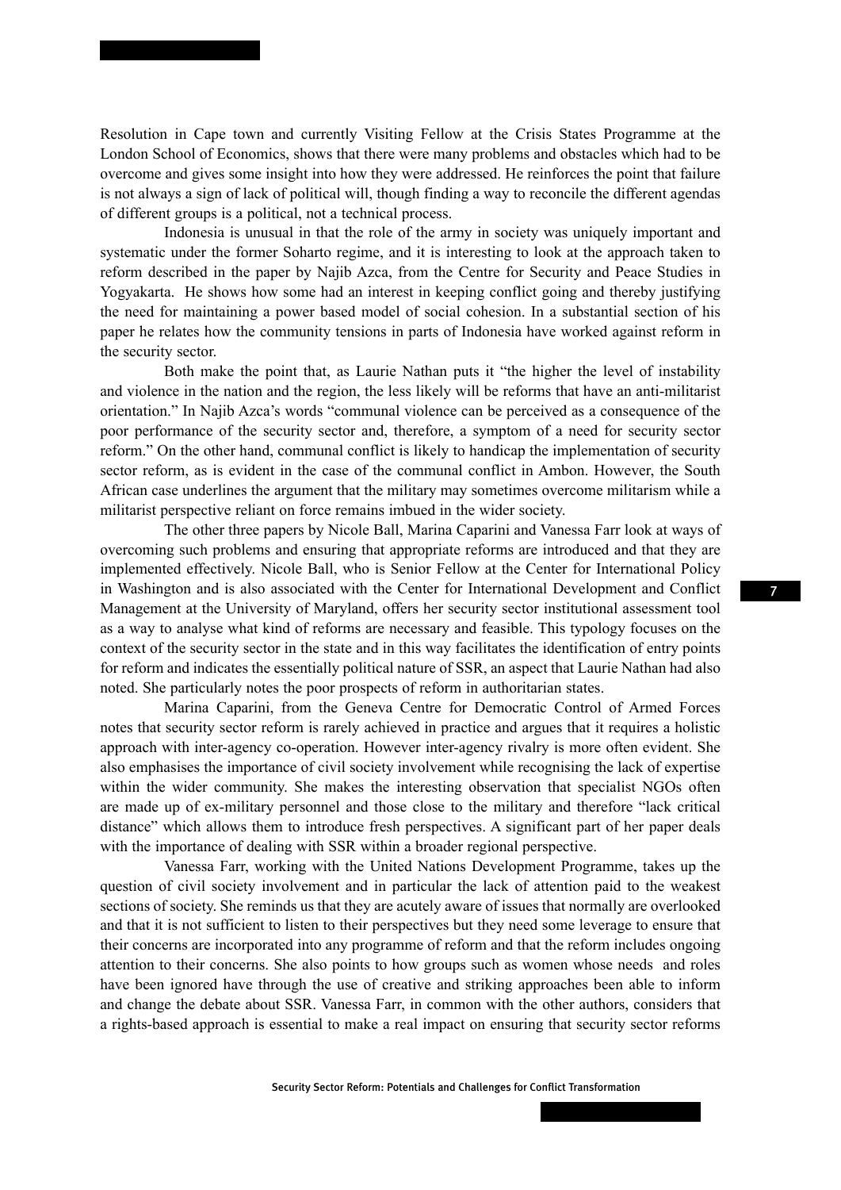Resolution in Cape town and currently Visiting Fellow at the Crisis States Programme at the London School of Economics, shows that there were many problems and obstacles which had to be overcome and gives some insight into how they were addressed. He reinforces the point that failure is not always a sign of lack of political will, though finding a way to reconcile the different agendas of different groups is a political, not a technical process.

Indonesia is unusual in that the role of the army in society was uniquely important and systematic under the former Soharto regime, and it is interesting to look at the approach taken to reform described in the paper by Najib Azca, from the Centre for Security and Peace Studies in Yogyakarta. He shows how some had an interest in keeping conflict going and thereby justifying the need for maintaining a power based model of social cohesion. In a substantial section of his paper he relates how the community tensions in parts of Indonesia have worked against reform in the security sector.

Both make the point that, as Laurie Nathan puts it "the higher the level of instability and violence in the nation and the region, the less likely will be reforms that have an anti-militarist orientation." In Najib Azca's words "communal violence can be perceived as a consequence of the poor performance of the security sector and, therefore, a symptom of a need for security sector reform." On the other hand, communal conflict is likely to handicap the implementation of security sector reform, as is evident in the case of the communal conflict in Ambon. However, the South African case underlines the argument that the military may sometimes overcome militarism while a militarist perspective reliant on force remains imbued in the wider society.

The other three papers by Nicole Ball, Marina Caparini and Vanessa Farr look at ways of overcoming such problems and ensuring that appropriate reforms are introduced and that they are implemented effectively. Nicole Ball, who is Senior Fellow at the Center for International Policy in Washington and is also associated with the Center for International Development and Conflict Management at the University of Maryland, offers her security sector institutional assessment tool as a way to analyse what kind of reforms are necessary and feasible. This typology focuses on the context of the security sector in the state and in this way facilitates the identification of entry points for reform and indicates the essentially political nature of SSR, an aspect that Laurie Nathan had also noted. She particularly notes the poor prospects of reform in authoritarian states.

Marina Caparini, from the Geneva Centre for Democratic Control of Armed Forces notes that security sector reform is rarely achieved in practice and argues that it requires a holistic approach with inter-agency co-operation. However inter-agency rivalry is more often evident. She also emphasises the importance of civil society involvement while recognising the lack of expertise within the wider community. She makes the interesting observation that specialist NGOs often are made up of ex-military personnel and those close to the military and therefore "lack critical distance" which allows them to introduce fresh perspectives. A significant part of her paper deals with the importance of dealing with SSR within a broader regional perspective.

Vanessa Farr, working with the United Nations Development Programme, takes up the question of civil society involvement and in particular the lack of attention paid to the weakest sections of society. She reminds us that they are acutely aware of issues that normally are overlooked and that it is not sufficient to listen to their perspectives but they need some leverage to ensure that their concerns are incorporated into any programme of reform and that the reform includes ongoing attention to their concerns. She also points to how groups such as women whose needs and roles have been ignored have through the use of creative and striking approaches been able to inform and change the debate about SSR. Vanessa Farr, in common with the other authors, considers that a rights-based approach is essential to make a real impact on ensuring that security sector reforms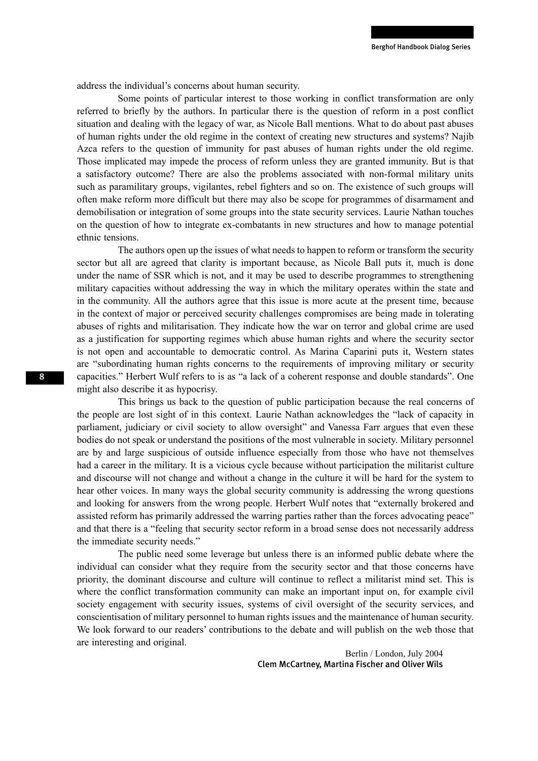address the individual's concerns about human security.

Some points of particular interest to those working in conflict transformation are only referred to briefly by the authors. In particular there is the question of reform in a post conflict situation and dealing with the legacy of war, as Nicole Ball mentions. What to do about past abuses of human rights under the old regime in the context of creating new structures and systems? Najib Azca refers to the question of immunity for past abuses of human rights under the old regime. Those implicated may impede the process of reform unless they are granted immunity. But is that a satisfactory outcome? There are also the problems associated with non-formal military units such as paramilitary groups, vigilantes, rebel fighters and so on. The existence of such groups will often make reform more difficult but there may also be scope for programmes of disarmament and demobilisation or integration of some groups into the state security services. Laurie Nathan touches on the question of how to integrate ex-combatants in new structures and how to manage potential ethnic tensions.

The authors open up the issues of what needs to happen to reform or transform the security sector but all are agreed that clarity is important because, as Nicole Ball puts it, much is done under the name of SSR which is not, and it may be used to describe programmes to strengthening military capacities without addressing the way in which the military operates within the state and in the community. All the authors agree that this issue is more acute at the present time, because in the context of major or perceived security challenges compromises are being made in tolerating abuses of rights and militarisation. They indicate how the war on terror and global crime are used as a justification for supporting regimes which abuse human rights and where the security sector is not open and accountable to democratic control. As Marina Caparini puts it, Western states are "subordinating human rights concerns to the requirements of improving military or security capacities." Herbert Wulf refers to is as "a lack of a coherent response and double standards". One might also describe it as hypocrisy.

This brings us back to the question of public participation because the real concerns of the people are lost sight of in this context. Laurie Nathan acknowledges the "lack of capacity in parliament, judiciary or civil society to allow oversight" and Vanessa Farr argues that even these bodies do not speak or understand the positions of the most vulnerable in society. Military personnel are by and large suspicious of outside influence especially from those who have not themselves had a career in the military. It is a vicious cycle because without participation the militarist culture and discourse will not change and without a change in the culture it will be hard for the system to hear other voices. In many ways the global security community is addressing the wrong questions and looking for answers from the wrong people. Herbert Wulf notes that "externally brokered and assisted reform has primarily addressed the warring parties rather than the forces advocating peace" and that there is a "feeling that security sector reform in a broad sense does not necessarily address the immediate security needs."

The public need some leverage but unless there is an informed public debate where the individual can consider what they require from the security sector and that those concerns have priority, the dominant discourse and culture will continue to reflect a militarist mind set. This is where the conflict transformation community can make an important input on, for example civil society engagement with security issues, systems of civil oversight of the security services, and conscientisation of military personnel to human rights issues and the maintenance of human security. We look forward to our readers' contributions to the debate and will publish on the web those that are interesting and original.

Berlin / London, July 2004

**Clem McCartney, Martina Fischer and Oliver Wils**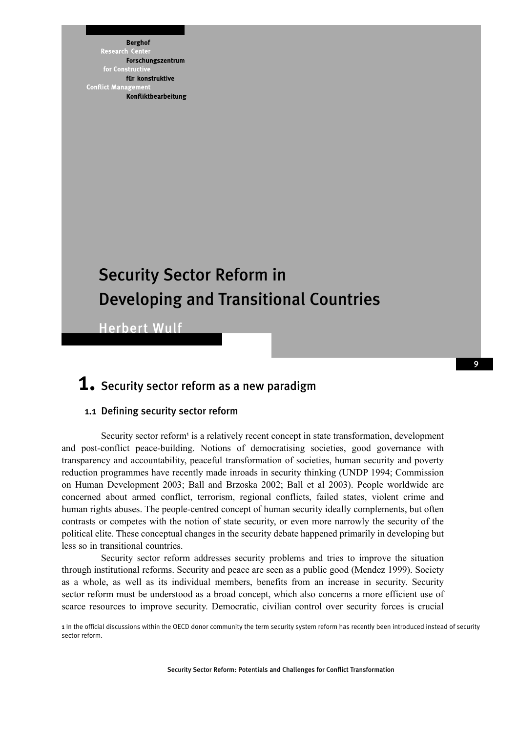Berghof Research Center for Constructive Conflict Management

Berghof Forschungszentrum für konstruktive Konfliktbearbeitung

# Security Sector Reform in Developing and Transitional Countries

Herbert Wulf

## 1. Security sector reform as a new paradigm

### 1.1 Defining security sector reform

Security sector reform[1] is a relatively recent concept in state transformation, development and post-conflict peace-building. Notions of democratising societies, good governance with transparency and accountability, peaceful transformation of societies, human security and poverty reduction programmes have recently made inroads in security thinking (UNDP 1994; Commission on Human Development 2003; Ball and Brzoska 2002; Ball et al 2003). People worldwide are concerned about armed conflict, terrorism, regional conflicts, failed states, violent crime and human rights abuses. The people-centred concept of human security ideally complements, but often contrasts or competes with the notion of state security, or even more narrowly the security of the political elite. These conceptual changes in the security debate happened primarily in developing but less so in transitional countries.

Security sector reform addresses security problems and tries to improve the situation through institutional reforms. Security and peace are seen as a public good (Mendez 1999). Society as a whole, as well as its individual members, benefits from an increase in security. Security sector reform must be understood as a broad concept, which also concerns a more efficient use of scarce resources to improve security. Democratic, civilian control over security forces is crucial

[1] In the official discussions within the OECD donor community the term security system reform has recently been introduced instead of security sector reform.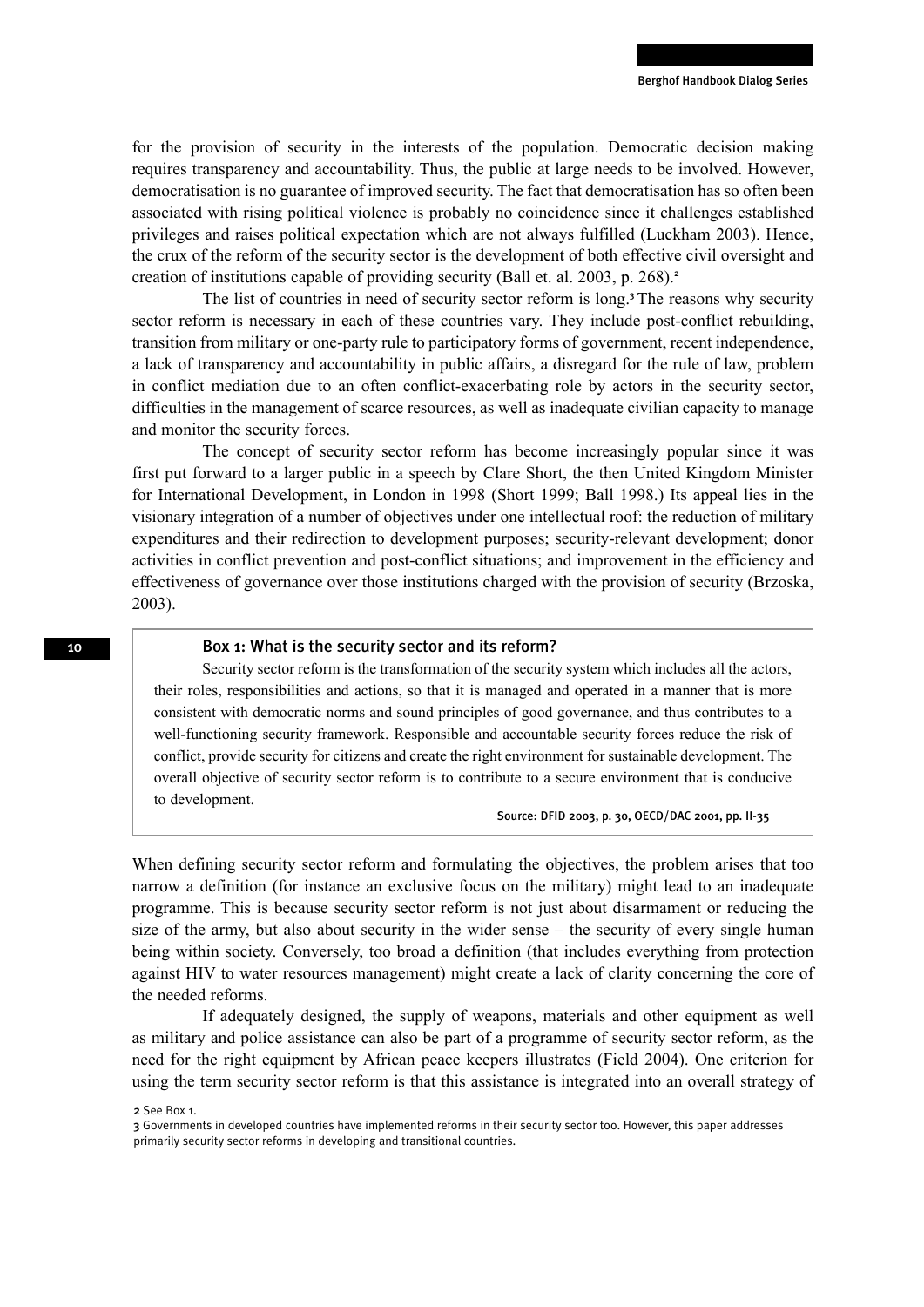for the provision of security in the interests of the population. Democratic decision making requires transparency and accountability. Thus, the public at large needs to be involved. However, democratisation is no guarantee of improved security. The fact that democratisation has so often been associated with rising political violence is probably no coincidence since it challenges established privileges and raises political expectation which are not always fulfilled (Luckham 2003). Hence, the crux of the reform of the security sector is the development of both effective civil oversight and creation of institutions capable of providing security (Ball et. al. 2003, p. 268).[2]

The list of countries in need of security sector reform is long.[3] The reasons why security sector reform is necessary in each of these countries vary. They include post-conflict rebuilding, transition from military or one-party rule to participatory forms of government, recent independence, a lack of transparency and accountability in public affairs, a disregard for the rule of law, problem in conflict mediation due to an often conflict-exacerbating role by actors in the security sector, difficulties in the management of scarce resources, as well as inadequate civilian capacity to manage and monitor the security forces.

The concept of security sector reform has become increasingly popular since it was first put forward to a larger public in a speech by Clare Short, the then United Kingdom Minister for International Development, in London in 1998 (Short 1999; Ball 1998.) Its appeal lies in the visionary integration of a number of objectives under one intellectual roof: the reduction of military expenditures and their redirection to development purposes; security-relevant development; donor activities in conflict prevention and post-conflict situations; and improvement in the efficiency and effectiveness of governance over those institutions charged with the provision of security (Brzoska, 2003).

> **Box 1: What is the security sector and its reform?**
>
> Security sector reform is the transformation of the security system which includes all the actors, their roles, responsibilities and actions, so that it is managed and operated in a manner that is more consistent with democratic norms and sound principles of good governance, and thus contributes to a well-functioning security framework. Responsible and accountable security forces reduce the risk of conflict, provide security for citizens and create the right environment for sustainable development. The overall objective of security sector reform is to contribute to a secure environment that is conducive to development.
>
> Source: DFID 2003, p. 30, OECD/DAC 2001, pp. II-35

When defining security sector reform and formulating the objectives, the problem arises that too narrow a definition (for instance an exclusive focus on the military) might lead to an inadequate programme. This is because security sector reform is not just about disarmament or reducing the size of the army, but also about security in the wider sense – the security of every single human being within society. Conversely, too broad a definition (that includes everything from protection against HIV to water resources management) might create a lack of clarity concerning the core of the needed reforms.

If adequately designed, the supply of weapons, materials and other equipment as well as military and police assistance can also be part of a programme of security sector reform, as the need for the right equipment by African peace keepers illustrates (Field 2004). One criterion for using the term security sector reform is that this assistance is integrated into an overall strategy of

[2] See Box 1.

[3] Governments in developed countries have implemented reforms in their security sector too. However, this paper addresses primarily security sector reforms in developing and transitional countries.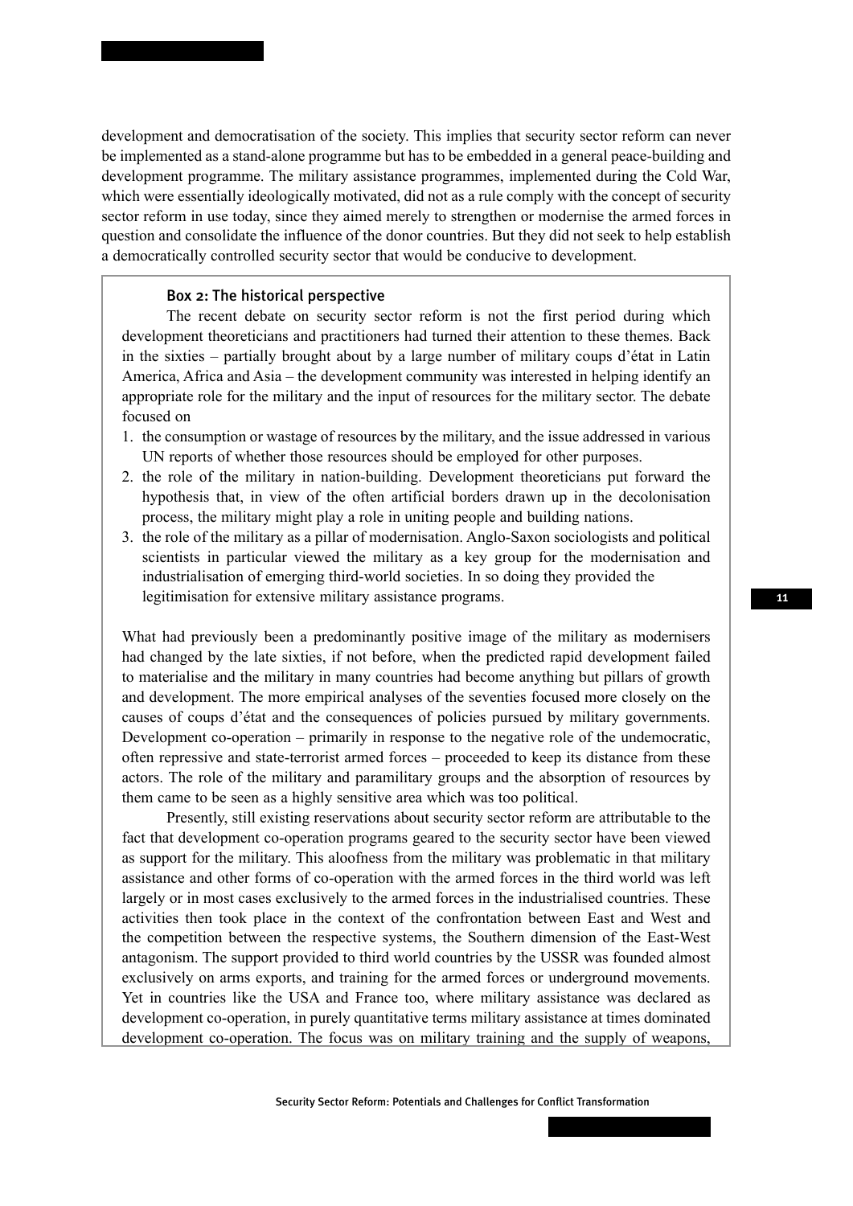development and democratisation of the society. This implies that security sector reform can never be implemented as a stand-alone programme but has to be embedded in a general peace-building and development programme. The military assistance programmes, implemented during the Cold War, which were essentially ideologically motivated, did not as a rule comply with the concept of security sector reform in use today, since they aimed merely to strengthen or modernise the armed forces in question and consolidate the influence of the donor countries. But they did not seek to help establish a democratically controlled security sector that would be conducive to development.

> **Box 2: The historical perspective**
>
> The recent debate on security sector reform is not the first period during which development theoreticians and practitioners had turned their attention to these themes. Back in the sixties – partially brought about by a large number of military coups d'état in Latin America, Africa and Asia – the development community was interested in helping identify an appropriate role for the military and the input of resources for the military sector. The debate focused on
>
> 1. the consumption or wastage of resources by the military, and the issue addressed in various UN reports of whether those resources should be employed for other purposes.
> 2. the role of the military in nation-building. Development theoreticians put forward the hypothesis that, in view of the often artificial borders drawn up in the decolonisation process, the military might play a role in uniting people and building nations.
> 3. the role of the military as a pillar of modernisation. Anglo-Saxon sociologists and political scientists in particular viewed the military as a key group for the modernisation and industrialisation of emerging third-world societies. In so doing they provided the legitimisation for extensive military assistance programs.
>
> What had previously been a predominantly positive image of the military as modernisers had changed by the late sixties, if not before, when the predicted rapid development failed to materialise and the military in many countries had become anything but pillars of growth and development. The more empirical analyses of the seventies focused more closely on the causes of coups d'état and the consequences of policies pursued by military governments. Development co-operation – primarily in response to the negative role of the undemocratic, often repressive and state-terrorist armed forces – proceeded to keep its distance from these actors. The role of the military and paramilitary groups and the absorption of resources by them came to be seen as a highly sensitive area which was too political.
>
> Presently, still existing reservations about security sector reform are attributable to the fact that development co-operation programs geared to the security sector have been viewed as support for the military. This aloofness from the military was problematic in that military assistance and other forms of co-operation with the armed forces in the third world was left largely or in most cases exclusively to the armed forces in the industrialised countries. These activities then took place in the context of the confrontation between East and West and the competition between the respective systems, the Southern dimension of the East-West antagonism. The support provided to third world countries by the USSR was founded almost exclusively on arms exports, and training for the armed forces or underground movements. Yet in countries like the USA and France too, where military assistance was declared as development co-operation, in purely quantitative terms military assistance at times dominated development co-operation. The focus was on military training and the supply of weapons,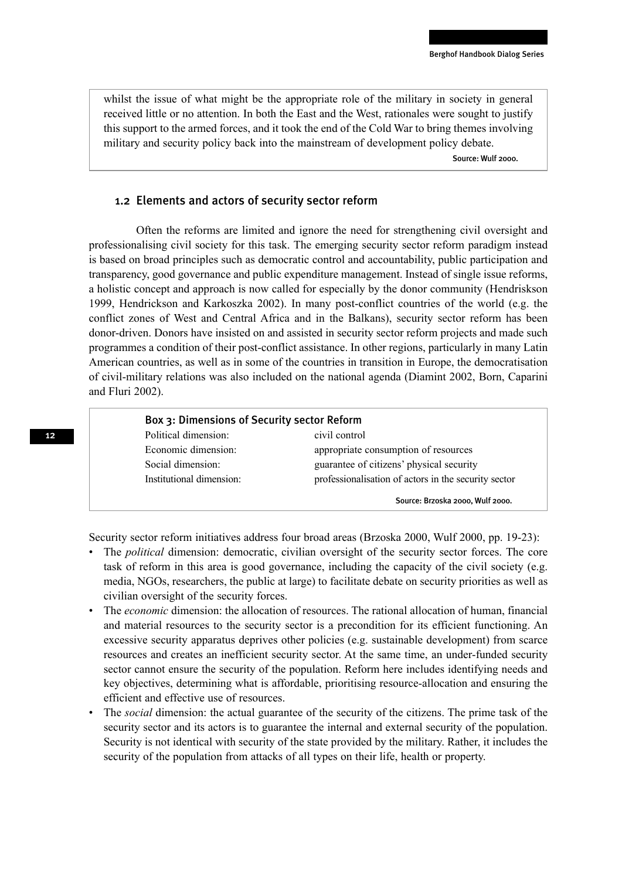whilst the issue of what might be the appropriate role of the military in society in general received little or no attention. In both the East and the West, rationales were sought to justify this support to the armed forces, and it took the end of the Cold War to bring themes involving military and security policy back into the mainstream of development policy debate.

Source: Wulf 2000.

### 1.2 Elements and actors of security sector reform

Often the reforms are limited and ignore the need for strengthening civil oversight and professionalising civil society for this task. The emerging security sector reform paradigm instead is based on broad principles such as democratic control and accountability, public participation and transparency, good governance and public expenditure management. Instead of single issue reforms, a holistic concept and approach is now called for especially by the donor community (Hendriskson 1999, Hendrickson and Karkoszka 2002). In many post-conflict countries of the world (e.g. the conflict zones of West and Central Africa and in the Balkans), security sector reform has been donor-driven. Donors have insisted on and assisted in security sector reform projects and made such programmes a condition of their post-conflict assistance. In other regions, particularly in many Latin American countries, as well as in some of the countries in transition in Europe, the democratisation of civil-military relations was also included on the national agenda (Diamint 2002, Born, Caparini and Fluri 2002).

**Box 3: Dimensions of Security sector Reform**

| | |
|---|---|
| Political dimension: | civil control |
| Economic dimension: | appropriate consumption of resources |
| Social dimension: | guarantee of citizens' physical security |
| Institutional dimension: | professionalisation of actors in the security sector |

Source: Brzoska 2000, Wulf 2000.

Security sector reform initiatives address four broad areas (Brzoska 2000, Wulf 2000, pp. 19-23):

- The *political* dimension: democratic, civilian oversight of the security sector forces. The core task of reform in this area is good governance, including the capacity of the civil society (e.g. media, NGOs, researchers, the public at large) to facilitate debate on security priorities as well as civilian oversight of the security forces.
- The *economic* dimension: the allocation of resources. The rational allocation of human, financial and material resources to the security sector is a precondition for its efficient functioning. An excessive security apparatus deprives other policies (e.g. sustainable development) from scarce resources and creates an inefficient security sector. At the same time, an under-funded security sector cannot ensure the security of the population. Reform here includes identifying needs and key objectives, determining what is affordable, prioritising resource-allocation and ensuring the efficient and effective use of resources.
- The *social* dimension: the actual guarantee of the security of the citizens. The prime task of the security sector and its actors is to guarantee the internal and external security of the population. Security is not identical with security of the state provided by the military. Rather, it includes the security of the population from attacks of all types on their life, health or property.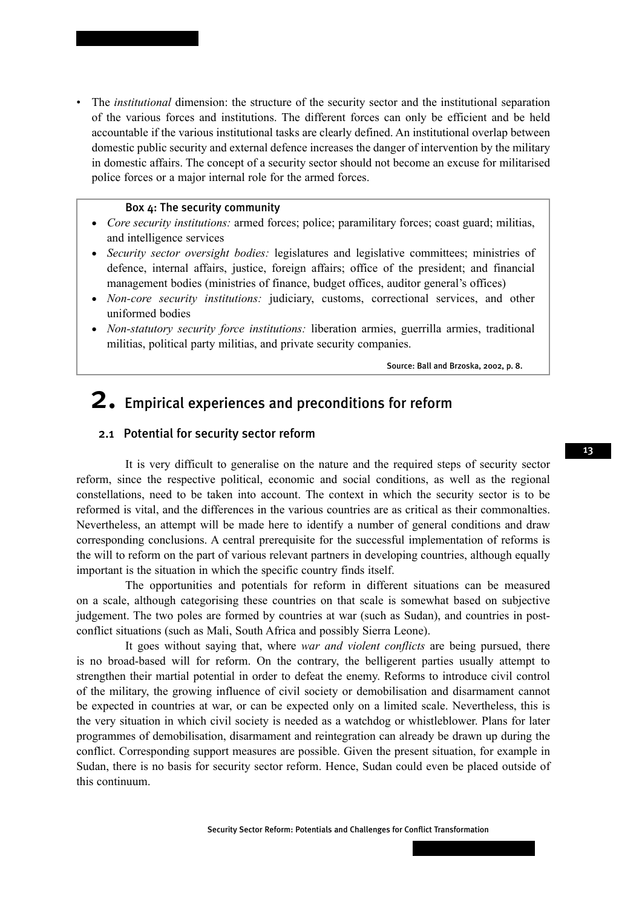- The *institutional* dimension: the structure of the security sector and the institutional separation of the various forces and institutions. The different forces can only be efficient and be held accountable if the various institutional tasks are clearly defined. An institutional overlap between domestic public security and external defence increases the danger of intervention by the military in domestic affairs. The concept of a security sector should not become an excuse for militarised police forces or a major internal role for the armed forces.

**Box 4: The security community**

- *Core security institutions:* armed forces; police; paramilitary forces; coast guard; militias, and intelligence services
- *Security sector oversight bodies:* legislatures and legislative committees; ministries of defence, internal affairs, justice, foreign affairs; office of the president; and financial management bodies (ministries of finance, budget offices, auditor general's offices)
- *Non-core security institutions:* judiciary, customs, correctional services, and other uniformed bodies
- *Non-statutory security force institutions:* liberation armies, guerrilla armies, traditional militias, political party militias, and private security companies.

Source: Ball and Brzoska, 2002, p. 8.

# 2. Empirical experiences and preconditions for reform

## 2.1 Potential for security sector reform

It is very difficult to generalise on the nature and the required steps of security sector reform, since the respective political, economic and social conditions, as well as the regional constellations, need to be taken into account. The context in which the security sector is to be reformed is vital, and the differences in the various countries are as critical as their commonalties. Nevertheless, an attempt will be made here to identify a number of general conditions and draw corresponding conclusions. A central prerequisite for the successful implementation of reforms is the will to reform on the part of various relevant partners in developing countries, although equally important is the situation in which the specific country finds itself.

The opportunities and potentials for reform in different situations can be measured on a scale, although categorising these countries on that scale is somewhat based on subjective judgement. The two poles are formed by countries at war (such as Sudan), and countries in post-conflict situations (such as Mali, South Africa and possibly Sierra Leone).

It goes without saying that, where *war and violent conflicts* are being pursued, there is no broad-based will for reform. On the contrary, the belligerent parties usually attempt to strengthen their martial potential in order to defeat the enemy. Reforms to introduce civil control of the military, the growing influence of civil society or demobilisation and disarmament cannot be expected in countries at war, or can be expected only on a limited scale. Nevertheless, this is the very situation in which civil society is needed as a watchdog or whistleblower. Plans for later programmes of demobilisation, disarmament and reintegration can already be drawn up during the conflict. Corresponding support measures are possible. Given the present situation, for example in Sudan, there is no basis for security sector reform. Hence, Sudan could even be placed outside of this continuum.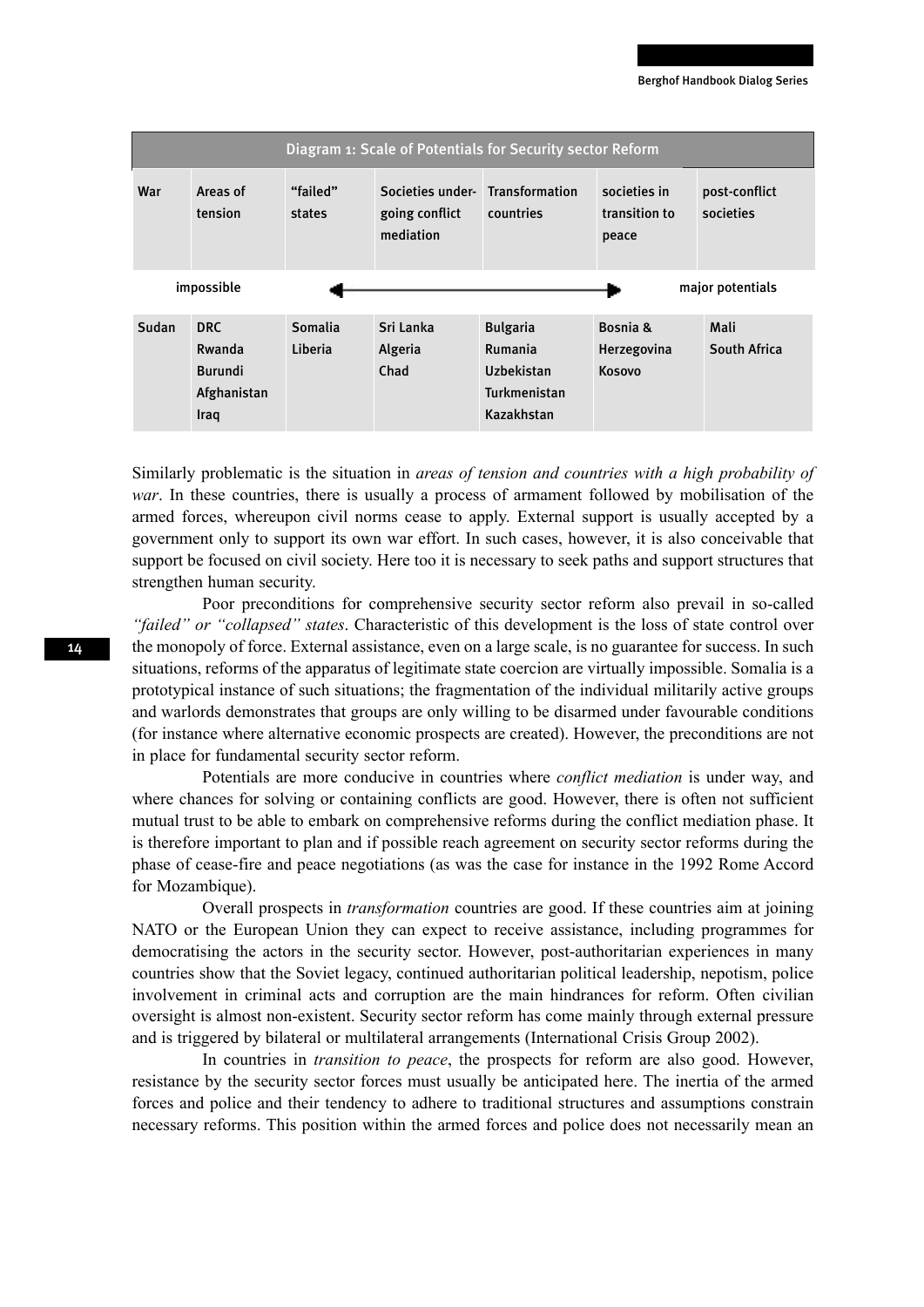| Diagram 1: Scale of Potentials for Security sector Reform | | | | | | |
|---|---|---|---|---|---|---|
| War | Areas of tension | "failed" states | Societies under-going conflict mediation | Transformation countries | societies in transition to peace | post-conflict societies |
| impossible | | ◄────────── | ────────── | ──────────► | | major potentials |
| Sudan | DRC<br>Rwanda<br>Burundi<br>Afghanistan<br>Iraq | Somalia<br>Liberia | Sri Lanka<br>Algeria<br>Chad | Bulgaria<br>Rumania<br>Uzbekistan<br>Turkmenistan<br>Kazakhstan | Bosnia & Herzegovina<br>Kosovo | Mali<br>South Africa |

Similarly problematic is the situation in *areas of tension and countries with a high probability of war*. In these countries, there is usually a process of armament followed by mobilisation of the armed forces, whereupon civil norms cease to apply. External support is usually accepted by a government only to support its own war effort. In such cases, however, it is also conceivable that support be focused on civil society. Here too it is necessary to seek paths and support structures that strengthen human security.

Poor preconditions for comprehensive security sector reform also prevail in so-called *"failed" or "collapsed" states*. Characteristic of this development is the loss of state control over the monopoly of force. External assistance, even on a large scale, is no guarantee for success. In such situations, reforms of the apparatus of legitimate state coercion are virtually impossible. Somalia is a prototypical instance of such situations; the fragmentation of the individual militarily active groups and warlords demonstrates that groups are only willing to be disarmed under favourable conditions (for instance where alternative economic prospects are created). However, the preconditions are not in place for fundamental security sector reform.

Potentials are more conducive in countries where *conflict mediation* is under way, and where chances for solving or containing conflicts are good. However, there is often not sufficient mutual trust to be able to embark on comprehensive reforms during the conflict mediation phase. It is therefore important to plan and if possible reach agreement on security sector reforms during the phase of cease-fire and peace negotiations (as was the case for instance in the 1992 Rome Accord for Mozambique).

Overall prospects in *transformation* countries are good. If these countries aim at joining NATO or the European Union they can expect to receive assistance, including programmes for democratising the actors in the security sector. However, post-authoritarian experiences in many countries show that the Soviet legacy, continued authoritarian political leadership, nepotism, police involvement in criminal acts and corruption are the main hindrances for reform. Often civilian oversight is almost non-existent. Security sector reform has come mainly through external pressure and is triggered by bilateral or multilateral arrangements (International Crisis Group 2002).

In countries in *transition to peace*, the prospects for reform are also good. However, resistance by the security sector forces must usually be anticipated here. The inertia of the armed forces and police and their tendency to adhere to traditional structures and assumptions constrain necessary reforms. This position within the armed forces and police does not necessarily mean an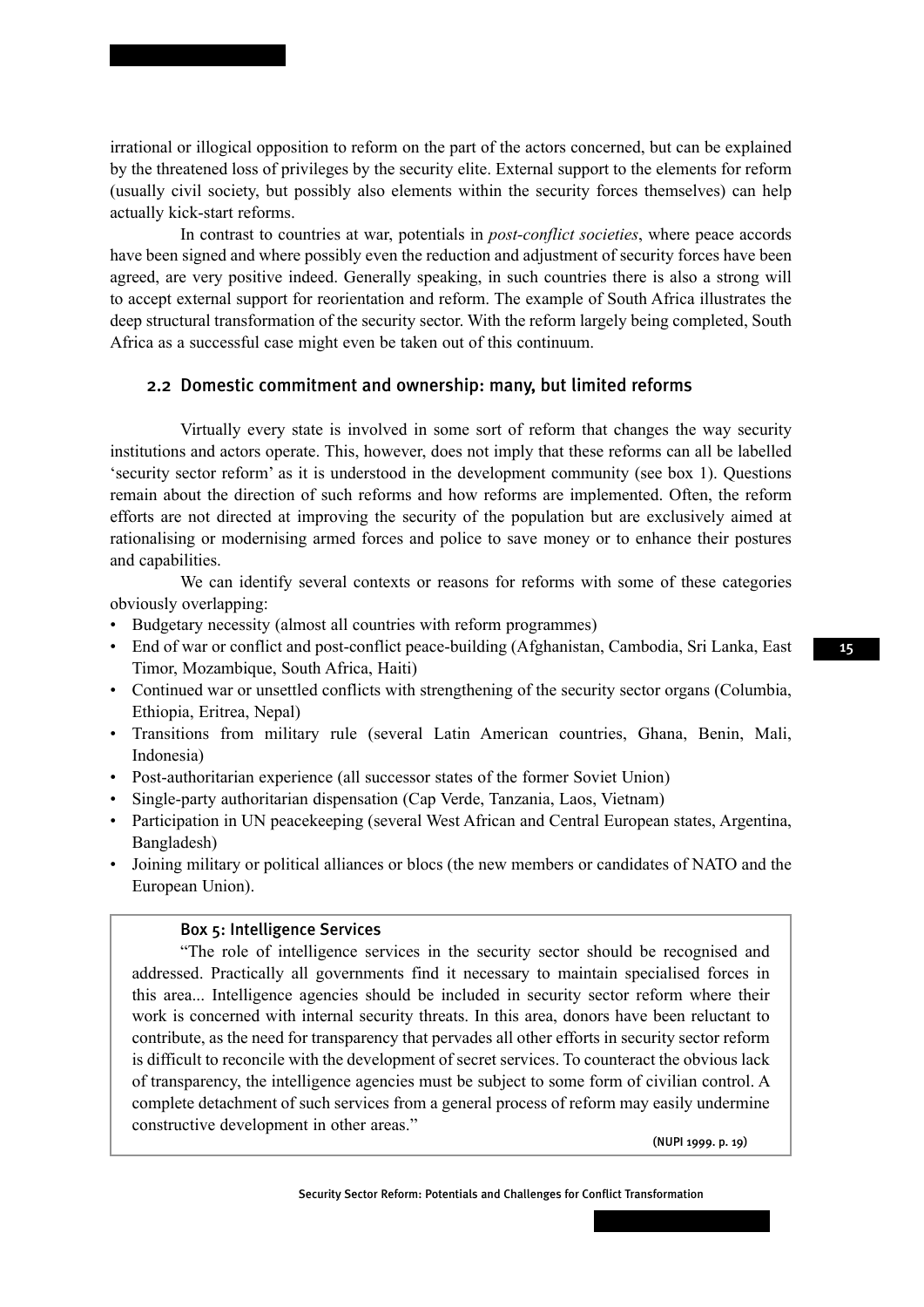irrational or illogical opposition to reform on the part of the actors concerned, but can be explained by the threatened loss of privileges by the security elite. External support to the elements for reform (usually civil society, but possibly also elements within the security forces themselves) can help actually kick-start reforms.

In contrast to countries at war, potentials in *post-conflict societies*, where peace accords have been signed and where possibly even the reduction and adjustment of security forces have been agreed, are very positive indeed. Generally speaking, in such countries there is also a strong will to accept external support for reorientation and reform. The example of South Africa illustrates the deep structural transformation of the security sector. With the reform largely being completed, South Africa as a successful case might even be taken out of this continuum.

## 2.2 Domestic commitment and ownership: many, but limited reforms

Virtually every state is involved in some sort of reform that changes the way security institutions and actors operate. This, however, does not imply that these reforms can all be labelled 'security sector reform' as it is understood in the development community (see box 1). Questions remain about the direction of such reforms and how reforms are implemented. Often, the reform efforts are not directed at improving the security of the population but are exclusively aimed at rationalising or modernising armed forces and police to save money or to enhance their postures and capabilities.

We can identify several contexts or reasons for reforms with some of these categories obviously overlapping:

- Budgetary necessity (almost all countries with reform programmes)
- End of war or conflict and post-conflict peace-building (Afghanistan, Cambodia, Sri Lanka, East Timor, Mozambique, South Africa, Haiti)
- Continued war or unsettled conflicts with strengthening of the security sector organs (Columbia, Ethiopia, Eritrea, Nepal)
- Transitions from military rule (several Latin American countries, Ghana, Benin, Mali, Indonesia)
- Post-authoritarian experience (all successor states of the former Soviet Union)
- Single-party authoritarian dispensation (Cap Verde, Tanzania, Laos, Vietnam)
- Participation in UN peacekeeping (several West African and Central European states, Argentina, Bangladesh)
- Joining military or political alliances or blocs (the new members or candidates of NATO and the European Union).

> **Box 5: Intelligence Services**
>
> "The role of intelligence services in the security sector should be recognised and addressed. Practically all governments find it necessary to maintain specialised forces in this area... Intelligence agencies should be included in security sector reform where their work is concerned with internal security threats. In this area, donors have been reluctant to contribute, as the need for transparency that pervades all other efforts in security sector reform is difficult to reconcile with the development of secret services. To counteract the obvious lack of transparency, the intelligence agencies must be subject to some form of civilian control. A complete detachment of such services from a general process of reform may easily undermine constructive development in other areas."
>
> (NUPI 1999. p. 19)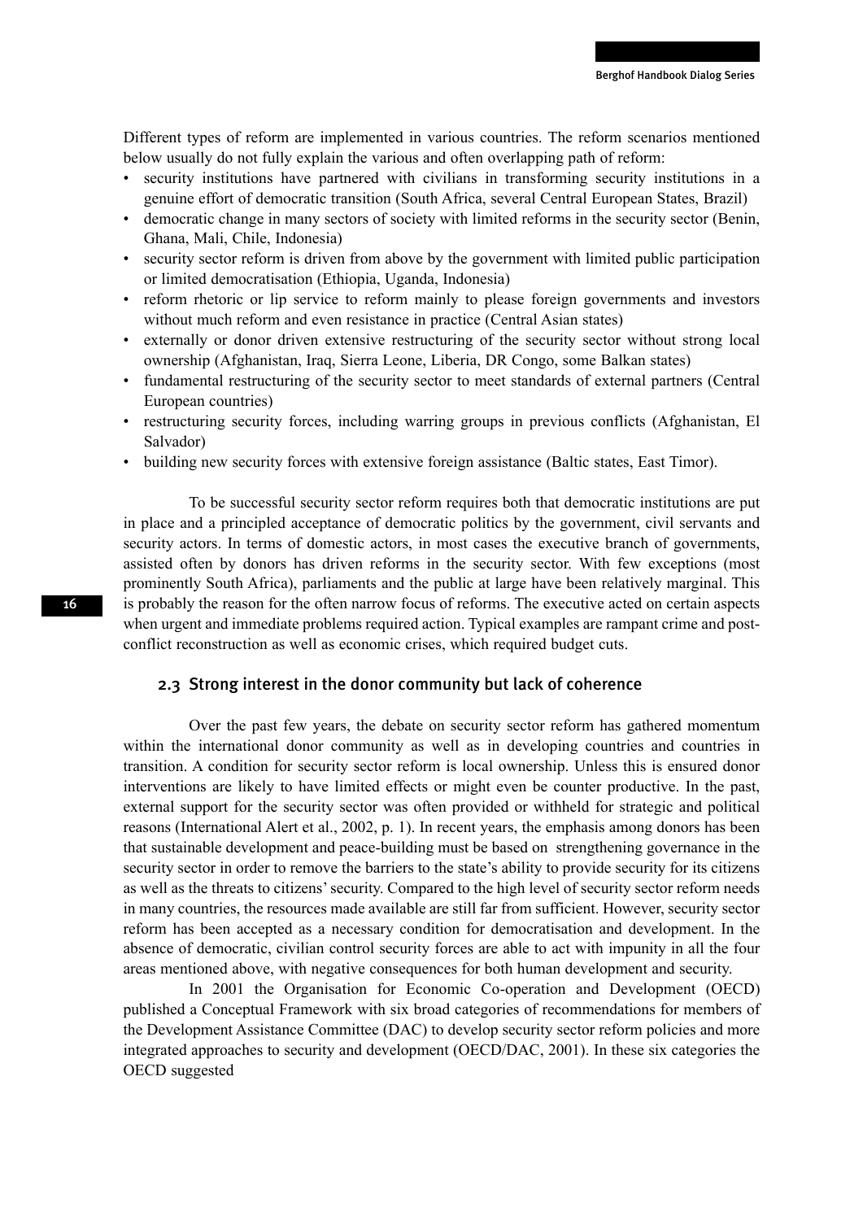Different types of reform are implemented in various countries. The reform scenarios mentioned below usually do not fully explain the various and often overlapping path of reform:

- security institutions have partnered with civilians in transforming security institutions in a genuine effort of democratic transition (South Africa, several Central European States, Brazil)
- democratic change in many sectors of society with limited reforms in the security sector (Benin, Ghana, Mali, Chile, Indonesia)
- security sector reform is driven from above by the government with limited public participation or limited democratisation (Ethiopia, Uganda, Indonesia)
- reform rhetoric or lip service to reform mainly to please foreign governments and investors without much reform and even resistance in practice (Central Asian states)
- externally or donor driven extensive restructuring of the security sector without strong local ownership (Afghanistan, Iraq, Sierra Leone, Liberia, DR Congo, some Balkan states)
- fundamental restructuring of the security sector to meet standards of external partners (Central European countries)
- restructuring security forces, including warring groups in previous conflicts (Afghanistan, El Salvador)
- building new security forces with extensive foreign assistance (Baltic states, East Timor).

To be successful security sector reform requires both that democratic institutions are put in place and a principled acceptance of democratic politics by the government, civil servants and security actors. In terms of domestic actors, in most cases the executive branch of governments, assisted often by donors has driven reforms in the security sector. With few exceptions (most prominently South Africa), parliaments and the public at large have been relatively marginal. This is probably the reason for the often narrow focus of reforms. The executive acted on certain aspects when urgent and immediate problems required action. Typical examples are rampant crime and post-conflict reconstruction as well as economic crises, which required budget cuts.

### 2.3 Strong interest in the donor community but lack of coherence

Over the past few years, the debate on security sector reform has gathered momentum within the international donor community as well as in developing countries and countries in transition. A condition for security sector reform is local ownership. Unless this is ensured donor interventions are likely to have limited effects or might even be counter productive. In the past, external support for the security sector was often provided or withheld for strategic and political reasons (International Alert et al., 2002, p. 1). In recent years, the emphasis among donors has been that sustainable development and peace-building must be based on strengthening governance in the security sector in order to remove the barriers to the state's ability to provide security for its citizens as well as the threats to citizens' security. Compared to the high level of security sector reform needs in many countries, the resources made available are still far from sufficient. However, security sector reform has been accepted as a necessary condition for democratisation and development. In the absence of democratic, civilian control security forces are able to act with impunity in all the four areas mentioned above, with negative consequences for both human development and security.

In 2001 the Organisation for Economic Co-operation and Development (OECD) published a Conceptual Framework with six broad categories of recommendations for members of the Development Assistance Committee (DAC) to develop security sector reform policies and more integrated approaches to security and development (OECD/DAC, 2001). In these six categories the OECD suggested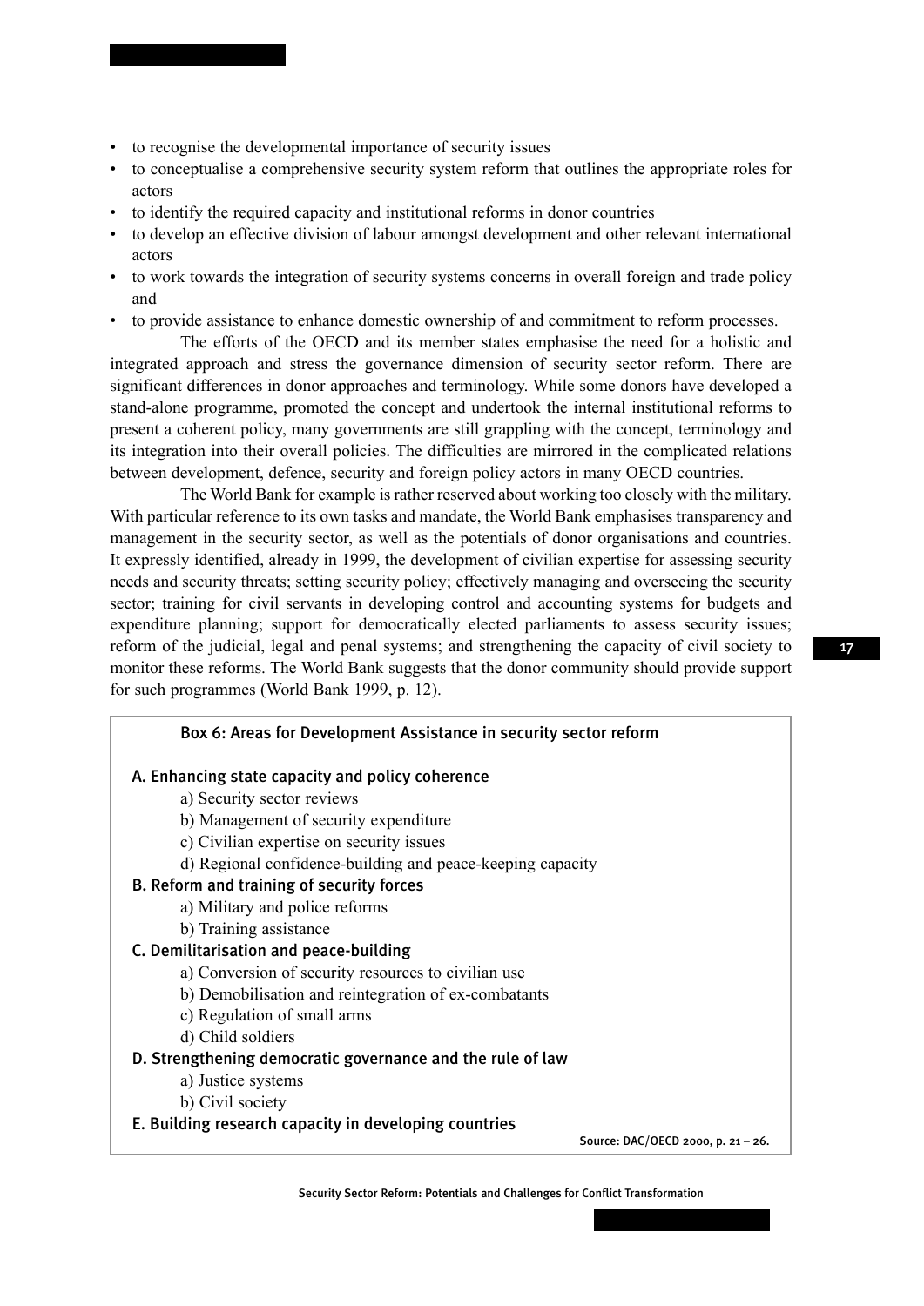- to recognise the developmental importance of security issues
- to conceptualise a comprehensive security system reform that outlines the appropriate roles for actors
- to identify the required capacity and institutional reforms in donor countries
- to develop an effective division of labour amongst development and other relevant international actors
- to work towards the integration of security systems concerns in overall foreign and trade policy and
- to provide assistance to enhance domestic ownership of and commitment to reform processes.

The efforts of the OECD and its member states emphasise the need for a holistic and integrated approach and stress the governance dimension of security sector reform. There are significant differences in donor approaches and terminology. While some donors have developed a stand-alone programme, promoted the concept and undertook the internal institutional reforms to present a coherent policy, many governments are still grappling with the concept, terminology and its integration into their overall policies. The difficulties are mirrored in the complicated relations between development, defence, security and foreign policy actors in many OECD countries.

The World Bank for example is rather reserved about working too closely with the military. With particular reference to its own tasks and mandate, the World Bank emphasises transparency and management in the security sector, as well as the potentials of donor organisations and countries. It expressly identified, already in 1999, the development of civilian expertise for assessing security needs and security threats; setting security policy; effectively managing and overseeing the security sector; training for civil servants in developing control and accounting systems for budgets and expenditure planning; support for democratically elected parliaments to assess security issues; reform of the judicial, legal and penal systems; and strengthening the capacity of civil society to monitor these reforms. The World Bank suggests that the donor community should provide support for such programmes (World Bank 1999, p. 12).

**Box 6: Areas for Development Assistance in security sector reform**

**A. Enhancing state capacity and policy coherence**

a) Security sector reviews
b) Management of security expenditure
c) Civilian expertise on security issues
d) Regional confidence-building and peace-keeping capacity

**B. Reform and training of security forces**

a) Military and police reforms
b) Training assistance

**C. Demilitarisation and peace-building**

a) Conversion of security resources to civilian use
b) Demobilisation and reintegration of ex-combatants
c) Regulation of small arms
d) Child soldiers

**D. Strengthening democratic governance and the rule of law**

a) Justice systems
b) Civil society

**E. Building research capacity in developing countries**

Source: DAC/OECD 2000, p. 21 – 26.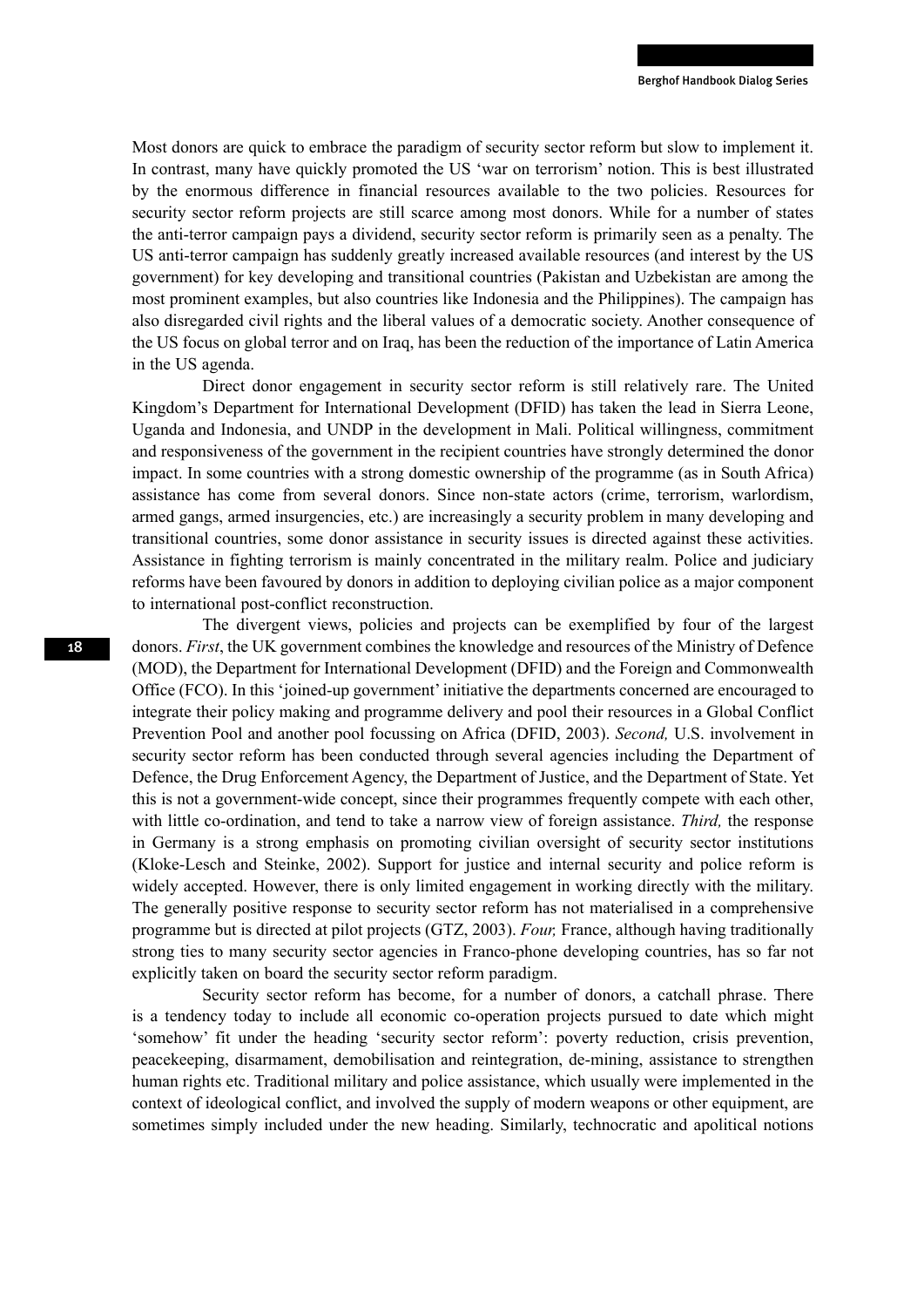Most donors are quick to embrace the paradigm of security sector reform but slow to implement it. In contrast, many have quickly promoted the US 'war on terrorism' notion. This is best illustrated by the enormous difference in financial resources available to the two policies. Resources for security sector reform projects are still scarce among most donors. While for a number of states the anti-terror campaign pays a dividend, security sector reform is primarily seen as a penalty. The US anti-terror campaign has suddenly greatly increased available resources (and interest by the US government) for key developing and transitional countries (Pakistan and Uzbekistan are among the most prominent examples, but also countries like Indonesia and the Philippines). The campaign has also disregarded civil rights and the liberal values of a democratic society. Another consequence of the US focus on global terror and on Iraq, has been the reduction of the importance of Latin America in the US agenda.

Direct donor engagement in security sector reform is still relatively rare. The United Kingdom's Department for International Development (DFID) has taken the lead in Sierra Leone, Uganda and Indonesia, and UNDP in the development in Mali. Political willingness, commitment and responsiveness of the government in the recipient countries have strongly determined the donor impact. In some countries with a strong domestic ownership of the programme (as in South Africa) assistance has come from several donors. Since non-state actors (crime, terrorism, warlordism, armed gangs, armed insurgencies, etc.) are increasingly a security problem in many developing and transitional countries, some donor assistance in security issues is directed against these activities. Assistance in fighting terrorism is mainly concentrated in the military realm. Police and judiciary reforms have been favoured by donors in addition to deploying civilian police as a major component to international post-conflict reconstruction.

The divergent views, policies and projects can be exemplified by four of the largest donors. *First*, the UK government combines the knowledge and resources of the Ministry of Defence (MOD), the Department for International Development (DFID) and the Foreign and Commonwealth Office (FCO). In this 'joined-up government' initiative the departments concerned are encouraged to integrate their policy making and programme delivery and pool their resources in a Global Conflict Prevention Pool and another pool focussing on Africa (DFID, 2003). *Second,* U.S. involvement in security sector reform has been conducted through several agencies including the Department of Defence, the Drug Enforcement Agency, the Department of Justice, and the Department of State. Yet this is not a government-wide concept, since their programmes frequently compete with each other, with little co-ordination, and tend to take a narrow view of foreign assistance. *Third,* the response in Germany is a strong emphasis on promoting civilian oversight of security sector institutions (Kloke-Lesch and Steinke, 2002). Support for justice and internal security and police reform is widely accepted. However, there is only limited engagement in working directly with the military. The generally positive response to security sector reform has not materialised in a comprehensive programme but is directed at pilot projects (GTZ, 2003). *Four,* France, although having traditionally strong ties to many security sector agencies in Franco-phone developing countries, has so far not explicitly taken on board the security sector reform paradigm.

Security sector reform has become, for a number of donors, a catchall phrase. There is a tendency today to include all economic co-operation projects pursued to date which might 'somehow' fit under the heading 'security sector reform': poverty reduction, crisis prevention, peacekeeping, disarmament, demobilisation and reintegration, de-mining, assistance to strengthen human rights etc. Traditional military and police assistance, which usually were implemented in the context of ideological conflict, and involved the supply of modern weapons or other equipment, are sometimes simply included under the new heading. Similarly, technocratic and apolitical notions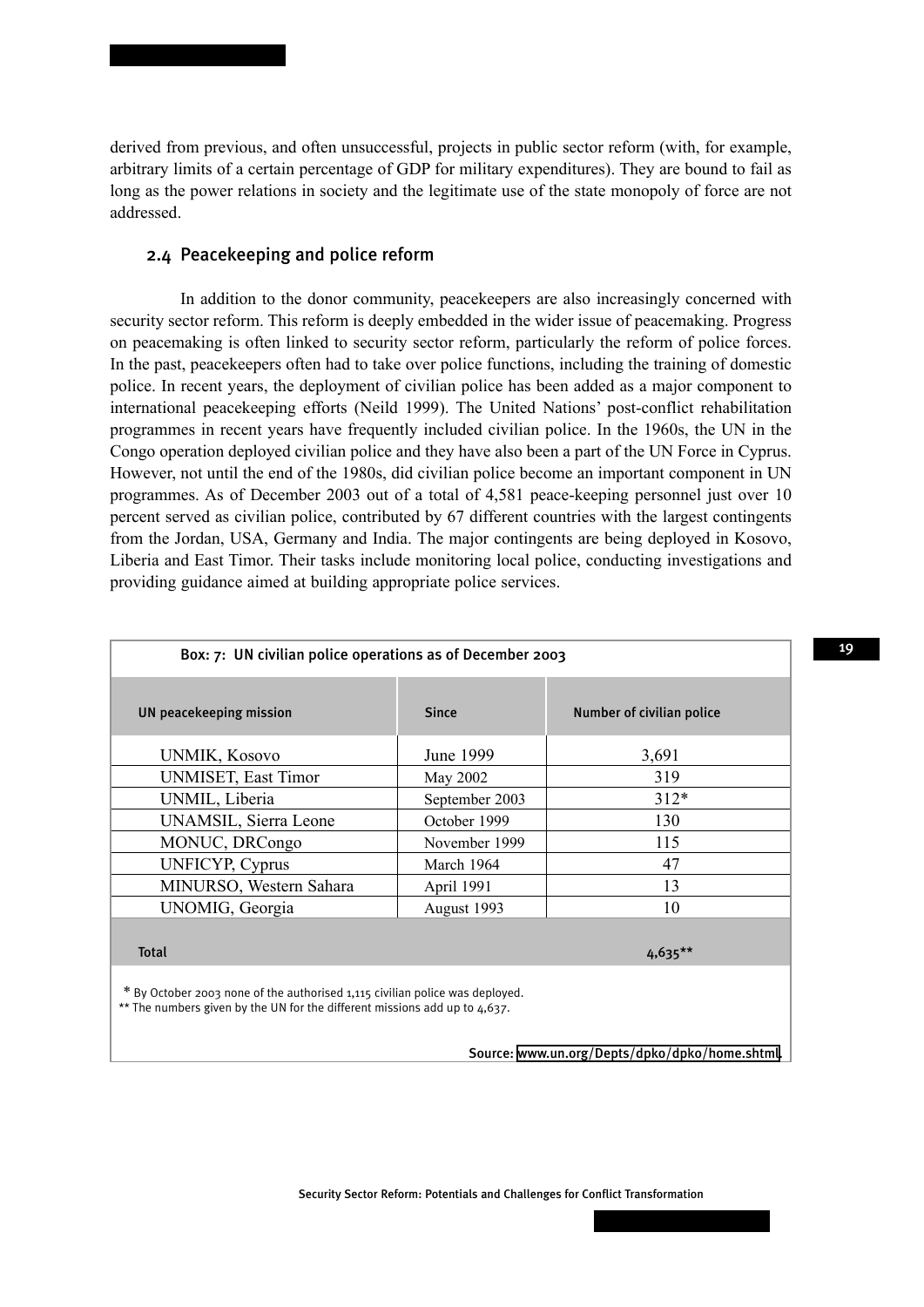derived from previous, and often unsuccessful, projects in public sector reform (with, for example, arbitrary limits of a certain percentage of GDP for military expenditures). They are bound to fail as long as the power relations in society and the legitimate use of the state monopoly of force are not addressed.

## 2.4 Peacekeeping and police reform

In addition to the donor community, peacekeepers are also increasingly concerned with security sector reform. This reform is deeply embedded in the wider issue of peacemaking. Progress on peacemaking is often linked to security sector reform, particularly the reform of police forces. In the past, peacekeepers often had to take over police functions, including the training of domestic police. In recent years, the deployment of civilian police has been added as a major component to international peacekeeping efforts (Neild 1999). The United Nations' post-conflict rehabilitation programmes in recent years have frequently included civilian police. In the 1960s, the UN in the Congo operation deployed civilian police and they have also been a part of the UN Force in Cyprus. However, not until the end of the 1980s, did civilian police become an important component in UN programmes. As of December 2003 out of a total of 4,581 peace-keeping personnel just over 10 percent served as civilian police, contributed by 67 different countries with the largest contingents from the Jordan, USA, Germany and India. The major contingents are being deployed in Kosovo, Liberia and East Timor. Their tasks include monitoring local police, conducting investigations and providing guidance aimed at building appropriate police services.

**Box: 7: UN civilian police operations as of December 2003**

| UN peacekeeping mission | Since | Number of civilian police |
|---|---|---|
| UNMIK, Kosovo | June 1999 | 3,691 |
| UNMISET, East Timor | May 2002 | 319 |
| UNMIL, Liberia | September 2003 | 312* |
| UNAMSIL, Sierra Leone | October 1999 | 130 |
| MONUC, DRCongo | November 1999 | 115 |
| UNFICYP, Cyprus | March 1964 | 47 |
| MINURSO, Western Sahara | April 1991 | 13 |
| UNOMIG, Georgia | August 1993 | 10 |
| **Total** | | **4,635**** |

\* By October 2003 none of the authorised 1,115 civilian police was deployed.
** The numbers given by the UN for the different missions add up to 4,637.

Source: www.un.org/Depts/dpko/dpko/home.shtml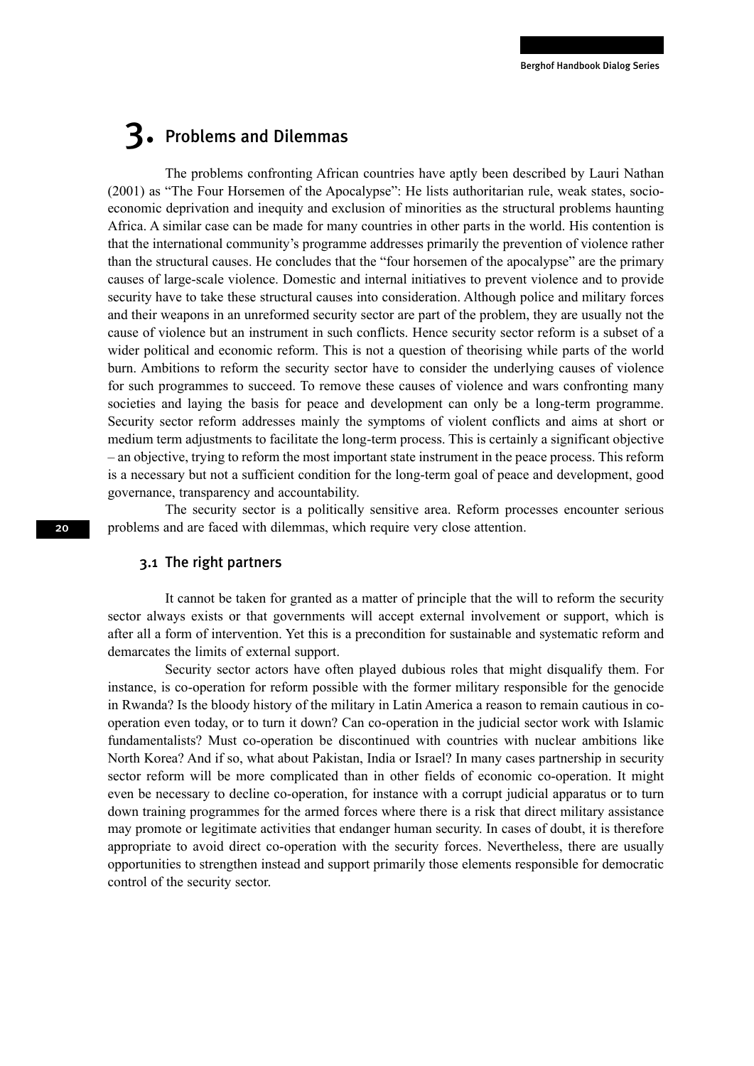# 3. Problems and Dilemmas

The problems confronting African countries have aptly been described by Lauri Nathan (2001) as "The Four Horsemen of the Apocalypse": He lists authoritarian rule, weak states, socio-economic deprivation and inequity and exclusion of minorities as the structural problems haunting Africa. A similar case can be made for many countries in other parts in the world. His contention is that the international community's programme addresses primarily the prevention of violence rather than the structural causes. He concludes that the "four horsemen of the apocalypse" are the primary causes of large-scale violence. Domestic and internal initiatives to prevent violence and to provide security have to take these structural causes into consideration. Although police and military forces and their weapons in an unreformed security sector are part of the problem, they are usually not the cause of violence but an instrument in such conflicts. Hence security sector reform is a subset of a wider political and economic reform. This is not a question of theorising while parts of the world burn. Ambitions to reform the security sector have to consider the underlying causes of violence for such programmes to succeed. To remove these causes of violence and wars confronting many societies and laying the basis for peace and development can only be a long-term programme. Security sector reform addresses mainly the symptoms of violent conflicts and aims at short or medium term adjustments to facilitate the long-term process. This is certainly a significant objective – an objective, trying to reform the most important state instrument in the peace process. This reform is a necessary but not a sufficient condition for the long-term goal of peace and development, good governance, transparency and accountability.

The security sector is a politically sensitive area. Reform processes encounter serious problems and are faced with dilemmas, which require very close attention.

## 3.1 The right partners

It cannot be taken for granted as a matter of principle that the will to reform the security sector always exists or that governments will accept external involvement or support, which is after all a form of intervention. Yet this is a precondition for sustainable and systematic reform and demarcates the limits of external support.

Security sector actors have often played dubious roles that might disqualify them. For instance, is co-operation for reform possible with the former military responsible for the genocide in Rwanda? Is the bloody history of the military in Latin America a reason to remain cautious in co-operation even today, or to turn it down? Can co-operation in the judicial sector work with Islamic fundamentalists? Must co-operation be discontinued with countries with nuclear ambitions like North Korea? And if so, what about Pakistan, India or Israel? In many cases partnership in security sector reform will be more complicated than in other fields of economic co-operation. It might even be necessary to decline co-operation, for instance with a corrupt judicial apparatus or to turn down training programmes for the armed forces where there is a risk that direct military assistance may promote or legitimate activities that endanger human security. In cases of doubt, it is therefore appropriate to avoid direct co-operation with the security forces. Nevertheless, there are usually opportunities to strengthen instead and support primarily those elements responsible for democratic control of the security sector.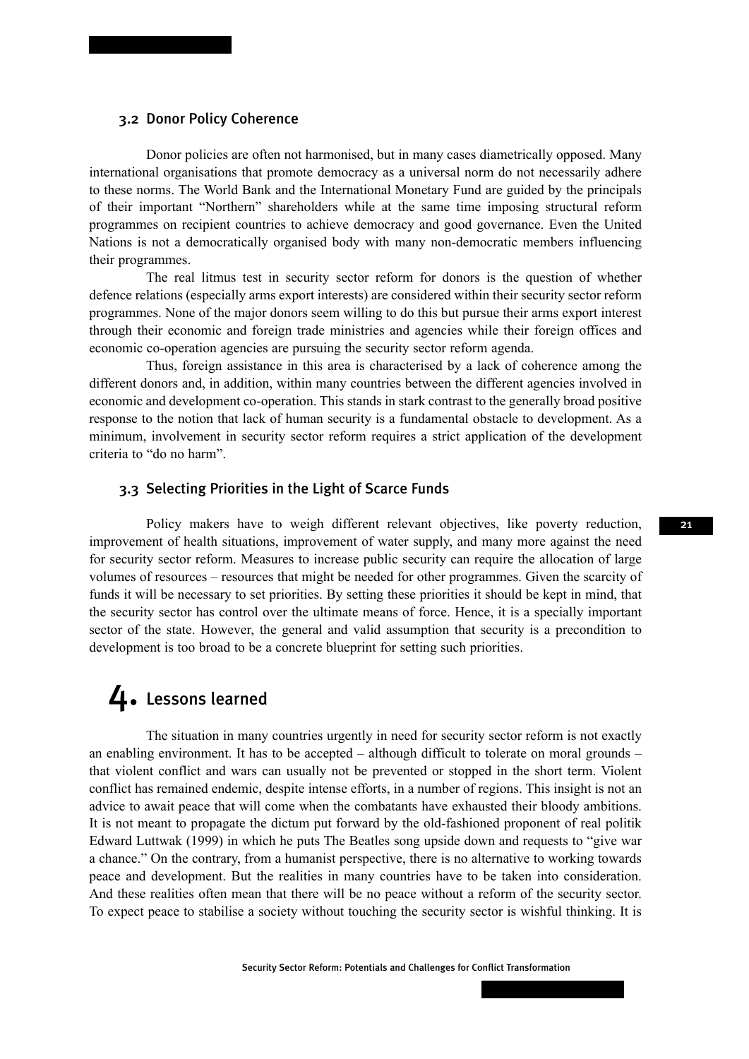### 3.2 Donor Policy Coherence

Donor policies are often not harmonised, but in many cases diametrically opposed. Many international organisations that promote democracy as a universal norm do not necessarily adhere to these norms. The World Bank and the International Monetary Fund are guided by the principals of their important "Northern" shareholders while at the same time imposing structural reform programmes on recipient countries to achieve democracy and good governance. Even the United Nations is not a democratically organised body with many non-democratic members influencing their programmes.

The real litmus test in security sector reform for donors is the question of whether defence relations (especially arms export interests) are considered within their security sector reform programmes. None of the major donors seem willing to do this but pursue their arms export interest through their economic and foreign trade ministries and agencies while their foreign offices and economic co-operation agencies are pursuing the security sector reform agenda.

Thus, foreign assistance in this area is characterised by a lack of coherence among the different donors and, in addition, within many countries between the different agencies involved in economic and development co-operation. This stands in stark contrast to the generally broad positive response to the notion that lack of human security is a fundamental obstacle to development. As a minimum, involvement in security sector reform requires a strict application of the development criteria to "do no harm".

### 3.3 Selecting Priorities in the Light of Scarce Funds

Policy makers have to weigh different relevant objectives, like poverty reduction, improvement of health situations, improvement of water supply, and many more against the need for security sector reform. Measures to increase public security can require the allocation of large volumes of resources – resources that might be needed for other programmes. Given the scarcity of funds it will be necessary to set priorities. By setting these priorities it should be kept in mind, that the security sector has control over the ultimate means of force. Hence, it is a specially important sector of the state. However, the general and valid assumption that security is a precondition to development is too broad to be a concrete blueprint for setting such priorities.

## 4. Lessons learned

The situation in many countries urgently in need for security sector reform is not exactly an enabling environment. It has to be accepted – although difficult to tolerate on moral grounds – that violent conflict and wars can usually not be prevented or stopped in the short term. Violent conflict has remained endemic, despite intense efforts, in a number of regions. This insight is not an advice to await peace that will come when the combatants have exhausted their bloody ambitions. It is not meant to propagate the dictum put forward by the old-fashioned proponent of real politik Edward Luttwak (1999) in which he puts The Beatles song upside down and requests to "give war a chance." On the contrary, from a humanist perspective, there is no alternative to working towards peace and development. But the realities in many countries have to be taken into consideration. And these realities often mean that there will be no peace without a reform of the security sector. To expect peace to stabilise a society without touching the security sector is wishful thinking. It is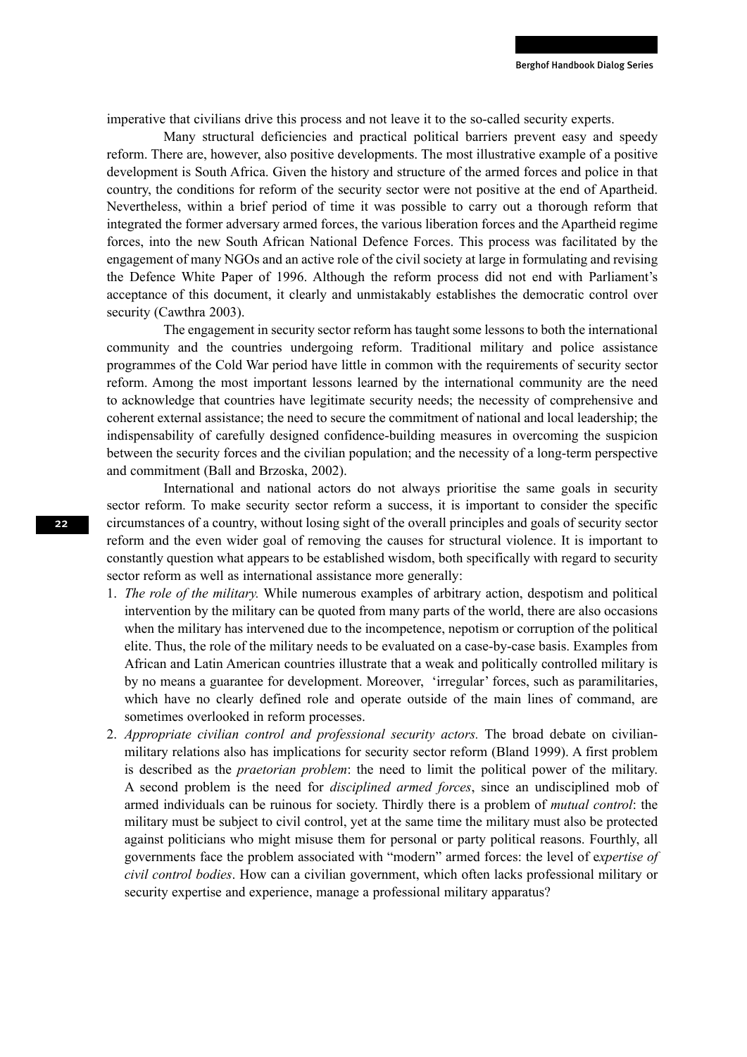imperative that civilians drive this process and not leave it to the so-called security experts.

Many structural deficiencies and practical political barriers prevent easy and speedy reform. There are, however, also positive developments. The most illustrative example of a positive development is South Africa. Given the history and structure of the armed forces and police in that country, the conditions for reform of the security sector were not positive at the end of Apartheid. Nevertheless, within a brief period of time it was possible to carry out a thorough reform that integrated the former adversary armed forces, the various liberation forces and the Apartheid regime forces, into the new South African National Defence Forces. This process was facilitated by the engagement of many NGOs and an active role of the civil society at large in formulating and revising the Defence White Paper of 1996. Although the reform process did not end with Parliament's acceptance of this document, it clearly and unmistakably establishes the democratic control over security (Cawthra 2003).

The engagement in security sector reform has taught some lessons to both the international community and the countries undergoing reform. Traditional military and police assistance programmes of the Cold War period have little in common with the requirements of security sector reform. Among the most important lessons learned by the international community are the need to acknowledge that countries have legitimate security needs; the necessity of comprehensive and coherent external assistance; the need to secure the commitment of national and local leadership; the indispensability of carefully designed confidence-building measures in overcoming the suspicion between the security forces and the civilian population; and the necessity of a long-term perspective and commitment (Ball and Brzoska, 2002).

International and national actors do not always prioritise the same goals in security sector reform. To make security sector reform a success, it is important to consider the specific circumstances of a country, without losing sight of the overall principles and goals of security sector reform and the even wider goal of removing the causes for structural violence. It is important to constantly question what appears to be established wisdom, both specifically with regard to security sector reform as well as international assistance more generally:

1. *The role of the military.* While numerous examples of arbitrary action, despotism and political intervention by the military can be quoted from many parts of the world, there are also occasions when the military has intervened due to the incompetence, nepotism or corruption of the political elite. Thus, the role of the military needs to be evaluated on a case-by-case basis. Examples from African and Latin American countries illustrate that a weak and politically controlled military is by no means a guarantee for development. Moreover, 'irregular' forces, such as paramilitaries, which have no clearly defined role and operate outside of the main lines of command, are sometimes overlooked in reform processes.
2. *Appropriate civilian control and professional security actors.* The broad debate on civilian-military relations also has implications for security sector reform (Bland 1999). A first problem is described as the *praetorian problem*: the need to limit the political power of the military. A second problem is the need for *disciplined armed forces*, since an undisciplined mob of armed individuals can be ruinous for society. Thirdly there is a problem of *mutual control*: the military must be subject to civil control, yet at the same time the military must also be protected against politicians who might misuse them for personal or party political reasons. Fourthly, all governments face the problem associated with "modern" armed forces: the level of e*xpertise of civil control bodies*. How can a civilian government, which often lacks professional military or security expertise and experience, manage a professional military apparatus?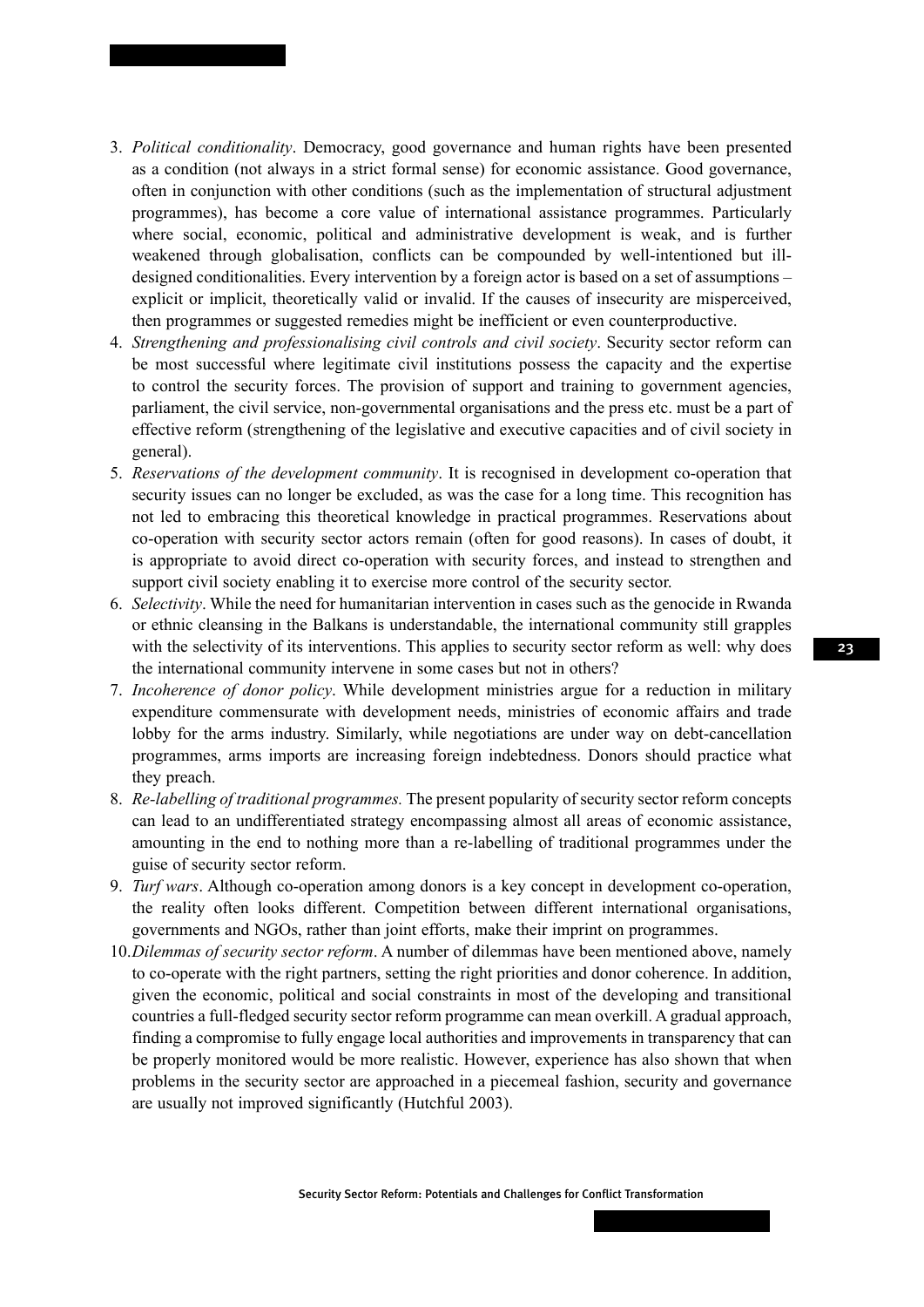3. *Political conditionality*. Democracy, good governance and human rights have been presented as a condition (not always in a strict formal sense) for economic assistance. Good governance, often in conjunction with other conditions (such as the implementation of structural adjustment programmes), has become a core value of international assistance programmes. Particularly where social, economic, political and administrative development is weak, and is further weakened through globalisation, conflicts can be compounded by well-intentioned but ill-designed conditionalities. Every intervention by a foreign actor is based on a set of assumptions – explicit or implicit, theoretically valid or invalid. If the causes of insecurity are misperceived, then programmes or suggested remedies might be inefficient or even counterproductive.
4. *Strengthening and professionalising civil controls and civil society*. Security sector reform can be most successful where legitimate civil institutions possess the capacity and the expertise to control the security forces. The provision of support and training to government agencies, parliament, the civil service, non-governmental organisations and the press etc. must be a part of effective reform (strengthening of the legislative and executive capacities and of civil society in general).
5. *Reservations of the development community*. It is recognised in development co-operation that security issues can no longer be excluded, as was the case for a long time. This recognition has not led to embracing this theoretical knowledge in practical programmes. Reservations about co-operation with security sector actors remain (often for good reasons). In cases of doubt, it is appropriate to avoid direct co-operation with security forces, and instead to strengthen and support civil society enabling it to exercise more control of the security sector.
6. *Selectivity*. While the need for humanitarian intervention in cases such as the genocide in Rwanda or ethnic cleansing in the Balkans is understandable, the international community still grapples with the selectivity of its interventions. This applies to security sector reform as well: why does the international community intervene in some cases but not in others?
7. *Incoherence of donor policy*. While development ministries argue for a reduction in military expenditure commensurate with development needs, ministries of economic affairs and trade lobby for the arms industry. Similarly, while negotiations are under way on debt-cancellation programmes, arms imports are increasing foreign indebtedness. Donors should practice what they preach.
8. *Re-labelling of traditional programmes.* The present popularity of security sector reform concepts can lead to an undifferentiated strategy encompassing almost all areas of economic assistance, amounting in the end to nothing more than a re-labelling of traditional programmes under the guise of security sector reform.
9. *Turf wars*. Although co-operation among donors is a key concept in development co-operation, the reality often looks different. Competition between different international organisations, governments and NGOs, rather than joint efforts, make their imprint on programmes.
10. *Dilemmas of security sector reform*. A number of dilemmas have been mentioned above, namely to co-operate with the right partners, setting the right priorities and donor coherence. In addition, given the economic, political and social constraints in most of the developing and transitional countries a full-fledged security sector reform programme can mean overkill. A gradual approach, finding a compromise to fully engage local authorities and improvements in transparency that can be properly monitored would be more realistic. However, experience has also shown that when problems in the security sector are approached in a piecemeal fashion, security and governance are usually not improved significantly (Hutchful 2003).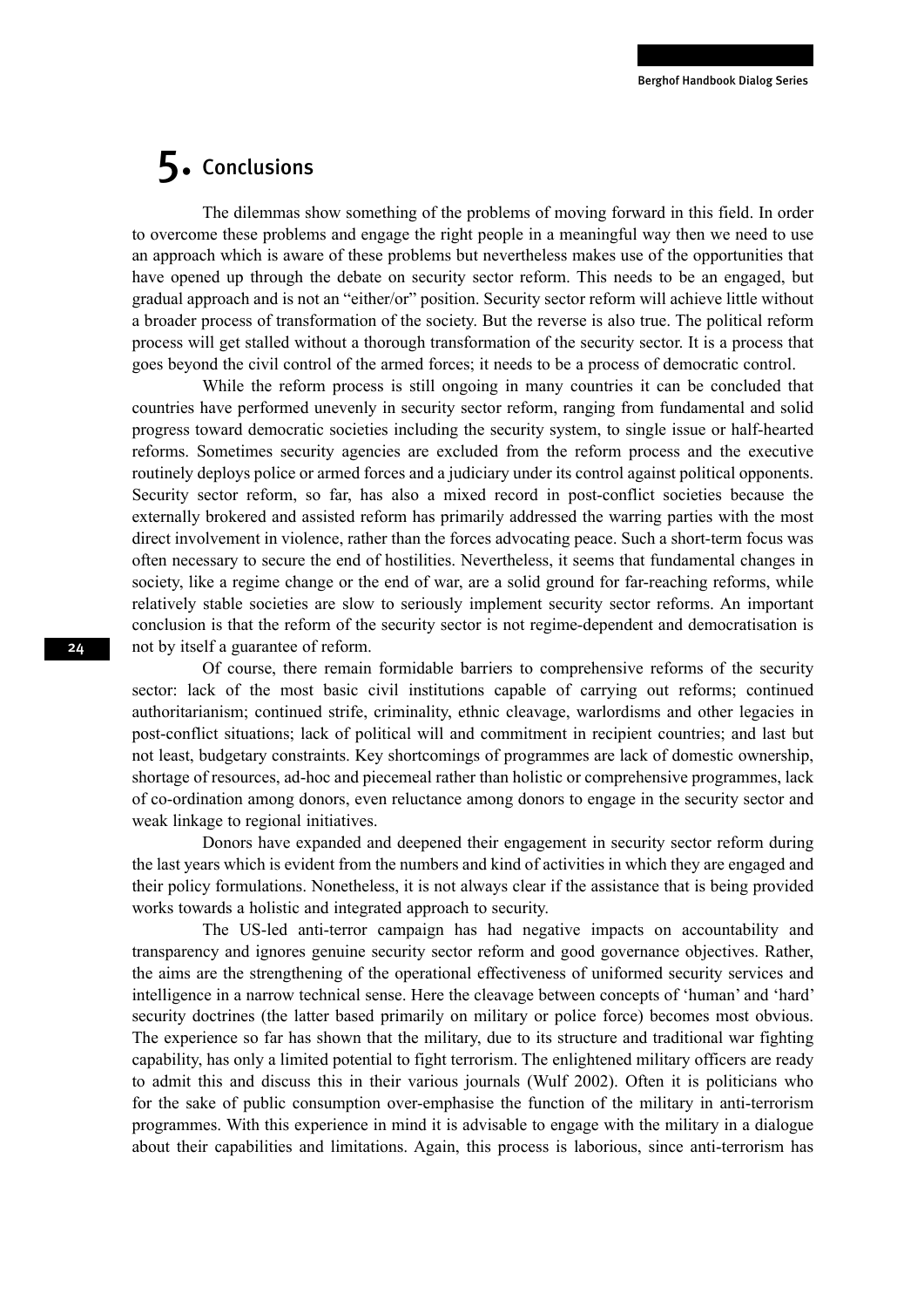# 5. Conclusions

The dilemmas show something of the problems of moving forward in this field. In order to overcome these problems and engage the right people in a meaningful way then we need to use an approach which is aware of these problems but nevertheless makes use of the opportunities that have opened up through the debate on security sector reform. This needs to be an engaged, but gradual approach and is not an "either/or" position. Security sector reform will achieve little without a broader process of transformation of the society. But the reverse is also true. The political reform process will get stalled without a thorough transformation of the security sector. It is a process that goes beyond the civil control of the armed forces; it needs to be a process of democratic control.

While the reform process is still ongoing in many countries it can be concluded that countries have performed unevenly in security sector reform, ranging from fundamental and solid progress toward democratic societies including the security system, to single issue or half-hearted reforms. Sometimes security agencies are excluded from the reform process and the executive routinely deploys police or armed forces and a judiciary under its control against political opponents. Security sector reform, so far, has also a mixed record in post-conflict societies because the externally brokered and assisted reform has primarily addressed the warring parties with the most direct involvement in violence, rather than the forces advocating peace. Such a short-term focus was often necessary to secure the end of hostilities. Nevertheless, it seems that fundamental changes in society, like a regime change or the end of war, are a solid ground for far-reaching reforms, while relatively stable societies are slow to seriously implement security sector reforms. An important conclusion is that the reform of the security sector is not regime-dependent and democratisation is not by itself a guarantee of reform.

Of course, there remain formidable barriers to comprehensive reforms of the security sector: lack of the most basic civil institutions capable of carrying out reforms; continued authoritarianism; continued strife, criminality, ethnic cleavage, warlordisms and other legacies in post-conflict situations; lack of political will and commitment in recipient countries; and last but not least, budgetary constraints. Key shortcomings of programmes are lack of domestic ownership, shortage of resources, ad-hoc and piecemeal rather than holistic or comprehensive programmes, lack of co-ordination among donors, even reluctance among donors to engage in the security sector and weak linkage to regional initiatives.

Donors have expanded and deepened their engagement in security sector reform during the last years which is evident from the numbers and kind of activities in which they are engaged and their policy formulations. Nonetheless, it is not always clear if the assistance that is being provided works towards a holistic and integrated approach to security.

The US-led anti-terror campaign has had negative impacts on accountability and transparency and ignores genuine security sector reform and good governance objectives. Rather, the aims are the strengthening of the operational effectiveness of uniformed security services and intelligence in a narrow technical sense. Here the cleavage between concepts of 'human' and 'hard' security doctrines (the latter based primarily on military or police force) becomes most obvious. The experience so far has shown that the military, due to its structure and traditional war fighting capability, has only a limited potential to fight terrorism. The enlightened military officers are ready to admit this and discuss this in their various journals (Wulf 2002). Often it is politicians who for the sake of public consumption over-emphasise the function of the military in anti-terrorism programmes. With this experience in mind it is advisable to engage with the military in a dialogue about their capabilities and limitations. Again, this process is laborious, since anti-terrorism has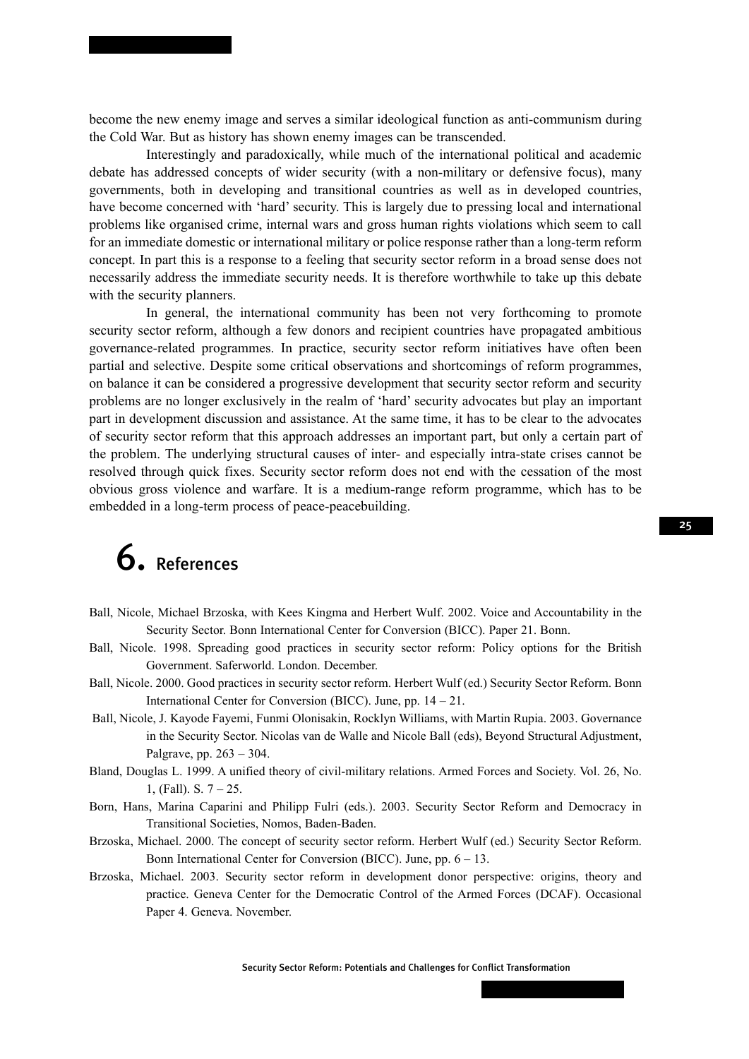become the new enemy image and serves a similar ideological function as anti-communism during the Cold War. But as history has shown enemy images can be transcended.

Interestingly and paradoxically, while much of the international political and academic debate has addressed concepts of wider security (with a non-military or defensive focus), many governments, both in developing and transitional countries as well as in developed countries, have become concerned with 'hard' security. This is largely due to pressing local and international problems like organised crime, internal wars and gross human rights violations which seem to call for an immediate domestic or international military or police response rather than a long-term reform concept. In part this is a response to a feeling that security sector reform in a broad sense does not necessarily address the immediate security needs. It is therefore worthwhile to take up this debate with the security planners.

In general, the international community has been not very forthcoming to promote security sector reform, although a few donors and recipient countries have propagated ambitious governance-related programmes. In practice, security sector reform initiatives have often been partial and selective. Despite some critical observations and shortcomings of reform programmes, on balance it can be considered a progressive development that security sector reform and security problems are no longer exclusively in the realm of 'hard' security advocates but play an important part in development discussion and assistance. At the same time, it has to be clear to the advocates of security sector reform that this approach addresses an important part, but only a certain part of the problem. The underlying structural causes of inter- and especially intra-state crises cannot be resolved through quick fixes. Security sector reform does not end with the cessation of the most obvious gross violence and warfare. It is a medium-range reform programme, which has to be embedded in a long-term process of peace-peacebuilding.

# 6. References

Ball, Nicole, Michael Brzoska, with Kees Kingma and Herbert Wulf. 2002. Voice and Accountability in the Security Sector. Bonn International Center for Conversion (BICC). Paper 21. Bonn.

Ball, Nicole. 1998. Spreading good practices in security sector reform: Policy options for the British Government. Saferworld. London. December.

Ball, Nicole. 2000. Good practices in security sector reform. Herbert Wulf (ed.) Security Sector Reform. Bonn International Center for Conversion (BICC). June, pp. 14 – 21.

Ball, Nicole, J. Kayode Fayemi, Funmi Olonisakin, Rocklyn Williams, with Martin Rupia. 2003. Governance in the Security Sector. Nicolas van de Walle and Nicole Ball (eds), Beyond Structural Adjustment, Palgrave, pp. 263 – 304.

Bland, Douglas L. 1999. A unified theory of civil-military relations. Armed Forces and Society. Vol. 26, No. 1, (Fall). S. 7 – 25.

Born, Hans, Marina Caparini and Philipp Fulri (eds.). 2003. Security Sector Reform and Democracy in Transitional Societies, Nomos, Baden-Baden.

Brzoska, Michael. 2000. The concept of security sector reform. Herbert Wulf (ed.) Security Sector Reform. Bonn International Center for Conversion (BICC). June, pp. 6 – 13.

Brzoska, Michael. 2003. Security sector reform in development donor perspective: origins, theory and practice. Geneva Center for the Democratic Control of the Armed Forces (DCAF). Occasional Paper 4. Geneva. November.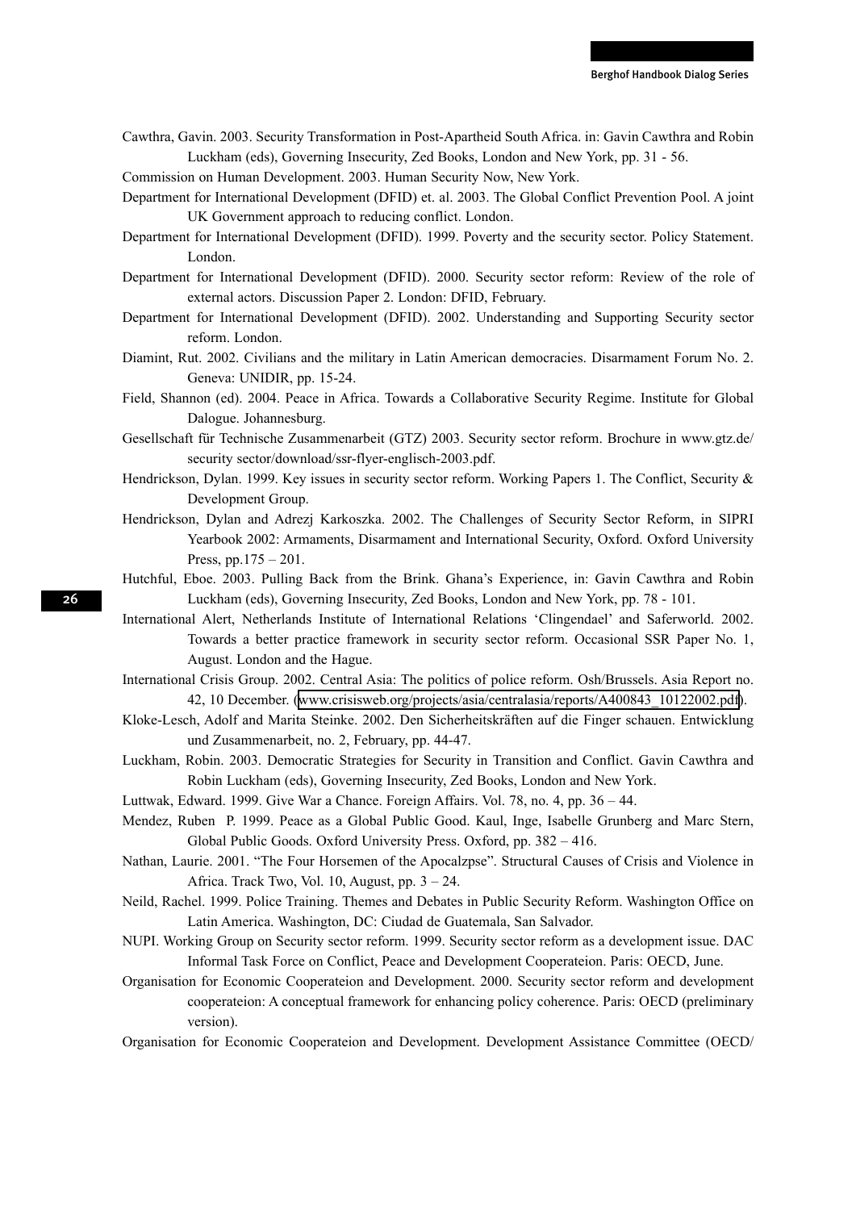Cawthra, Gavin. 2003. Security Transformation in Post-Apartheid South Africa. in: Gavin Cawthra and Robin Luckham (eds), Governing Insecurity, Zed Books, London and New York, pp. 31 - 56.

Commission on Human Development. 2003. Human Security Now, New York.

Department for International Development (DFID) et. al. 2003. The Global Conflict Prevention Pool. A joint UK Government approach to reducing conflict. London.

Department for International Development (DFID). 1999. Poverty and the security sector. Policy Statement. London.

Department for International Development (DFID). 2000. Security sector reform: Review of the role of external actors. Discussion Paper 2. London: DFID, February.

Department for International Development (DFID). 2002. Understanding and Supporting Security sector reform. London.

Diamint, Rut. 2002. Civilians and the military in Latin American democracies. Disarmament Forum No. 2. Geneva: UNIDIR, pp. 15-24.

Field, Shannon (ed). 2004. Peace in Africa. Towards a Collaborative Security Regime. Institute for Global Dalogue. Johannesburg.

Gesellschaft für Technische Zusammenarbeit (GTZ) 2003. Security sector reform. Brochure in www.gtz.de/security sector/download/ssr-flyer-englisch-2003.pdf.

Hendrickson, Dylan. 1999. Key issues in security sector reform. Working Papers 1. The Conflict, Security & Development Group.

Hendrickson, Dylan and Adrezj Karkoszka. 2002. The Challenges of Security Sector Reform, in SIPRI Yearbook 2002: Armaments, Disarmament and International Security, Oxford. Oxford University Press, pp.175 – 201.

Hutchful, Eboe. 2003. Pulling Back from the Brink. Ghana's Experience, in: Gavin Cawthra and Robin Luckham (eds), Governing Insecurity, Zed Books, London and New York, pp. 78 - 101.

International Alert, Netherlands Institute of International Relations 'Clingendael' and Saferworld. 2002. Towards a better practice framework in security sector reform. Occasional SSR Paper No. 1, August. London and the Hague.

International Crisis Group. 2002. Central Asia: The politics of police reform. Osh/Brussels. Asia Report no. 42, 10 December. (www.crisisweb.org/projects/asia/centralasia/reports/A400843_10122002.pdf).

Kloke-Lesch, Adolf and Marita Steinke. 2002. Den Sicherheitskräften auf die Finger schauen. Entwicklung und Zusammenarbeit, no. 2, February, pp. 44-47.

Luckham, Robin. 2003. Democratic Strategies for Security in Transition and Conflict. Gavin Cawthra and Robin Luckham (eds), Governing Insecurity, Zed Books, London and New York.

Luttwak, Edward. 1999. Give War a Chance. Foreign Affairs. Vol. 78, no. 4, pp. 36 – 44.

Mendez, Ruben P. 1999. Peace as a Global Public Good. Kaul, Inge, Isabelle Grunberg and Marc Stern, Global Public Goods. Oxford University Press. Oxford, pp. 382 – 416.

Nathan, Laurie. 2001. "The Four Horsemen of the Apocalzpse". Structural Causes of Crisis and Violence in Africa. Track Two, Vol. 10, August, pp. 3 – 24.

Neild, Rachel. 1999. Police Training. Themes and Debates in Public Security Reform. Washington Office on Latin America. Washington, DC: Ciudad de Guatemala, San Salvador.

NUPI. Working Group on Security sector reform. 1999. Security sector reform as a development issue. DAC Informal Task Force on Conflict, Peace and Development Cooperateion. Paris: OECD, June.

Organisation for Economic Cooperateion and Development. 2000. Security sector reform and development cooperateion: A conceptual framework for enhancing policy coherence. Paris: OECD (preliminary version).

Organisation for Economic Cooperateion and Development. Development Assistance Committee (OECD/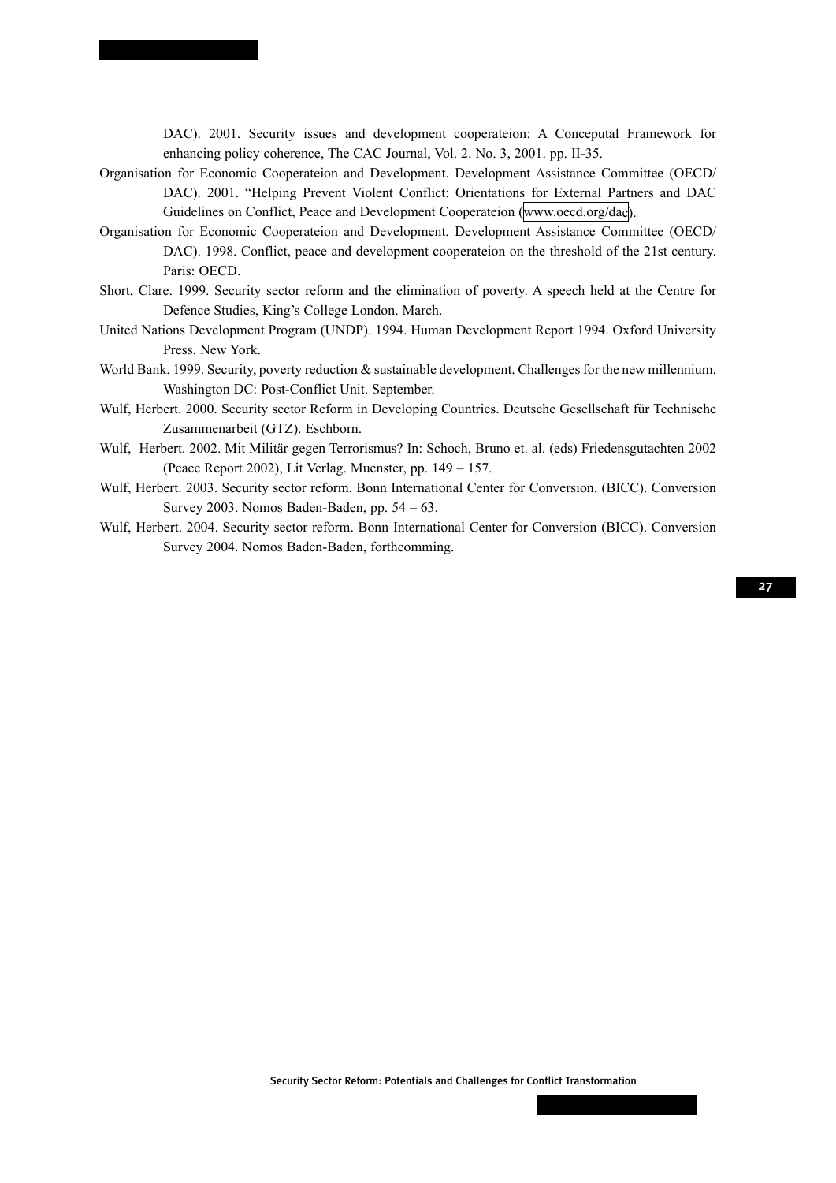DAC). 2001. Security issues and development cooperateion: A Conceputal Framework for enhancing policy coherence, The CAC Journal, Vol. 2. No. 3, 2001. pp. II-35.

Organisation for Economic Cooperateion and Development. Development Assistance Committee (OECD/DAC). 2001. "Helping Prevent Violent Conflict: Orientations for External Partners and DAC Guidelines on Conflict, Peace and Development Cooperateion (www.oecd.org/dac).

Organisation for Economic Cooperateion and Development. Development Assistance Committee (OECD/DAC). 1998. Conflict, peace and development cooperateion on the threshold of the 21st century. Paris: OECD.

Short, Clare. 1999. Security sector reform and the elimination of poverty. A speech held at the Centre for Defence Studies, King's College London. March.

United Nations Development Program (UNDP). 1994. Human Development Report 1994. Oxford University Press. New York.

World Bank. 1999. Security, poverty reduction & sustainable development. Challenges for the new millennium. Washington DC: Post-Conflict Unit. September.

Wulf, Herbert. 2000. Security sector Reform in Developing Countries. Deutsche Gesellschaft für Technische Zusammenarbeit (GTZ). Eschborn.

Wulf, Herbert. 2002. Mit Militär gegen Terrorismus? In: Schoch, Bruno et. al. (eds) Friedensgutachten 2002 (Peace Report 2002), Lit Verlag. Muenster, pp. 149 – 157.

Wulf, Herbert. 2003. Security sector reform. Bonn International Center for Conversion. (BICC). Conversion Survey 2003. Nomos Baden-Baden, pp. 54 – 63.

Wulf, Herbert. 2004. Security sector reform. Bonn International Center for Conversion (BICC). Conversion Survey 2004. Nomos Baden-Baden, forthcomming.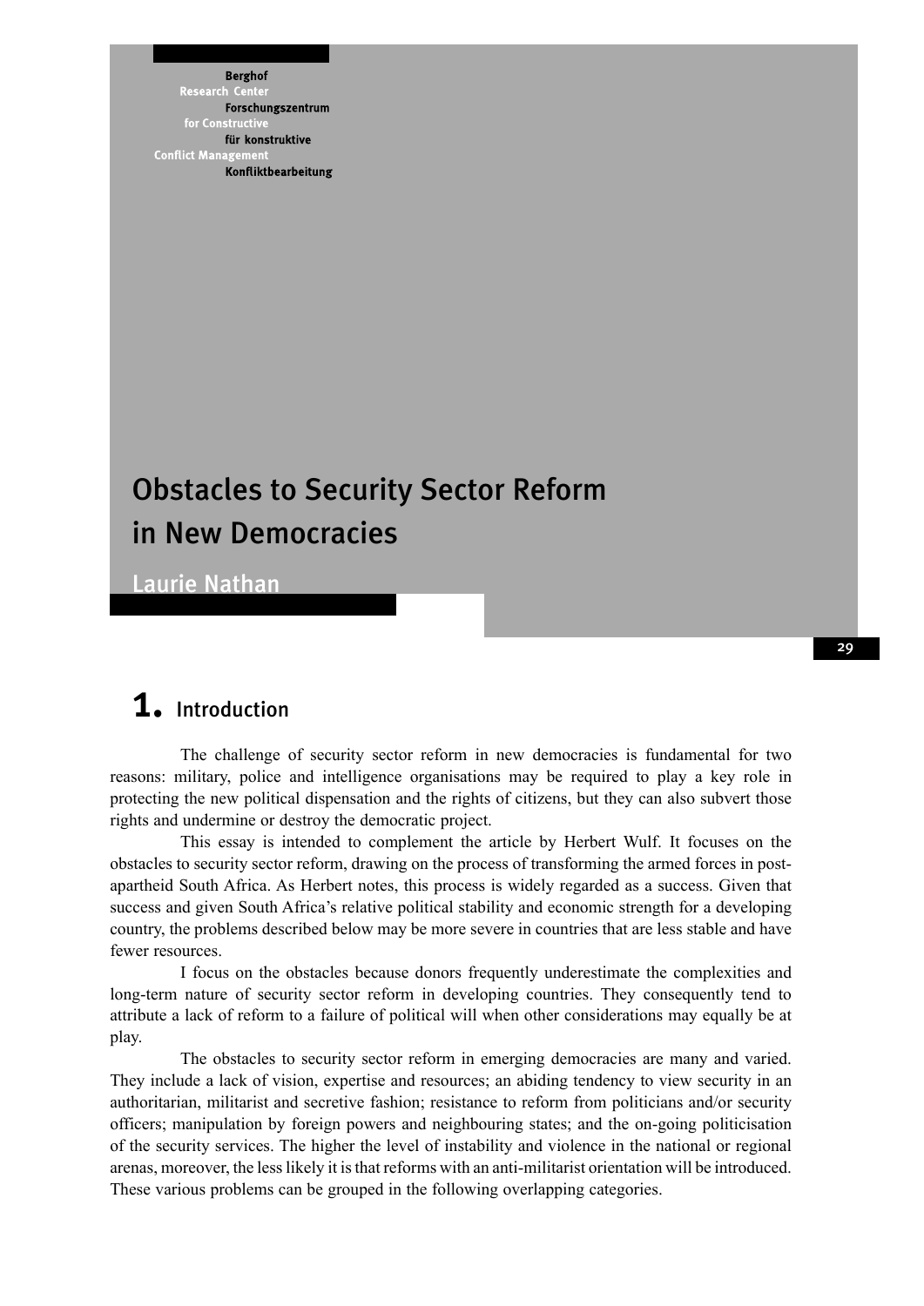Berghof Research Center for Constructive Conflict Management
Forschungszentrum für konstruktive Konfliktbearbeitung

# Obstacles to Security Sector Reform in New Democracies

Laurie Nathan

## 1. Introduction

The challenge of security sector reform in new democracies is fundamental for two reasons: military, police and intelligence organisations may be required to play a key role in protecting the new political dispensation and the rights of citizens, but they can also subvert those rights and undermine or destroy the democratic project.

This essay is intended to complement the article by Herbert Wulf. It focuses on the obstacles to security sector reform, drawing on the process of transforming the armed forces in post-apartheid South Africa. As Herbert notes, this process is widely regarded as a success. Given that success and given South Africa's relative political stability and economic strength for a developing country, the problems described below may be more severe in countries that are less stable and have fewer resources.

I focus on the obstacles because donors frequently underestimate the complexities and long-term nature of security sector reform in developing countries. They consequently tend to attribute a lack of reform to a failure of political will when other considerations may equally be at play.

The obstacles to security sector reform in emerging democracies are many and varied. They include a lack of vision, expertise and resources; an abiding tendency to view security in an authoritarian, militarist and secretive fashion; resistance to reform from politicians and/or security officers; manipulation by foreign powers and neighbouring states; and the on-going politicisation of the security services. The higher the level of instability and violence in the national or regional arenas, moreover, the less likely it is that reforms with an anti-militarist orientation will be introduced. These various problems can be grouped in the following overlapping categories.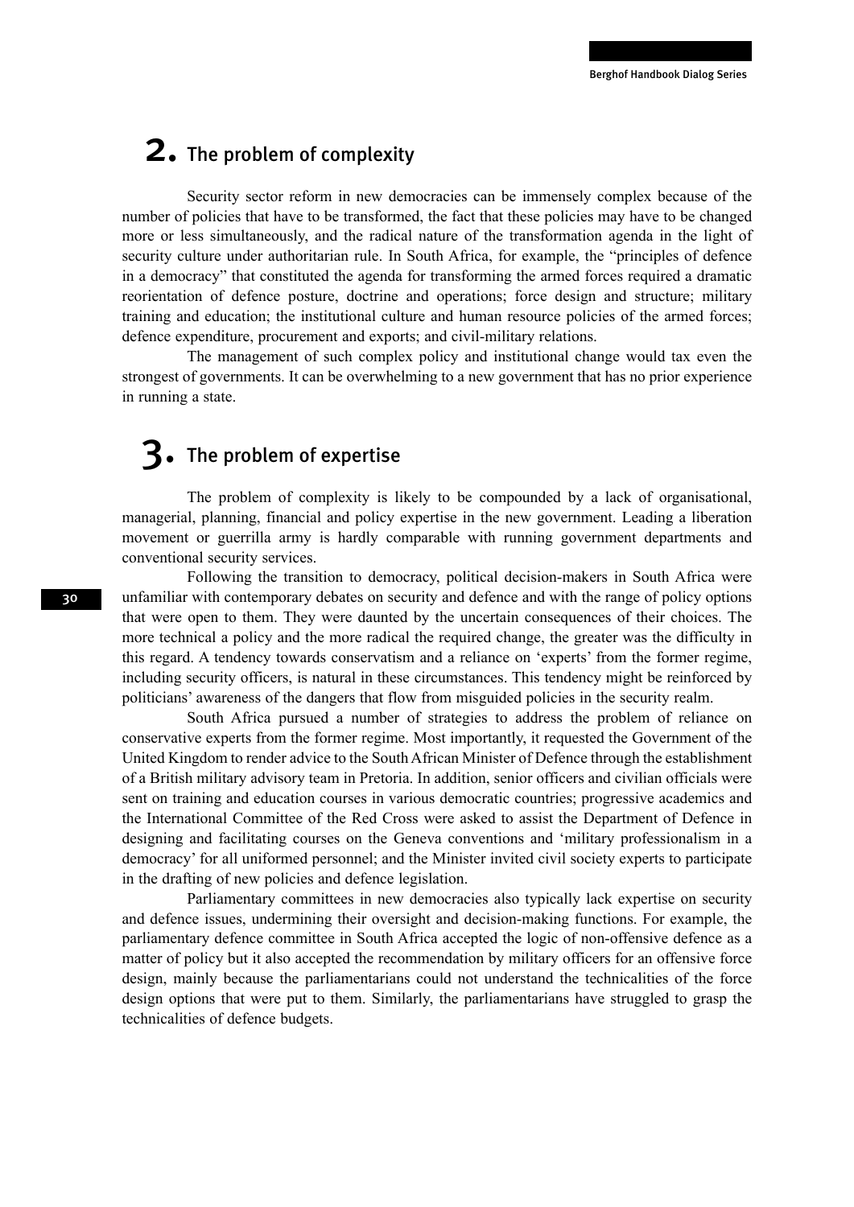## 2. The problem of complexity

Security sector reform in new democracies can be immensely complex because of the number of policies that have to be transformed, the fact that these policies may have to be changed more or less simultaneously, and the radical nature of the transformation agenda in the light of security culture under authoritarian rule. In South Africa, for example, the "principles of defence in a democracy" that constituted the agenda for transforming the armed forces required a dramatic reorientation of defence posture, doctrine and operations; force design and structure; military training and education; the institutional culture and human resource policies of the armed forces; defence expenditure, procurement and exports; and civil-military relations.

The management of such complex policy and institutional change would tax even the strongest of governments. It can be overwhelming to a new government that has no prior experience in running a state.

## 3. The problem of expertise

The problem of complexity is likely to be compounded by a lack of organisational, managerial, planning, financial and policy expertise in the new government. Leading a liberation movement or guerrilla army is hardly comparable with running government departments and conventional security services.

Following the transition to democracy, political decision-makers in South Africa were unfamiliar with contemporary debates on security and defence and with the range of policy options that were open to them. They were daunted by the uncertain consequences of their choices. The more technical a policy and the more radical the required change, the greater was the difficulty in this regard. A tendency towards conservatism and a reliance on 'experts' from the former regime, including security officers, is natural in these circumstances. This tendency might be reinforced by politicians' awareness of the dangers that flow from misguided policies in the security realm.

South Africa pursued a number of strategies to address the problem of reliance on conservative experts from the former regime. Most importantly, it requested the Government of the United Kingdom to render advice to the South African Minister of Defence through the establishment of a British military advisory team in Pretoria. In addition, senior officers and civilian officials were sent on training and education courses in various democratic countries; progressive academics and the International Committee of the Red Cross were asked to assist the Department of Defence in designing and facilitating courses on the Geneva conventions and 'military professionalism in a democracy' for all uniformed personnel; and the Minister invited civil society experts to participate in the drafting of new policies and defence legislation.

Parliamentary committees in new democracies also typically lack expertise on security and defence issues, undermining their oversight and decision-making functions. For example, the parliamentary defence committee in South Africa accepted the logic of non-offensive defence as a matter of policy but it also accepted the recommendation by military officers for an offensive force design, mainly because the parliamentarians could not understand the technicalities of the force design options that were put to them. Similarly, the parliamentarians have struggled to grasp the technicalities of defence budgets.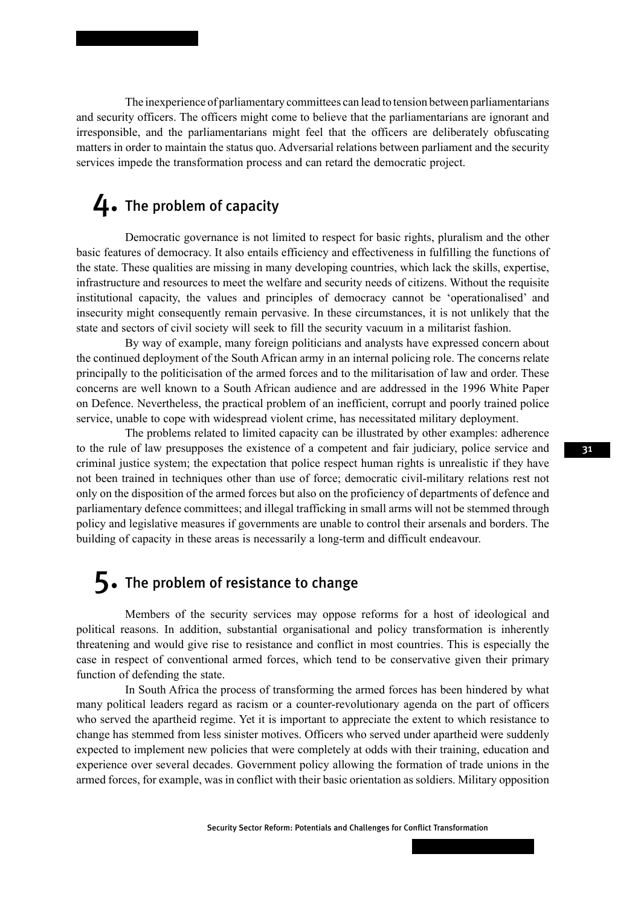The inexperience of parliamentary committees can lead to tension between parliamentarians and security officers. The officers might come to believe that the parliamentarians are ignorant and irresponsible, and the parliamentarians might feel that the officers are deliberately obfuscating matters in order to maintain the status quo. Adversarial relations between parliament and the security services impede the transformation process and can retard the democratic project.

## 4. The problem of capacity

Democratic governance is not limited to respect for basic rights, pluralism and the other basic features of democracy. It also entails efficiency and effectiveness in fulfilling the functions of the state. These qualities are missing in many developing countries, which lack the skills, expertise, infrastructure and resources to meet the welfare and security needs of citizens. Without the requisite institutional capacity, the values and principles of democracy cannot be 'operationalised' and insecurity might consequently remain pervasive. In these circumstances, it is not unlikely that the state and sectors of civil society will seek to fill the security vacuum in a militarist fashion.

By way of example, many foreign politicians and analysts have expressed concern about the continued deployment of the South African army in an internal policing role. The concerns relate principally to the politicisation of the armed forces and to the militarisation of law and order. These concerns are well known to a South African audience and are addressed in the 1996 White Paper on Defence. Nevertheless, the practical problem of an inefficient, corrupt and poorly trained police service, unable to cope with widespread violent crime, has necessitated military deployment.

The problems related to limited capacity can be illustrated by other examples: adherence to the rule of law presupposes the existence of a competent and fair judiciary, police service and criminal justice system; the expectation that police respect human rights is unrealistic if they have not been trained in techniques other than use of force; democratic civil-military relations rest not only on the disposition of the armed forces but also on the proficiency of departments of defence and parliamentary defence committees; and illegal trafficking in small arms will not be stemmed through policy and legislative measures if governments are unable to control their arsenals and borders. The building of capacity in these areas is necessarily a long-term and difficult endeavour.

## 5. The problem of resistance to change

Members of the security services may oppose reforms for a host of ideological and political reasons. In addition, substantial organisational and policy transformation is inherently threatening and would give rise to resistance and conflict in most countries. This is especially the case in respect of conventional armed forces, which tend to be conservative given their primary function of defending the state.

In South Africa the process of transforming the armed forces has been hindered by what many political leaders regard as racism or a counter-revolutionary agenda on the part of officers who served the apartheid regime. Yet it is important to appreciate the extent to which resistance to change has stemmed from less sinister motives. Officers who served under apartheid were suddenly expected to implement new policies that were completely at odds with their training, education and experience over several decades. Government policy allowing the formation of trade unions in the armed forces, for example, was in conflict with their basic orientation as soldiers. Military opposition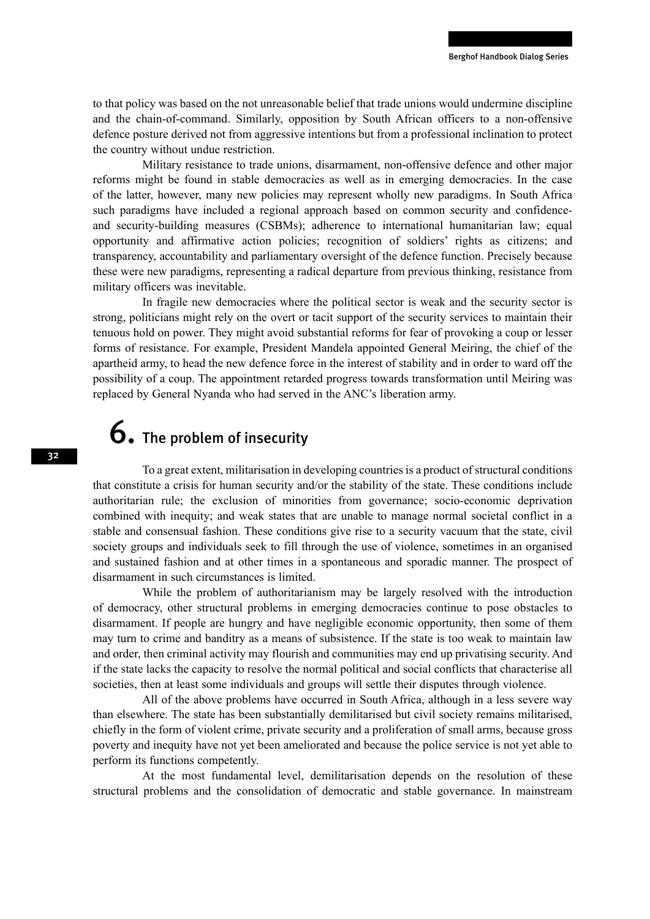to that policy was based on the not unreasonable belief that trade unions would undermine discipline and the chain-of-command. Similarly, opposition by South African officers to a non-offensive defence posture derived not from aggressive intentions but from a professional inclination to protect the country without undue restriction.

Military resistance to trade unions, disarmament, non-offensive defence and other major reforms might be found in stable democracies as well as in emerging democracies. In the case of the latter, however, many new policies may represent wholly new paradigms. In South Africa such paradigms have included a regional approach based on common security and confidence- and security-building measures (CSBMs); adherence to international humanitarian law; equal opportunity and affirmative action policies; recognition of soldiers' rights as citizens; and transparency, accountability and parliamentary oversight of the defence function. Precisely because these were new paradigms, representing a radical departure from previous thinking, resistance from military officers was inevitable.

In fragile new democracies where the political sector is weak and the security sector is strong, politicians might rely on the overt or tacit support of the security services to maintain their tenuous hold on power. They might avoid substantial reforms for fear of provoking a coup or lesser forms of resistance. For example, President Mandela appointed General Meiring, the chief of the apartheid army, to head the new defence force in the interest of stability and in order to ward off the possibility of a coup. The appointment retarded progress towards transformation until Meiring was replaced by General Nyanda who had served in the ANC's liberation army.

# 6. The problem of insecurity

To a great extent, militarisation in developing countries is a product of structural conditions that constitute a crisis for human security and/or the stability of the state. These conditions include authoritarian rule; the exclusion of minorities from governance; socio-economic deprivation combined with inequity; and weak states that are unable to manage normal societal conflict in a stable and consensual fashion. These conditions give rise to a security vacuum that the state, civil society groups and individuals seek to fill through the use of violence, sometimes in an organised and sustained fashion and at other times in a spontaneous and sporadic manner. The prospect of disarmament in such circumstances is limited.

While the problem of authoritarianism may be largely resolved with the introduction of democracy, other structural problems in emerging democracies continue to pose obstacles to disarmament. If people are hungry and have negligible economic opportunity, then some of them may turn to crime and banditry as a means of subsistence. If the state is too weak to maintain law and order, then criminal activity may flourish and communities may end up privatising security. And if the state lacks the capacity to resolve the normal political and social conflicts that characterise all societies, then at least some individuals and groups will settle their disputes through violence.

All of the above problems have occurred in South Africa, although in a less severe way than elsewhere. The state has been substantially demilitarised but civil society remains militarised, chiefly in the form of violent crime, private security and a proliferation of small arms, because gross poverty and inequity have not yet been ameliorated and because the police service is not yet able to perform its functions competently.

At the most fundamental level, demilitarisation depends on the resolution of these structural problems and the consolidation of democratic and stable governance. In mainstream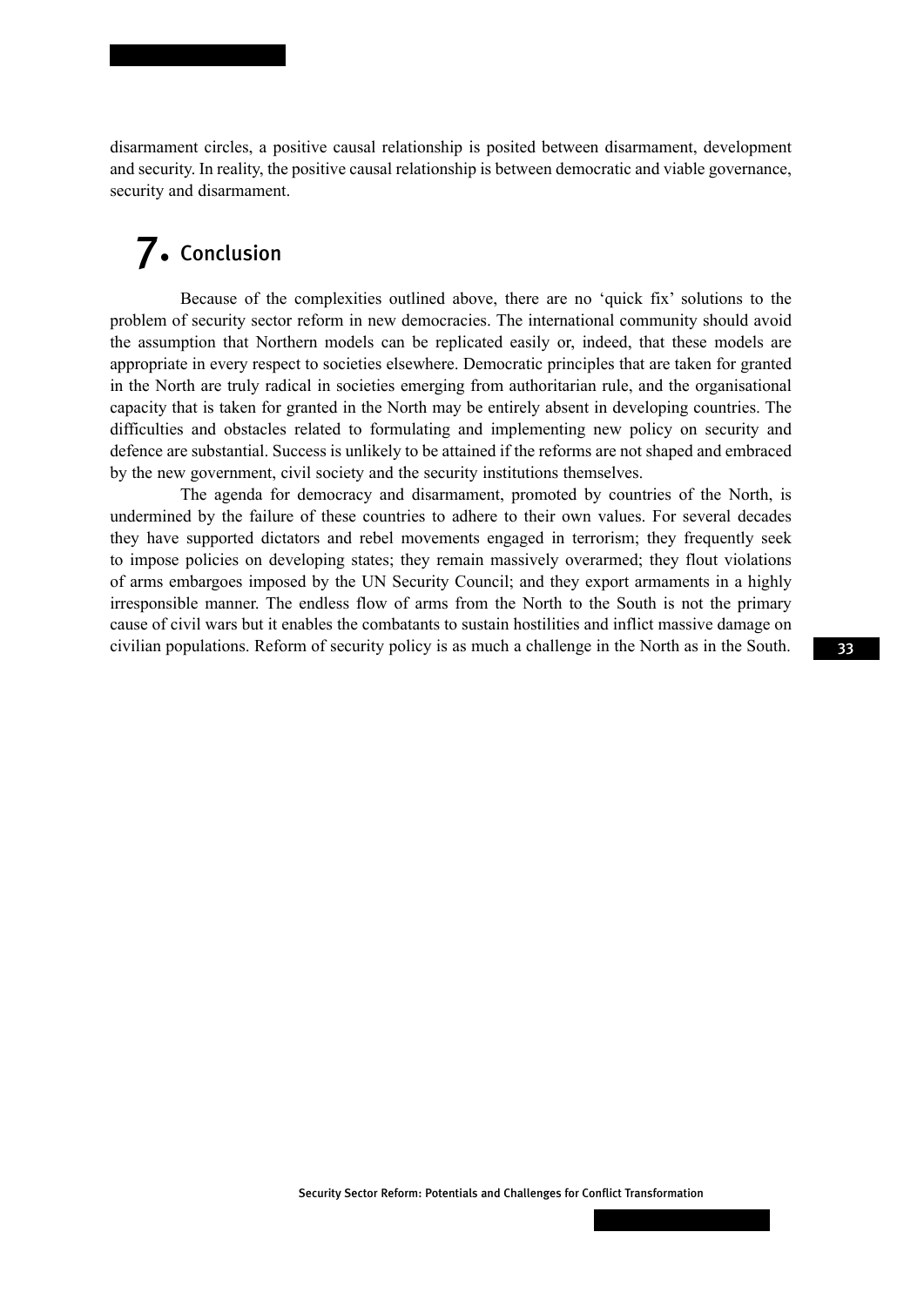disarmament circles, a positive causal relationship is posited between disarmament, development and security. In reality, the positive causal relationship is between democratic and viable governance, security and disarmament.

# 7. Conclusion

Because of the complexities outlined above, there are no 'quick fix' solutions to the problem of security sector reform in new democracies. The international community should avoid the assumption that Northern models can be replicated easily or, indeed, that these models are appropriate in every respect to societies elsewhere. Democratic principles that are taken for granted in the North are truly radical in societies emerging from authoritarian rule, and the organisational capacity that is taken for granted in the North may be entirely absent in developing countries. The difficulties and obstacles related to formulating and implementing new policy on security and defence are substantial. Success is unlikely to be attained if the reforms are not shaped and embraced by the new government, civil society and the security institutions themselves.

The agenda for democracy and disarmament, promoted by countries of the North, is undermined by the failure of these countries to adhere to their own values. For several decades they have supported dictators and rebel movements engaged in terrorism; they frequently seek to impose policies on developing states; they remain massively overarmed; they flout violations of arms embargoes imposed by the UN Security Council; and they export armaments in a highly irresponsible manner. The endless flow of arms from the North to the South is not the primary cause of civil wars but it enables the combatants to sustain hostilities and inflict massive damage on civilian populations. Reform of security policy is as much a challenge in the North as in the South.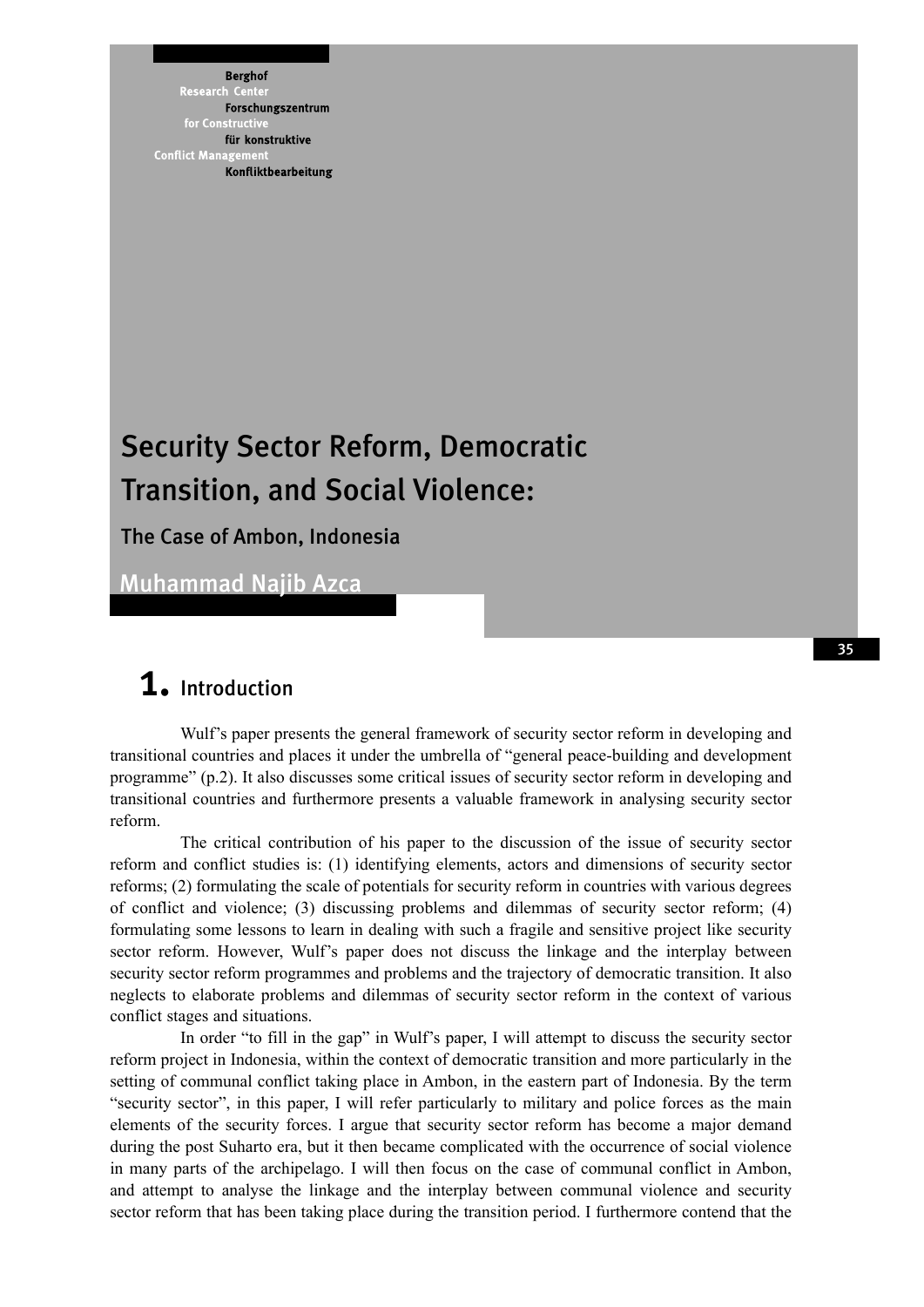Berghof
Research Center
Forschungszentrum
for Constructive
für konstruktive
Conflict Management
Konfliktbearbeitung

# Security Sector Reform, Democratic Transition, and Social Violence:

## The Case of Ambon, Indonesia

Muhammad Najib Azca

## 1. Introduction

Wulf's paper presents the general framework of security sector reform in developing and transitional countries and places it under the umbrella of "general peace-building and development programme" (p.2). It also discusses some critical issues of security sector reform in developing and transitional countries and furthermore presents a valuable framework in analysing security sector reform.

The critical contribution of his paper to the discussion of the issue of security sector reform and conflict studies is: (1) identifying elements, actors and dimensions of security sector reforms; (2) formulating the scale of potentials for security reform in countries with various degrees of conflict and violence; (3) discussing problems and dilemmas of security sector reform; (4) formulating some lessons to learn in dealing with such a fragile and sensitive project like security sector reform. However, Wulf's paper does not discuss the linkage and the interplay between security sector reform programmes and problems and the trajectory of democratic transition. It also neglects to elaborate problems and dilemmas of security sector reform in the context of various conflict stages and situations.

In order "to fill in the gap" in Wulf's paper, I will attempt to discuss the security sector reform project in Indonesia, within the context of democratic transition and more particularly in the setting of communal conflict taking place in Ambon, in the eastern part of Indonesia. By the term "security sector", in this paper, I will refer particularly to military and police forces as the main elements of the security forces. I argue that security sector reform has become a major demand during the post Suharto era, but it then became complicated with the occurrence of social violence in many parts of the archipelago. I will then focus on the case of communal conflict in Ambon, and attempt to analyse the linkage and the interplay between communal violence and security sector reform that has been taking place during the transition period. I furthermore contend that the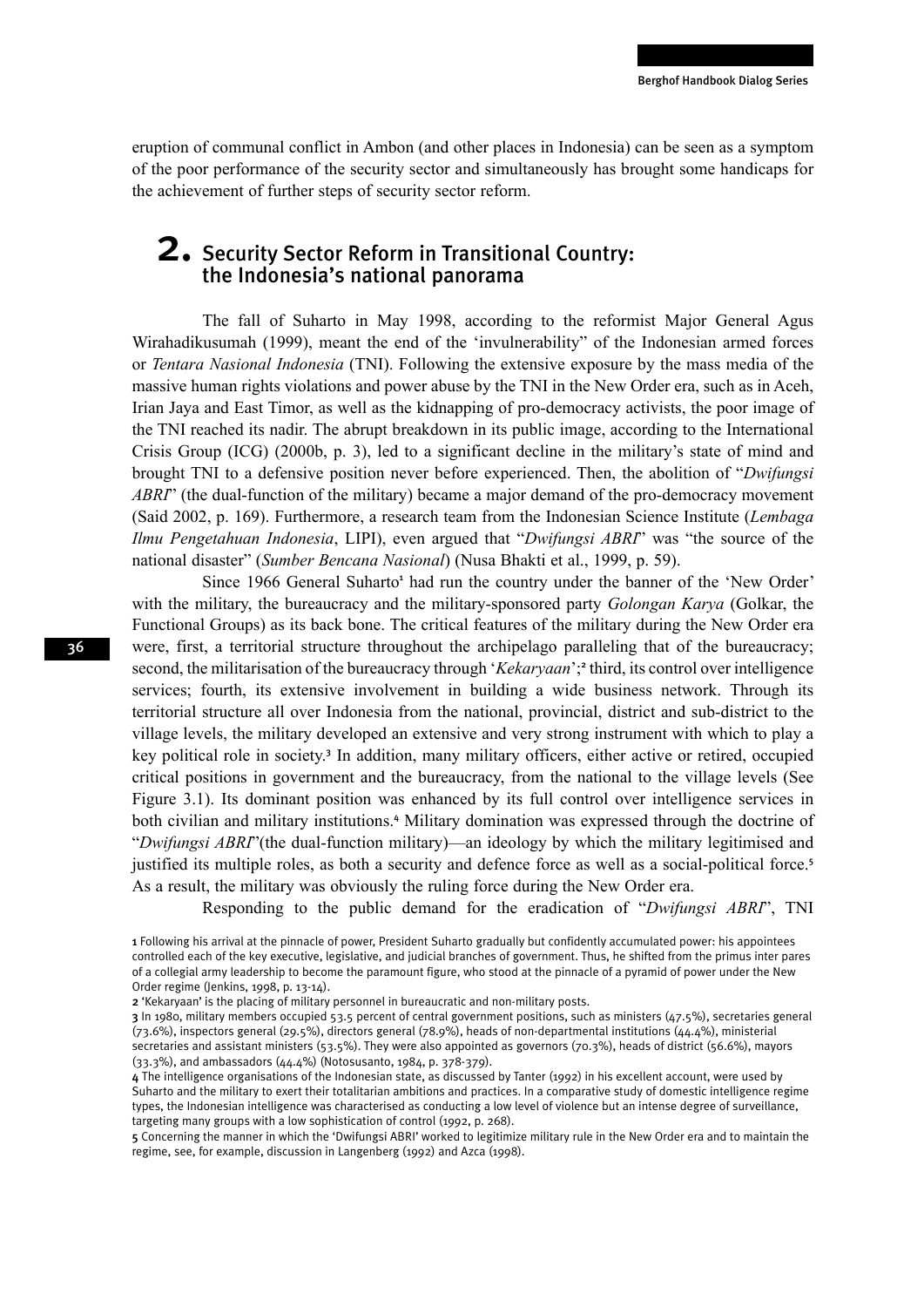eruption of communal conflict in Ambon (and other places in Indonesia) can be seen as a symptom of the poor performance of the security sector and simultaneously has brought some handicaps for the achievement of further steps of security sector reform.

## 2. Security Sector Reform in Transitional Country: the Indonesia's national panorama

The fall of Suharto in May 1998, according to the reformist Major General Agus Wirahadikusumah (1999), meant the end of the 'invulnerability" of the Indonesian armed forces or *Tentara Nasional Indonesia* (TNI). Following the extensive exposure by the mass media of the massive human rights violations and power abuse by the TNI in the New Order era, such as in Aceh, Irian Jaya and East Timor, as well as the kidnapping of pro-democracy activists, the poor image of the TNI reached its nadir. The abrupt breakdown in its public image, according to the International Crisis Group (ICG) (2000b, p. 3), led to a significant decline in the military's state of mind and brought TNI to a defensive position never before experienced. Then, the abolition of "*Dwifungsi ABRI*" (the dual-function of the military) became a major demand of the pro-democracy movement (Said 2002, p. 169). Furthermore, a research team from the Indonesian Science Institute (*Lembaga Ilmu Pengetahuan Indonesia*, LIPI), even argued that "*Dwifungsi ABRI*" was "the source of the national disaster" (*Sumber Bencana Nasional*) (Nusa Bhakti et al., 1999, p. 59).

Since 1966 General Suharto[1] had run the country under the banner of the 'New Order' with the military, the bureaucracy and the military-sponsored party *Golongan Karya* (Golkar, the Functional Groups) as its back bone. The critical features of the military during the New Order era were, first, a territorial structure throughout the archipelago paralleling that of the bureaucracy; second, the militarisation of the bureaucracy through '*Kekaryaan*';[2] third, its control over intelligence services; fourth, its extensive involvement in building a wide business network. Through its territorial structure all over Indonesia from the national, provincial, district and sub-district to the village levels, the military developed an extensive and very strong instrument with which to play a key political role in society.[3] In addition, many military officers, either active or retired, occupied critical positions in government and the bureaucracy, from the national to the village levels (See Figure 3.1). Its dominant position was enhanced by its full control over intelligence services in both civilian and military institutions.[4] Military domination was expressed through the doctrine of "*Dwifungsi ABRI*"(the dual-function military)—an ideology by which the military legitimised and justified its multiple roles, as both a security and defence force as well as a social-political force.[5] As a result, the military was obviously the ruling force during the New Order era.

Responding to the public demand for the eradication of "*Dwifungsi ABRI*", TNI

---

1 Following his arrival at the pinnacle of power, President Suharto gradually but confidently accumulated power: his appointees controlled each of the key executive, legislative, and judicial branches of government. Thus, he shifted from the primus inter pares of a collegial army leadership to become the paramount figure, who stood at the pinnacle of a pyramid of power under the New Order regime (Jenkins, 1998, p. 13-14).

2 'Kekaryaan' is the placing of military personnel in bureaucratic and non-military posts.

3 In 1980, military members occupied 53.5 percent of central government positions, such as ministers (47.5%), secretaries general (73.6%), inspectors general (29.5%), directors general (78.9%), heads of non-departmental institutions (44.4%), ministerial secretaries and assistant ministers (53.5%). They were also appointed as governors (70.3%), heads of district (56.6%), mayors (33.3%), and ambassadors (44.4%) (Notosusanto, 1984, p. 378-379).

4 The intelligence organisations of the Indonesian state, as discussed by Tanter (1992) in his excellent account, were used by Suharto and the military to exert their totalitarian ambitions and practices. In a comparative study of domestic intelligence regime types, the Indonesian intelligence was characterised as conducting a low level of violence but an intense degree of surveillance, targeting many groups with a low sophistication of control (1992, p. 268).

5 Concerning the manner in which the 'Dwifungsi ABRI' worked to legitimize military rule in the New Order era and to maintain the regime, see, for example, discussion in Langenberg (1992) and Azca (1998).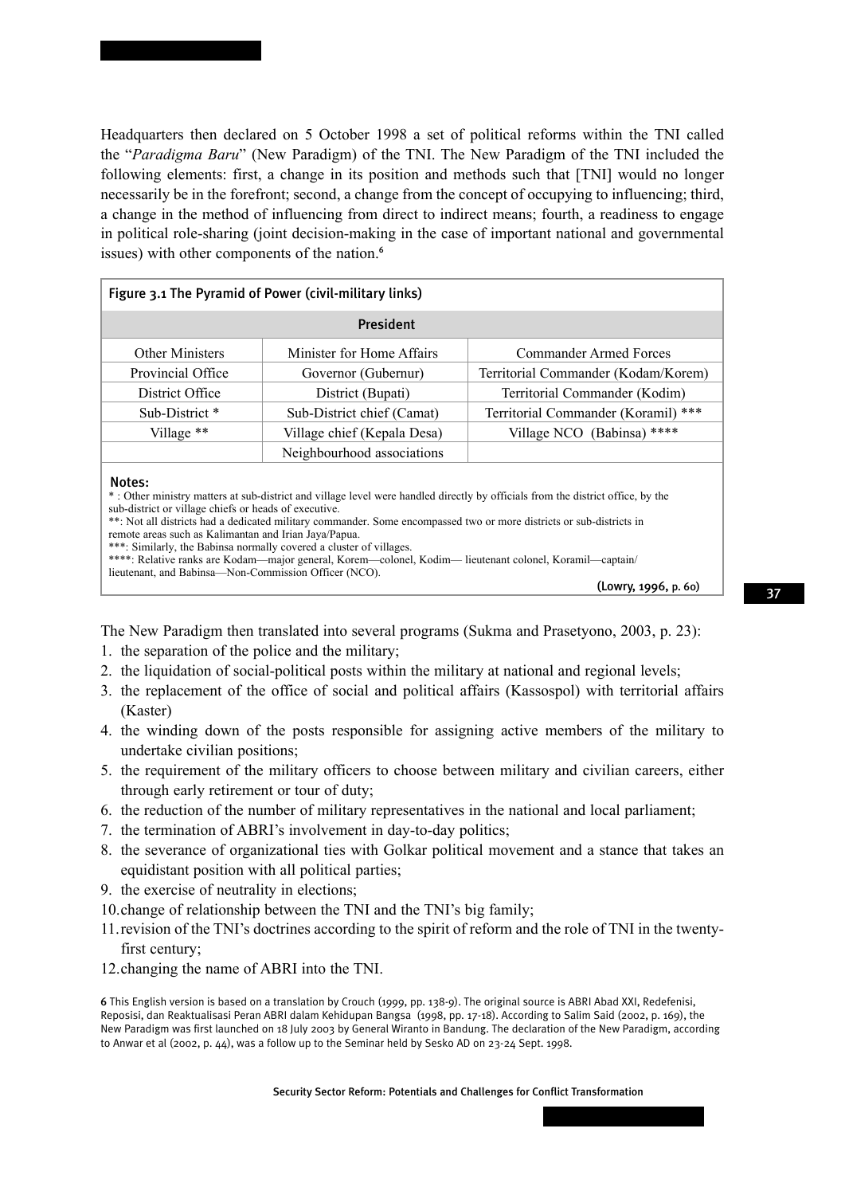Headquarters then declared on 5 October 1998 a set of political reforms within the TNI called the "*Paradigma Baru*" (New Paradigm) of the TNI. The New Paradigm of the TNI included the following elements: first, a change in its position and methods such that [TNI] would no longer necessarily be in the forefront; second, a change from the concept of occupying to influencing; third, a change in the method of influencing from direct to indirect means; fourth, a readiness to engage in political role-sharing (joint decision-making in the case of important national and governmental issues) with other components of the nation.[6]

**Figure 3.1 The Pyramid of Power (civil-military links)**

| President | | |
|---|---|---|
| Other Ministers | Minister for Home Affairs | Commander Armed Forces |
| Provincial Office | Governor (Gubernur) | Territorial Commander (Kodam/Korem) |
| District Office | District (Bupati) | Territorial Commander (Kodim) |
| Sub-District * | Sub-District chief (Camat) | Territorial Commander (Koramil) *** |
| Village ** | Village chief (Kepala Desa) | Village NCO (Babinsa) **** |
| | Neighbourhood associations | |

**Notes:**

* : Other ministry matters at sub-district and village level were handled directly by officials from the district office, by the sub-district or village chiefs or heads of executive.

**: Not all districts had a dedicated military commander. Some encompassed two or more districts or sub-districts in remote areas such as Kalimantan and Irian Jaya/Papua.

***: Similarly, the Babinsa normally covered a cluster of villages.

****: Relative ranks are Kodam—major general, Korem—colonel, Kodim— lieutenant colonel, Koramil—captain/ lieutenant, and Babinsa—Non-Commission Officer (NCO).

(Lowry, 1996, p. 60)

The New Paradigm then translated into several programs (Sukma and Prasetyono, 2003, p. 23):

1. the separation of the police and the military;
2. the liquidation of social-political posts within the military at national and regional levels;
3. the replacement of the office of social and political affairs (Kassospol) with territorial affairs (Kaster)
4. the winding down of the posts responsible for assigning active members of the military to undertake civilian positions;
5. the requirement of the military officers to choose between military and civilian careers, either through early retirement or tour of duty;
6. the reduction of the number of military representatives in the national and local parliament;
7. the termination of ABRI's involvement in day-to-day politics;
8. the severance of organizational ties with Golkar political movement and a stance that takes an equidistant position with all political parties;
9. the exercise of neutrality in elections;
10. change of relationship between the TNI and the TNI's big family;
11. revision of the TNI's doctrines according to the spirit of reform and the role of TNI in the twenty-first century;
12. changing the name of ABRI into the TNI.

[6] This English version is based on a translation by Crouch (1999, pp. 138-9). The original source is ABRI Abad XXI, Redefenisi, Reposisi, dan Reaktualisasi Peran ABRI dalam Kehidupan Bangsa (1998, pp. 17-18). According to Salim Said (2002, p. 169), the New Paradigm was first launched on 18 July 2003 by General Wiranto in Bandung. The declaration of the New Paradigm, according to Anwar et al (2002, p. 44), was a follow up to the Seminar held by Sesko AD on 23-24 Sept. 1998.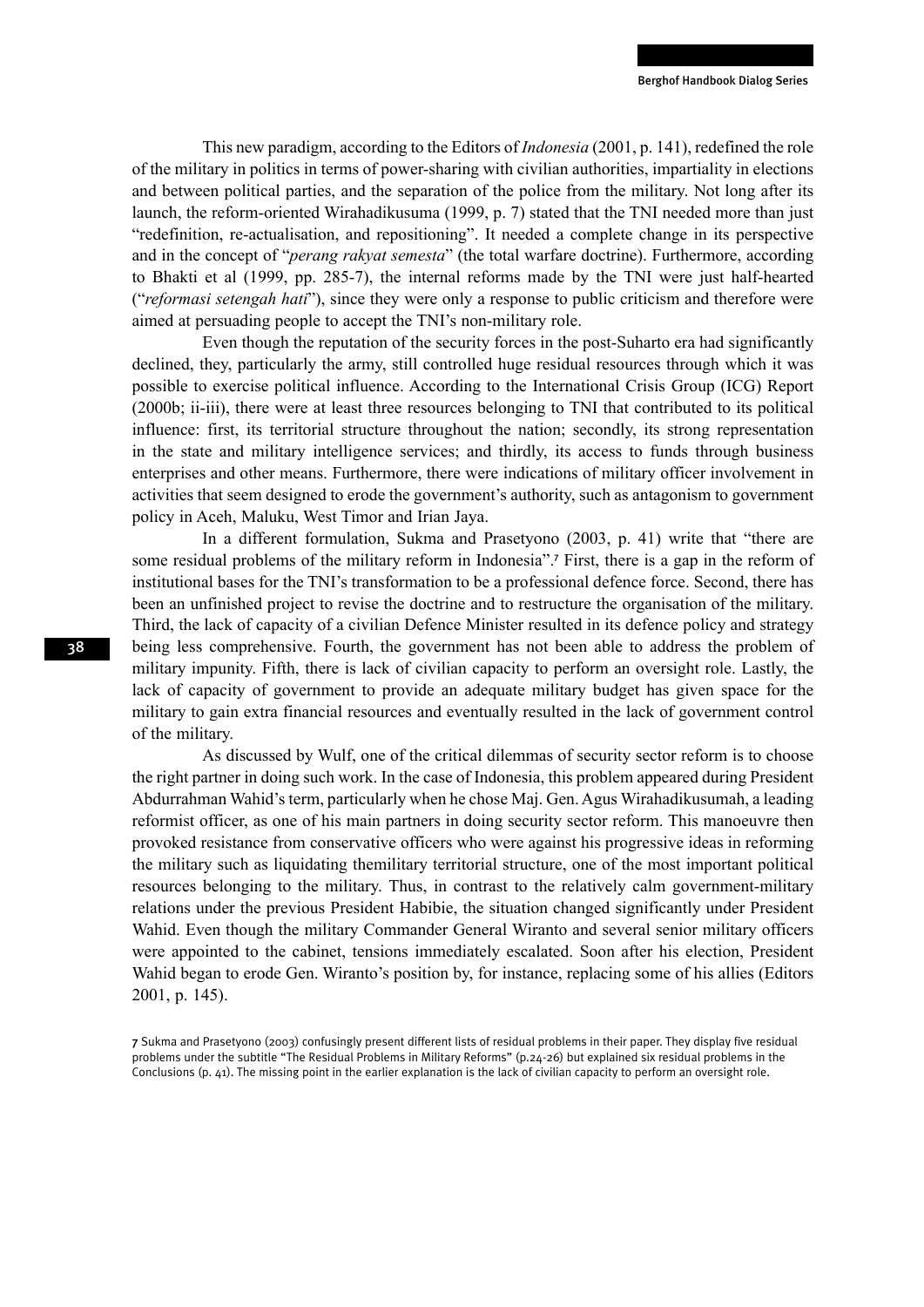This new paradigm, according to the Editors of *Indonesia* (2001, p. 141), redefined the role of the military in politics in terms of power-sharing with civilian authorities, impartiality in elections and between political parties, and the separation of the police from the military. Not long after its launch, the reform-oriented Wirahadikusuma (1999, p. 7) stated that the TNI needed more than just "redefinition, re-actualisation, and repositioning". It needed a complete change in its perspective and in the concept of "*perang rakyat semesta*" (the total warfare doctrine). Furthermore, according to Bhakti et al (1999, pp. 285-7), the internal reforms made by the TNI were just half-hearted ("*reformasi setengah hati*"), since they were only a response to public criticism and therefore were aimed at persuading people to accept the TNI's non-military role.

Even though the reputation of the security forces in the post-Suharto era had significantly declined, they, particularly the army, still controlled huge residual resources through which it was possible to exercise political influence. According to the International Crisis Group (ICG) Report (2000b; ii-iii), there were at least three resources belonging to TNI that contributed to its political influence: first, its territorial structure throughout the nation; secondly, its strong representation in the state and military intelligence services; and thirdly, its access to funds through business enterprises and other means. Furthermore, there were indications of military officer involvement in activities that seem designed to erode the government's authority, such as antagonism to government policy in Aceh, Maluku, West Timor and Irian Jaya.

In a different formulation, Sukma and Prasetyono (2003, p. 41) write that "there are some residual problems of the military reform in Indonesia".[7] First, there is a gap in the reform of institutional bases for the TNI's transformation to be a professional defence force. Second, there has been an unfinished project to revise the doctrine and to restructure the organisation of the military. Third, the lack of capacity of a civilian Defence Minister resulted in its defence policy and strategy being less comprehensive. Fourth, the government has not been able to address the problem of military impunity. Fifth, there is lack of civilian capacity to perform an oversight role. Lastly, the lack of capacity of government to provide an adequate military budget has given space for the military to gain extra financial resources and eventually resulted in the lack of government control of the military.

As discussed by Wulf, one of the critical dilemmas of security sector reform is to choose the right partner in doing such work. In the case of Indonesia, this problem appeared during President Abdurrahman Wahid's term, particularly when he chose Maj. Gen. Agus Wirahadikusumah, a leading reformist officer, as one of his main partners in doing security sector reform. This manoeuvre then provoked resistance from conservative officers who were against his progressive ideas in reforming the military such as liquidating themilitary territorial structure, one of the most important political resources belonging to the military. Thus, in contrast to the relatively calm government-military relations under the previous President Habibie, the situation changed significantly under President Wahid. Even though the military Commander General Wiranto and several senior military officers were appointed to the cabinet, tensions immediately escalated. Soon after his election, President Wahid began to erode Gen. Wiranto's position by, for instance, replacing some of his allies (Editors 2001, p. 145).

7 Sukma and Prasetyono (2003) confusingly present different lists of residual problems in their paper. They display five residual problems under the subtitle "The Residual Problems in Military Reforms" (p.24-26) but explained six residual problems in the Conclusions (p. 41). The missing point in the earlier explanation is the lack of civilian capacity to perform an oversight role.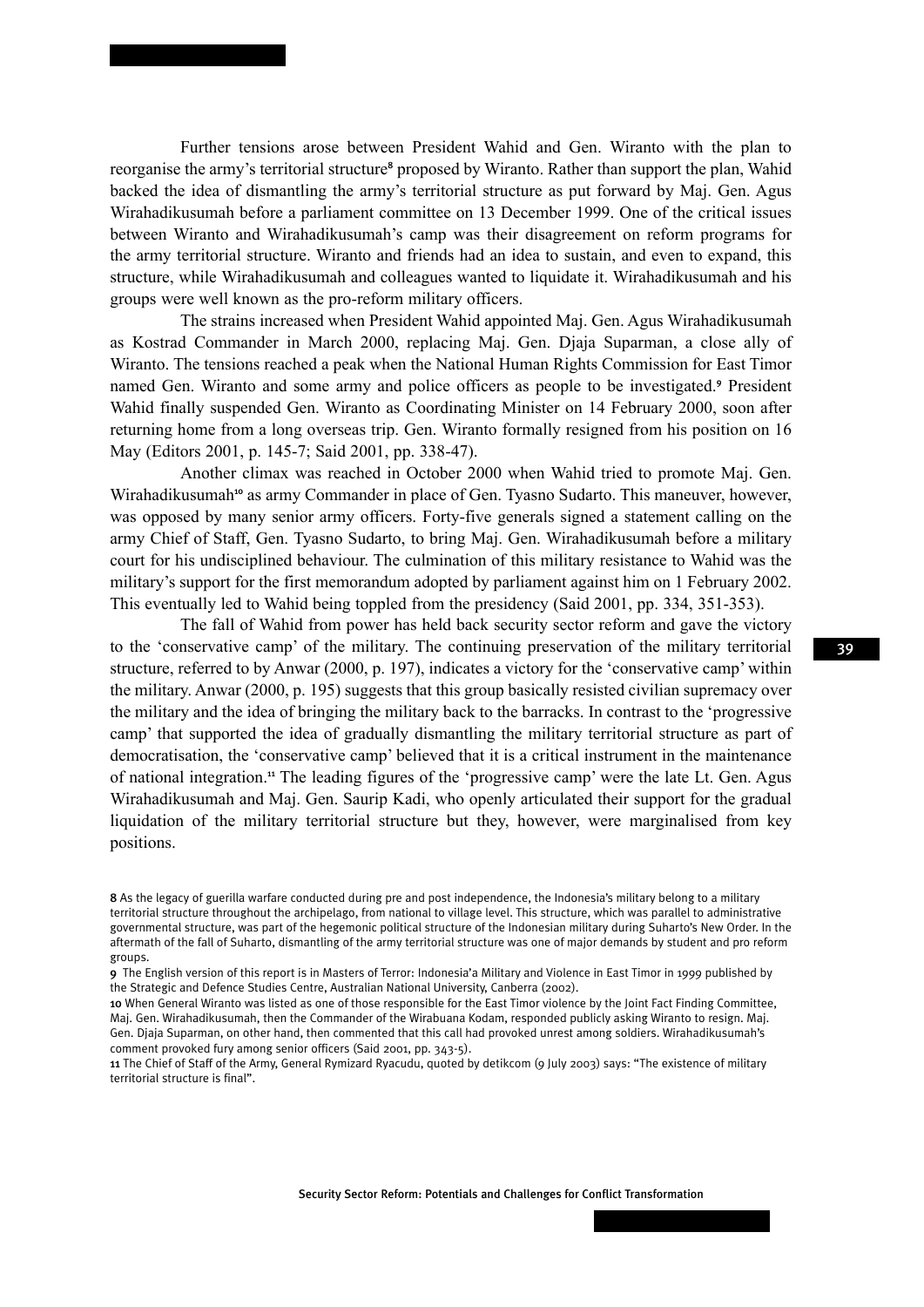Further tensions arose between President Wahid and Gen. Wiranto with the plan to reorganise the army's territorial structure[8] proposed by Wiranto. Rather than support the plan, Wahid backed the idea of dismantling the army's territorial structure as put forward by Maj. Gen. Agus Wirahadikusumah before a parliament committee on 13 December 1999. One of the critical issues between Wiranto and Wirahadikusumah's camp was their disagreement on reform programs for the army territorial structure. Wiranto and friends had an idea to sustain, and even to expand, this structure, while Wirahadikusumah and colleagues wanted to liquidate it. Wirahadikusumah and his groups were well known as the pro-reform military officers.

The strains increased when President Wahid appointed Maj. Gen. Agus Wirahadikusumah as Kostrad Commander in March 2000, replacing Maj. Gen. Djaja Suparman, a close ally of Wiranto. The tensions reached a peak when the National Human Rights Commission for East Timor named Gen. Wiranto and some army and police officers as people to be investigated.[9] President Wahid finally suspended Gen. Wiranto as Coordinating Minister on 14 February 2000, soon after returning home from a long overseas trip. Gen. Wiranto formally resigned from his position on 16 May (Editors 2001, p. 145-7; Said 2001, pp. 338-47).

Another climax was reached in October 2000 when Wahid tried to promote Maj. Gen. Wirahadikusumah[10] as army Commander in place of Gen. Tyasno Sudarto. This maneuver, however, was opposed by many senior army officers. Forty-five generals signed a statement calling on the army Chief of Staff, Gen. Tyasno Sudarto, to bring Maj. Gen. Wirahadikusumah before a military court for his undisciplined behaviour. The culmination of this military resistance to Wahid was the military's support for the first memorandum adopted by parliament against him on 1 February 2002. This eventually led to Wahid being toppled from the presidency (Said 2001, pp. 334, 351-353).

The fall of Wahid from power has held back security sector reform and gave the victory to the 'conservative camp' of the military. The continuing preservation of the military territorial structure, referred to by Anwar (2000, p. 197), indicates a victory for the 'conservative camp' within the military. Anwar (2000, p. 195) suggests that this group basically resisted civilian supremacy over the military and the idea of bringing the military back to the barracks. In contrast to the 'progressive camp' that supported the idea of gradually dismantling the military territorial structure as part of democratisation, the 'conservative camp' believed that it is a critical instrument in the maintenance of national integration.[11] The leading figures of the 'progressive camp' were the late Lt. Gen. Agus Wirahadikusumah and Maj. Gen. Saurip Kadi, who openly articulated their support for the gradual liquidation of the military territorial structure but they, however, were marginalised from key positions.

---

**8** As the legacy of guerilla warfare conducted during pre and post independence, the Indonesia's military belong to a military territorial structure throughout the archipelago, from national to village level. This structure, which was parallel to administrative governmental structure, was part of the hegemonic political structure of the Indonesian military during Suharto's New Order. In the aftermath of the fall of Suharto, dismantling of the army territorial structure was one of major demands by student and pro reform groups.

**9** The English version of this report is in Masters of Terror: Indonesia'a Military and Violence in East Timor in 1999 published by the Strategic and Defence Studies Centre, Australian National University, Canberra (2002).

**10** When General Wiranto was listed as one of those responsible for the East Timor violence by the Joint Fact Finding Committee, Maj. Gen. Wirahadikusumah, then the Commander of the Wirabuana Kodam, responded publicly asking Wiranto to resign. Maj. Gen. Djaja Suparman, on other hand, then commented that this call had provoked unrest among soldiers. Wirahadikusumah's comment provoked fury among senior officers (Said 2001, pp. 343-5).

**11** The Chief of Staff of the Army, General Rymizard Ryacudu, quoted by detikcom (9 July 2003) says: "The existence of military territorial structure is final".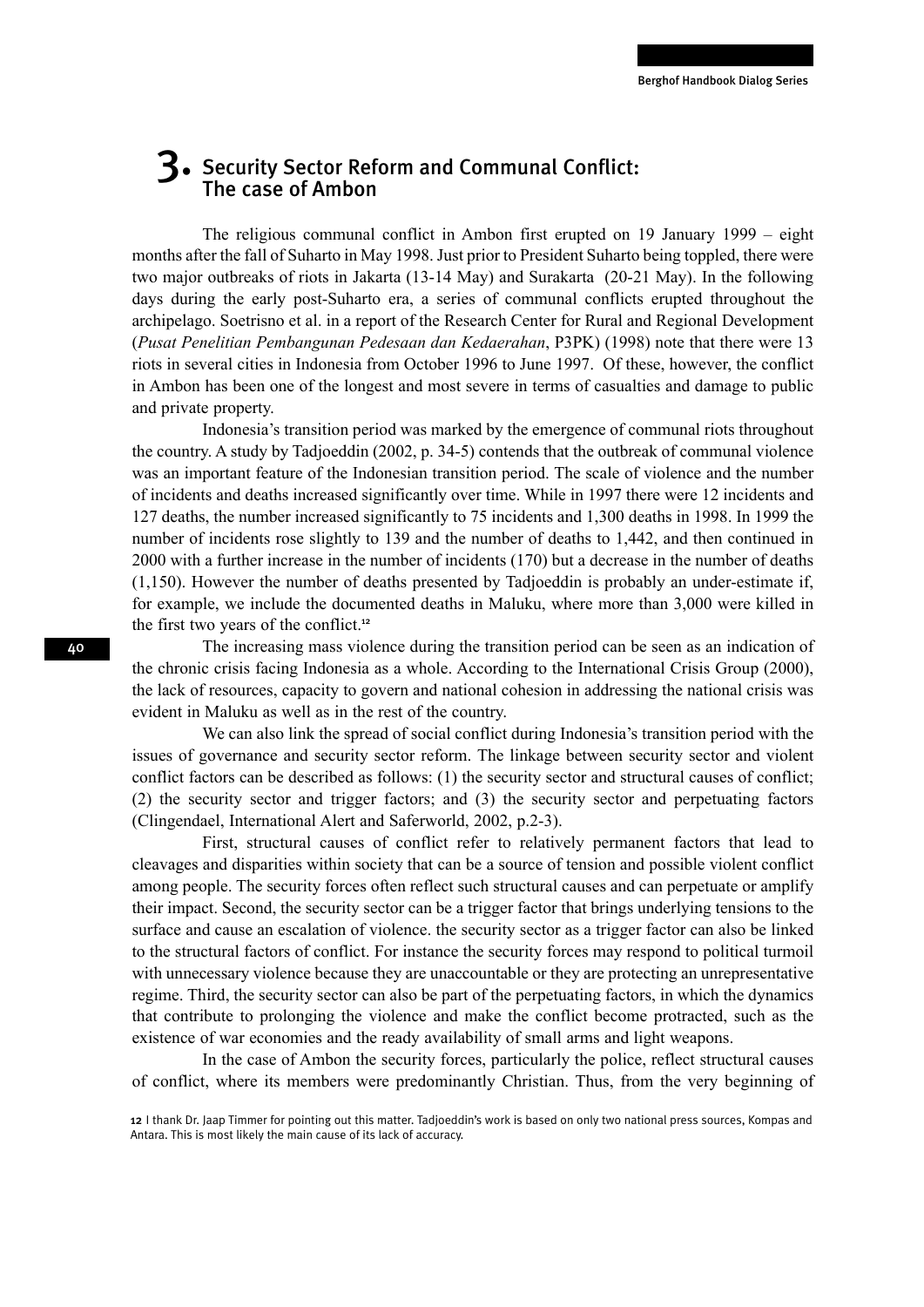# 3. Security Sector Reform and Communal Conflict: The case of Ambon

The religious communal conflict in Ambon first erupted on 19 January 1999 – eight months after the fall of Suharto in May 1998. Just prior to President Suharto being toppled, there were two major outbreaks of riots in Jakarta (13-14 May) and Surakarta (20-21 May). In the following days during the early post-Suharto era, a series of communal conflicts erupted throughout the archipelago. Soetrisno et al. in a report of the Research Center for Rural and Regional Development (*Pusat Penelitian Pembangunan Pedesaan dan Kedaerahan*, P3PK) (1998) note that there were 13 riots in several cities in Indonesia from October 1996 to June 1997. Of these, however, the conflict in Ambon has been one of the longest and most severe in terms of casualties and damage to public and private property.

Indonesia's transition period was marked by the emergence of communal riots throughout the country. A study by Tadjoeddin (2002, p. 34-5) contends that the outbreak of communal violence was an important feature of the Indonesian transition period. The scale of violence and the number of incidents and deaths increased significantly over time. While in 1997 there were 12 incidents and 127 deaths, the number increased significantly to 75 incidents and 1,300 deaths in 1998. In 1999 the number of incidents rose slightly to 139 and the number of deaths to 1,442, and then continued in 2000 with a further increase in the number of incidents (170) but a decrease in the number of deaths (1,150). However the number of deaths presented by Tadjoeddin is probably an under-estimate if, for example, we include the documented deaths in Maluku, where more than 3,000 were killed in the first two years of the conflict.[12]

The increasing mass violence during the transition period can be seen as an indication of the chronic crisis facing Indonesia as a whole. According to the International Crisis Group (2000), the lack of resources, capacity to govern and national cohesion in addressing the national crisis was evident in Maluku as well as in the rest of the country.

We can also link the spread of social conflict during Indonesia's transition period with the issues of governance and security sector reform. The linkage between security sector and violent conflict factors can be described as follows: (1) the security sector and structural causes of conflict; (2) the security sector and trigger factors; and (3) the security sector and perpetuating factors (Clingendael, International Alert and Saferworld, 2002, p.2-3).

First, structural causes of conflict refer to relatively permanent factors that lead to cleavages and disparities within society that can be a source of tension and possible violent conflict among people. The security forces often reflect such structural causes and can perpetuate or amplify their impact. Second, the security sector can be a trigger factor that brings underlying tensions to the surface and cause an escalation of violence. the security sector as a trigger factor can also be linked to the structural factors of conflict. For instance the security forces may respond to political turmoil with unnecessary violence because they are unaccountable or they are protecting an unrepresentative regime. Third, the security sector can also be part of the perpetuating factors, in which the dynamics that contribute to prolonging the violence and make the conflict become protracted, such as the existence of war economies and the ready availability of small arms and light weapons.

In the case of Ambon the security forces, particularly the police, reflect structural causes of conflict, where its members were predominantly Christian. Thus, from the very beginning of

[12] I thank Dr. Jaap Timmer for pointing out this matter. Tadjoeddin's work is based on only two national press sources, Kompas and Antara. This is most likely the main cause of its lack of accuracy.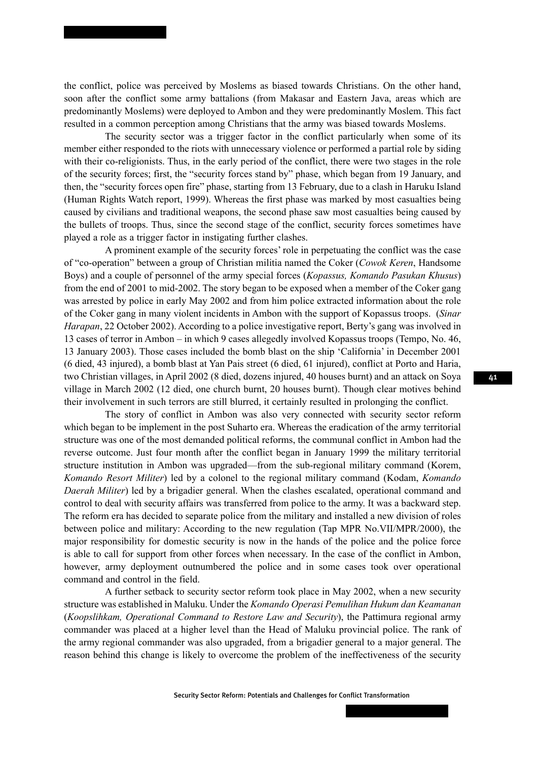the conflict, police was perceived by Moslems as biased towards Christians. On the other hand, soon after the conflict some army battalions (from Makasar and Eastern Java, areas which are predominantly Moslems) were deployed to Ambon and they were predominantly Moslem. This fact resulted in a common perception among Christians that the army was biased towards Moslems.

The security sector was a trigger factor in the conflict particularly when some of its member either responded to the riots with unnecessary violence or performed a partial role by siding with their co-religionists. Thus, in the early period of the conflict, there were two stages in the role of the security forces; first, the "security forces stand by" phase, which began from 19 January, and then, the "security forces open fire" phase, starting from 13 February, due to a clash in Haruku Island (Human Rights Watch report, 1999). Whereas the first phase was marked by most casualties being caused by civilians and traditional weapons, the second phase saw most casualties being caused by the bullets of troops. Thus, since the second stage of the conflict, security forces sometimes have played a role as a trigger factor in instigating further clashes.

A prominent example of the security forces' role in perpetuating the conflict was the case of "co-operation" between a group of Christian militia named the Coker (*Cowok Keren*, Handsome Boys) and a couple of personnel of the army special forces (*Kopassus, Komando Pasukan Khusus*) from the end of 2001 to mid-2002. The story began to be exposed when a member of the Coker gang was arrested by police in early May 2002 and from him police extracted information about the role of the Coker gang in many violent incidents in Ambon with the support of Kopassus troops. (*Sinar Harapan*, 22 October 2002). According to a police investigative report, Berty's gang was involved in 13 cases of terror in Ambon – in which 9 cases allegedly involved Kopassus troops (Tempo, No. 46, 13 January 2003). Those cases included the bomb blast on the ship 'California' in December 2001 (6 died, 43 injured), a bomb blast at Yan Pais street (6 died, 61 injured), conflict at Porto and Haria, two Christian villages, in April 2002 (8 died, dozens injured, 40 houses burnt) and an attack on Soya village in March 2002 (12 died, one church burnt, 20 houses burnt). Though clear motives behind their involvement in such terrors are still blurred, it certainly resulted in prolonging the conflict.

The story of conflict in Ambon was also very connected with security sector reform which began to be implement in the post Suharto era. Whereas the eradication of the army territorial structure was one of the most demanded political reforms, the communal conflict in Ambon had the reverse outcome. Just four month after the conflict began in January 1999 the military territorial structure institution in Ambon was upgraded—from the sub-regional military command (Korem, *Komando Resort Militer*) led by a colonel to the regional military command (Kodam, *Komando Daerah Militer*) led by a brigadier general. When the clashes escalated, operational command and control to deal with security affairs was transferred from police to the army. It was a backward step. The reform era has decided to separate police from the military and installed a new division of roles between police and military: According to the new regulation (Tap MPR No.VII/MPR/2000), the major responsibility for domestic security is now in the hands of the police and the police force is able to call for support from other forces when necessary. In the case of the conflict in Ambon, however, army deployment outnumbered the police and in some cases took over operational command and control in the field.

A further setback to security sector reform took place in May 2002, when a new security structure was established in Maluku. Under the *Komando Operasi Pemulihan Hukum dan Keamanan* (*Koopslihkam, Operational Command to Restore Law and Security*), the Pattimura regional army commander was placed at a higher level than the Head of Maluku provincial police. The rank of the army regional commander was also upgraded, from a brigadier general to a major general. The reason behind this change is likely to overcome the problem of the ineffectiveness of the security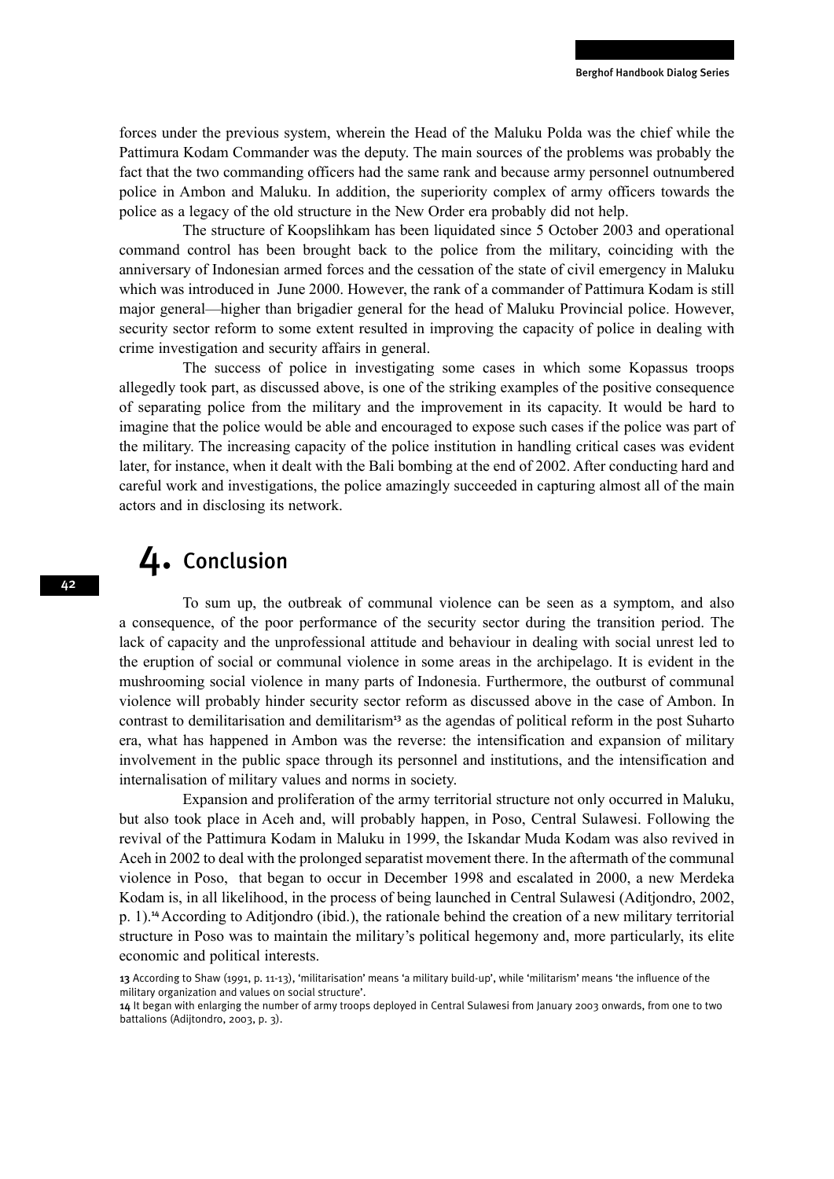forces under the previous system, wherein the Head of the Maluku Polda was the chief while the Pattimura Kodam Commander was the deputy. The main sources of the problems was probably the fact that the two commanding officers had the same rank and because army personnel outnumbered police in Ambon and Maluku. In addition, the superiority complex of army officers towards the police as a legacy of the old structure in the New Order era probably did not help.

The structure of Koopslihkam has been liquidated since 5 October 2003 and operational command control has been brought back to the police from the military, coinciding with the anniversary of Indonesian armed forces and the cessation of the state of civil emergency in Maluku which was introduced in June 2000. However, the rank of a commander of Pattimura Kodam is still major general—higher than brigadier general for the head of Maluku Provincial police. However, security sector reform to some extent resulted in improving the capacity of police in dealing with crime investigation and security affairs in general.

The success of police in investigating some cases in which some Kopassus troops allegedly took part, as discussed above, is one of the striking examples of the positive consequence of separating police from the military and the improvement in its capacity. It would be hard to imagine that the police would be able and encouraged to expose such cases if the police was part of the military. The increasing capacity of the police institution in handling critical cases was evident later, for instance, when it dealt with the Bali bombing at the end of 2002. After conducting hard and careful work and investigations, the police amazingly succeeded in capturing almost all of the main actors and in disclosing its network.

# 4. Conclusion

To sum up, the outbreak of communal violence can be seen as a symptom, and also a consequence, of the poor performance of the security sector during the transition period. The lack of capacity and the unprofessional attitude and behaviour in dealing with social unrest led to the eruption of social or communal violence in some areas in the archipelago. It is evident in the mushrooming social violence in many parts of Indonesia. Furthermore, the outburst of communal violence will probably hinder security sector reform as discussed above in the case of Ambon. In contrast to demilitarisation and demilitarism[13] as the agendas of political reform in the post Suharto era, what has happened in Ambon was the reverse: the intensification and expansion of military involvement in the public space through its personnel and institutions, and the intensification and internalisation of military values and norms in society.

Expansion and proliferation of the army territorial structure not only occurred in Maluku, but also took place in Aceh and, will probably happen, in Poso, Central Sulawesi. Following the revival of the Pattimura Kodam in Maluku in 1999, the Iskandar Muda Kodam was also revived in Aceh in 2002 to deal with the prolonged separatist movement there. In the aftermath of the communal violence in Poso, that began to occur in December 1998 and escalated in 2000, a new Merdeka Kodam is, in all likelihood, in the process of being launched in Central Sulawesi (Aditjondro, 2002, p. 1).[14] According to Aditjondro (ibid.), the rationale behind the creation of a new military territorial structure in Poso was to maintain the military's political hegemony and, more particularly, its elite economic and political interests.

13 According to Shaw (1991, p. 11-13), 'militarisation' means 'a military build-up', while 'militarism' means 'the influence of the military organization and values on social structure'.

14 It began with enlarging the number of army troops deployed in Central Sulawesi from January 2003 onwards, from one to two battalions (Adijtondro, 2003, p. 3).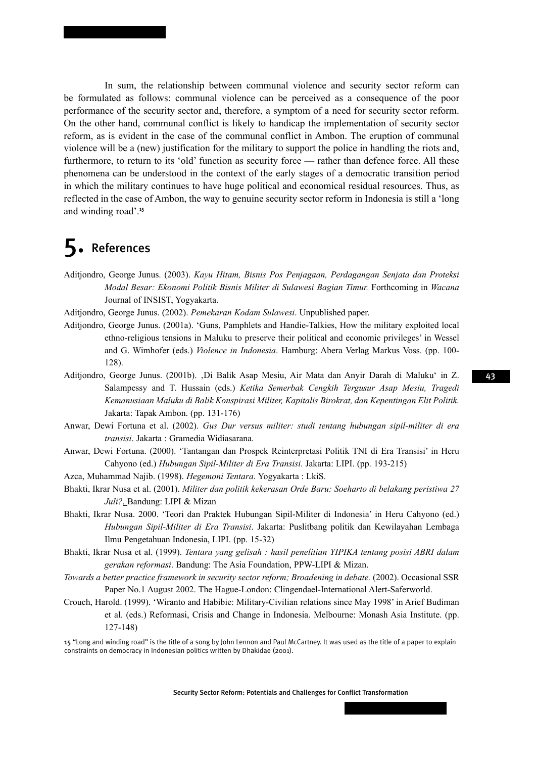In sum, the relationship between communal violence and security sector reform can be formulated as follows: communal violence can be perceived as a consequence of the poor performance of the security sector and, therefore, a symptom of a need for security sector reform. On the other hand, communal conflict is likely to handicap the implementation of security sector reform, as is evident in the case of the communal conflict in Ambon. The eruption of communal violence will be a (new) justification for the military to support the police in handling the riots and, furthermore, to return to its 'old' function as security force — rather than defence force. All these phenomena can be understood in the context of the early stages of a democratic transition period in which the military continues to have huge political and economical residual resources. Thus, as reflected in the case of Ambon, the way to genuine security sector reform in Indonesia is still a 'long and winding road'.[15]

# 5. References

Aditjondro, George Junus. (2003). *Kayu Hitam, Bisnis Pos Penjagaan, Perdagangan Senjata dan Proteksi Modal Besar: Ekonomi Politik Bisnis Militer di Sulawesi Bagian Timur.* Forthcoming in *Wacana* Journal of INSIST, Yogyakarta.

Aditjondro, George Junus. (2002). *Pemekaran Kodam Sulawesi*. Unpublished paper.

Aditjondro, George Junus. (2001a). 'Guns, Pamphlets and Handie-Talkies, How the military exploited local ethno-religious tensions in Maluku to preserve their political and economic privileges' in Wessel and G. Wimhofer (eds.) *Violence in Indonesia*. Hamburg: Abera Verlag Markus Voss. (pp. 100-128).

Aditjondro, George Junus. (2001b). ‚Di Balik Asap Mesiu, Air Mata dan Anyir Darah di Maluku' in Z. Salampessy and T. Hussain (eds.) *Ketika Semerbak Cengkih Tergusur Asap Mesiu, Tragedi Kemanusiaan Maluku di Balik Konspirasi Militer, Kapitalis Birokrat, dan Kepentingan Elit Politik.* Jakarta: Tapak Ambon. (pp. 131-176)

Anwar, Dewi Fortuna et al. (2002). *Gus Dur versus militer: studi tentang hubungan sipil-militer di era transisi*. Jakarta : Gramedia Widiasarana.

Anwar, Dewi Fortuna. (2000). 'Tantangan dan Prospek Reinterpretasi Politik TNI di Era Transisi' in Heru Cahyono (ed.) *Hubungan Sipil-Militer di Era Transisi.* Jakarta: LIPI. (pp. 193-215)

Azca, Muhammad Najib. (1998). *Hegemoni Tentara*. Yogyakarta : LkiS.

Bhakti, Ikrar Nusa et al. (2001). *Militer dan politik kekerasan Orde Baru: Soeharto di belakang peristiwa 27 Juli?*. Bandung: LIPI & Mizan

Bhakti, Ikrar Nusa. 2000. 'Teori dan Praktek Hubungan Sipil-Militer di Indonesia' in Heru Cahyono (ed.) *Hubungan Sipil-Militer di Era Transisi*. Jakarta: Puslitbang politik dan Kewilayahan Lembaga Ilmu Pengetahuan Indonesia, LIPI. (pp. 15-32)

Bhakti, Ikrar Nusa et al. (1999). *Tentara yang gelisah : hasil penelitian YIPIKA tentang posisi ABRI dalam gerakan reformasi*. Bandung: The Asia Foundation, PPW-LIPI & Mizan.

*Towards a better practice framework in security sector reform; Broadening in debate.* (2002). Occasional SSR Paper No.1 August 2002. The Hague-London: Clingendael-International Alert-Saferworld.

Crouch, Harold. (1999). 'Wiranto and Habibie: Military-Civilian relations since May 1998' in Arief Budiman et al. (eds.) Reformasi, Crisis and Change in Indonesia. Melbourne: Monash Asia Institute. (pp. 127-148)

---

[15] "Long and winding road" is the title of a song by John Lennon and Paul McCartney. It was used as the title of a paper to explain constraints on democracy in Indonesian politics written by Dhakidae (2001).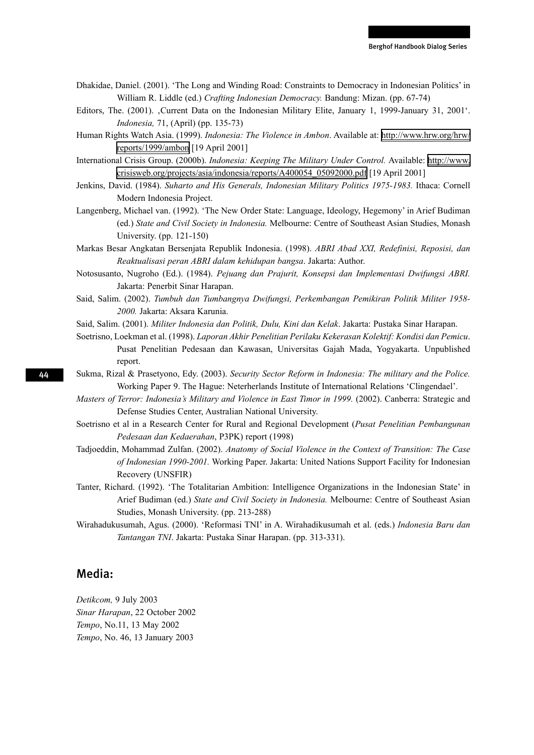Dhakidae, Daniel. (2001). 'The Long and Winding Road: Constraints to Democracy in Indonesian Politics' in William R. Liddle (ed.) *Crafting Indonesian Democracy.* Bandung: Mizan. (pp. 67-74)

Editors, The. (2001). ‚Current Data on the Indonesian Military Elite, January 1, 1999-January 31, 2001'. *Indonesia,* 71, (April) (pp. 135-73)

Human Rights Watch Asia. (1999). *Indonesia: The Violence in Ambon*. Available at: http://www.hrw.org/hrw/reports/1999/ambon [19 April 2001]

International Crisis Group. (2000b). *Indonesia: Keeping The Military Under Control.* Available: http://www.crisisweb.org/projects/asia/indonesia/reports/A400054_05092000.pdf [19 April 2001]

Jenkins, David. (1984). *Suharto and His Generals, Indonesian Military Politics 1975-1983.* Ithaca: Cornell Modern Indonesia Project.

Langenberg, Michael van. (1992). 'The New Order State: Language, Ideology, Hegemony' in Arief Budiman (ed.) *State and Civil Society in Indonesia.* Melbourne: Centre of Southeast Asian Studies, Monash University. (pp. 121-150)

Markas Besar Angkatan Bersenjata Republik Indonesia. (1998). *ABRI Abad XXI, Redefinisi, Reposisi, dan Reaktualisasi peran ABRI dalam kehidupan bangsa*. Jakarta: Author.

Notosusanto, Nugroho (Ed.). (1984). *Pejuang dan Prajurit, Konsepsi dan Implementasi Dwifungsi ABRI.* Jakarta: Penerbit Sinar Harapan.

Said, Salim. (2002). *Tumbuh dan Tumbangnya Dwifungsi, Perkembangan Pemikiran Politik Militer 1958-2000.* Jakarta: Aksara Karunia.

Said, Salim. (2001). *Militer Indonesia dan Politik, Dulu, Kini dan Kelak*. Jakarta: Pustaka Sinar Harapan.

Soetrisno, Loekman et al. (1998). *Laporan Akhir Penelitian Perilaku Kekerasan Kolektif: Kondisi dan Pemicu*. Pusat Penelitian Pedesaan dan Kawasan, Universitas Gajah Mada, Yogyakarta. Unpublished report.

Sukma, Rizal & Prasetyono, Edy. (2003). *Security Sector Reform in Indonesia: The military and the Police.* Working Paper 9. The Hague: Neterherlands Institute of International Relations 'Clingendael'.

*Masters of Terror: Indonesia's Military and Violence in East Timor in 1999.* (2002). Canberra: Strategic and Defense Studies Center, Australian National University.

Soetrisno et al in a Research Center for Rural and Regional Development (*Pusat Penelitian Pembangunan Pedesaan dan Kedaerahan*, P3PK) report (1998)

Tadjoeddin, Mohammad Zulfan. (2002). *Anatomy of Social Violence in the Context of Transition: The Case of Indonesian 1990-2001.* Working Paper. Jakarta: United Nations Support Facility for Indonesian Recovery (UNSFIR)

Tanter, Richard. (1992). 'The Totalitarian Ambition: Intelligence Organizations in the Indonesian State' in Arief Budiman (ed.) *State and Civil Society in Indonesia.* Melbourne: Centre of Southeast Asian Studies, Monash University. (pp. 213-288)

Wirahadukusumah, Agus. (2000). 'Reformasi TNI' in A. Wirahadikusumah et al. (eds.) *Indonesia Baru dan Tantangan TNI*. Jakarta: Pustaka Sinar Harapan. (pp. 313-331).

## Media:

*Detikcom,* 9 July 2003
*Sinar Harapan*, 22 October 2002
*Tempo*, No.11, 13 May 2002
*Tempo*, No. 46, 13 January 2003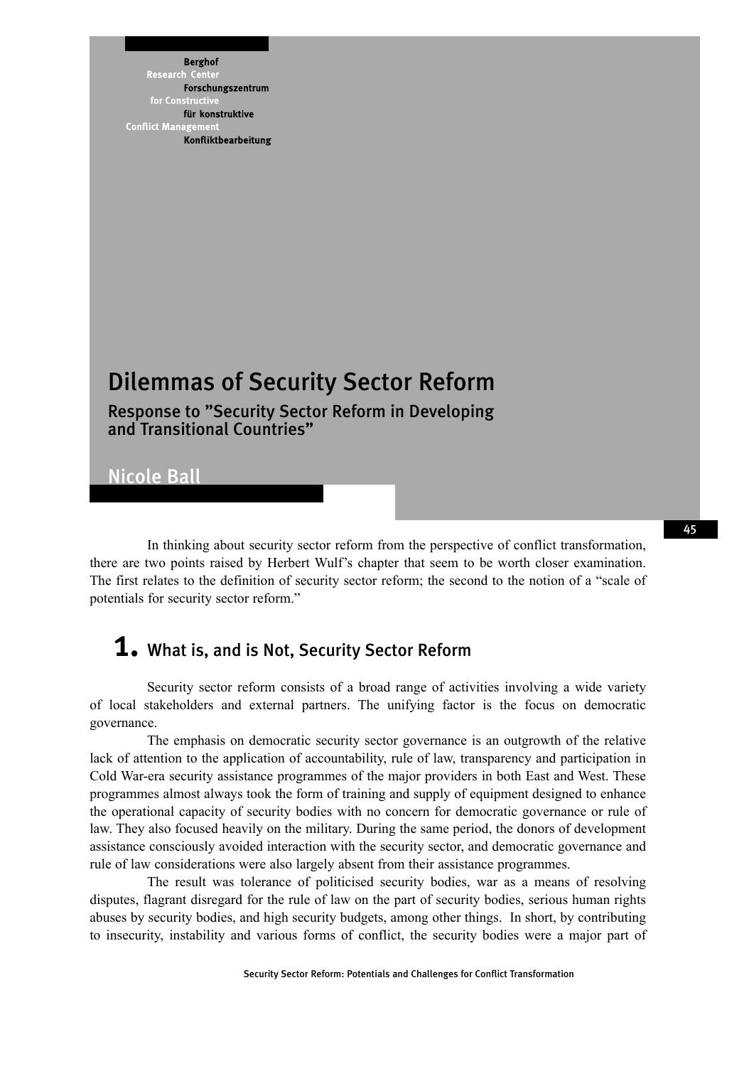Berghof Research Center for Constructive Conflict Management

Forschungszentrum für konstruktive Konfliktbearbeitung

# Dilemmas of Security Sector Reform

## Response to "Security Sector Reform in Developing and Transitional Countries"

Nicole Ball

In thinking about security sector reform from the perspective of conflict transformation, there are two points raised by Herbert Wulf's chapter that seem to be worth closer examination. The first relates to the definition of security sector reform; the second to the notion of a "scale of potentials for security sector reform."

## 1. What is, and is Not, Security Sector Reform

Security sector reform consists of a broad range of activities involving a wide variety of local stakeholders and external partners. The unifying factor is the focus on democratic governance.

The emphasis on democratic security sector governance is an outgrowth of the relative lack of attention to the application of accountability, rule of law, transparency and participation in Cold War-era security assistance programmes of the major providers in both East and West. These programmes almost always took the form of training and supply of equipment designed to enhance the operational capacity of security bodies with no concern for democratic governance or rule of law. They also focused heavily on the military. During the same period, the donors of development assistance consciously avoided interaction with the security sector, and democratic governance and rule of law considerations were also largely absent from their assistance programmes.

The result was tolerance of politicised security bodies, war as a means of resolving disputes, flagrant disregard for the rule of law on the part of security bodies, serious human rights abuses by security bodies, and high security budgets, among other things. In short, by contributing to insecurity, instability and various forms of conflict, the security bodies were a major part of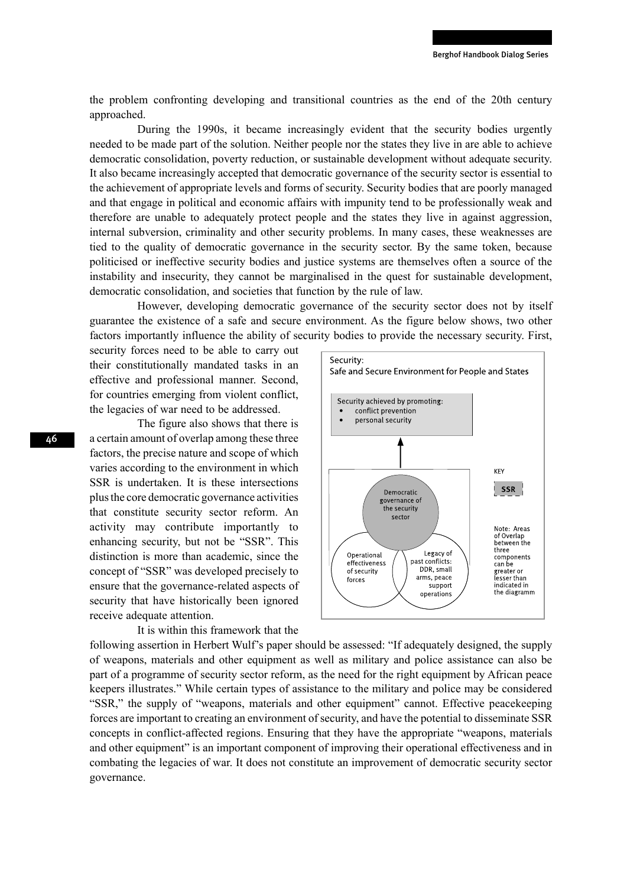the problem confronting developing and transitional countries as the end of the 20th century approached.

During the 1990s, it became increasingly evident that the security bodies urgently needed to be made part of the solution. Neither people nor the states they live in are able to achieve democratic consolidation, poverty reduction, or sustainable development without adequate security. It also became increasingly accepted that democratic governance of the security sector is essential to the achievement of appropriate levels and forms of security. Security bodies that are poorly managed and that engage in political and economic affairs with impunity tend to be professionally weak and therefore are unable to adequately protect people and the states they live in against aggression, internal subversion, criminality and other security problems. In many cases, these weaknesses are tied to the quality of democratic governance in the security sector. By the same token, because politicised or ineffective security bodies and justice systems are themselves often a source of the instability and insecurity, they cannot be marginalised in the quest for sustainable development, democratic consolidation, and societies that function by the rule of law.

However, developing democratic governance of the security sector does not by itself guarantee the existence of a safe and secure environment. As the figure below shows, two other factors importantly influence the ability of security bodies to provide the necessary security. First, security forces need to be able to carry out their constitutionally mandated tasks in an effective and professional manner. Second, for countries emerging from violent conflict, the legacies of war need to be addressed.

The figure also shows that there is a certain amount of overlap among these three factors, the precise nature and scope of which varies according to the environment in which SSR is undertaken. It is these intersections plus the core democratic governance activities that constitute security sector reform. An activity may contribute importantly to enhancing security, but not be "SSR". This distinction is more than academic, since the concept of "SSR" was developed precisely to ensure that the governance-related aspects of security that have historically been ignored receive adequate attention.

Security:
Safe and Secure Environment for People and States

Security achieved by promoting:
- conflict prevention
- personal security

Democratic governance of the security sector

Operational effectiveness of security forces

Legacy of past conflicts: DDR, small arms, peace support operations

KEY: SSR

Note: Areas of Overlap between the three components can be greater or lesser than indicated in the diagramm

It is within this framework that the following assertion in Herbert Wulf's paper should be assessed: "If adequately designed, the supply of weapons, materials and other equipment as well as military and police assistance can also be part of a programme of security sector reform, as the need for the right equipment by African peace keepers illustrates." While certain types of assistance to the military and police may be considered "SSR," the supply of "weapons, materials and other equipment" cannot. Effective peacekeeping forces are important to creating an environment of security, and have the potential to disseminate SSR concepts in conflict-affected regions. Ensuring that they have the appropriate "weapons, materials and other equipment" is an important component of improving their operational effectiveness and in combating the legacies of war. It does not constitute an improvement of democratic security sector governance.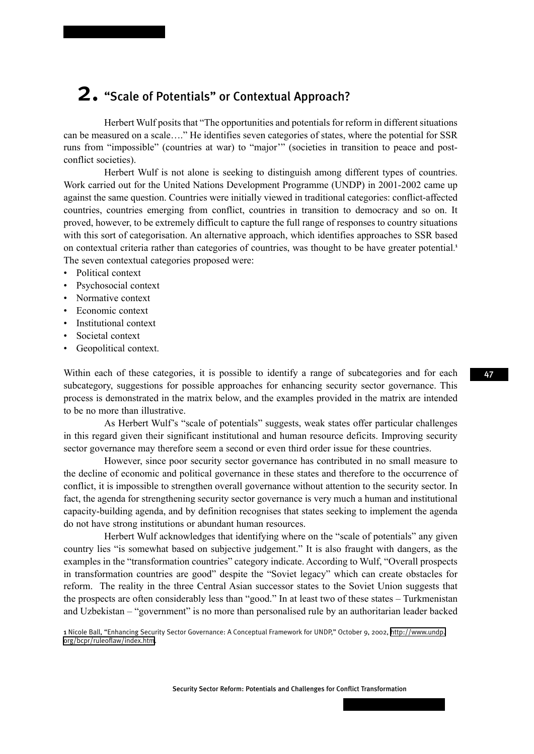# 2. "Scale of Potentials" or Contextual Approach?

Herbert Wulf posits that "The opportunities and potentials for reform in different situations can be measured on a scale…." He identifies seven categories of states, where the potential for SSR runs from "impossible" (countries at war) to "major'" (societies in transition to peace and post-conflict societies).

Herbert Wulf is not alone is seeking to distinguish among different types of countries. Work carried out for the United Nations Development Programme (UNDP) in 2001-2002 came up against the same question. Countries were initially viewed in traditional categories: conflict-affected countries, countries emerging from conflict, countries in transition to democracy and so on. It proved, however, to be extremely difficult to capture the full range of responses to country situations with this sort of categorisation. An alternative approach, which identifies approaches to SSR based on contextual criteria rather than categories of countries, was thought to be have greater potential.[1] The seven contextual categories proposed were:

- Political context
- Psychosocial context
- Normative context
- Economic context
- Institutional context
- Societal context
- Geopolitical context.

Within each of these categories, it is possible to identify a range of subcategories and for each subcategory, suggestions for possible approaches for enhancing security sector governance. This process is demonstrated in the matrix below, and the examples provided in the matrix are intended to be no more than illustrative.

As Herbert Wulf's "scale of potentials" suggests, weak states offer particular challenges in this regard given their significant institutional and human resource deficits. Improving security sector governance may therefore seem a second or even third order issue for these countries.

However, since poor security sector governance has contributed in no small measure to the decline of economic and political governance in these states and therefore to the occurrence of conflict, it is impossible to strengthen overall governance without attention to the security sector. In fact, the agenda for strengthening security sector governance is very much a human and institutional capacity-building agenda, and by definition recognises that states seeking to implement the agenda do not have strong institutions or abundant human resources.

Herbert Wulf acknowledges that identifying where on the "scale of potentials" any given country lies "is somewhat based on subjective judgement." It is also fraught with dangers, as the examples in the "transformation countries" category indicate. According to Wulf, "Overall prospects in transformation countries are good" despite the "Soviet legacy" which can create obstacles for reform. The reality in the three Central Asian successor states to the Soviet Union suggests that the prospects are often considerably less than "good." In at least two of these states – Turkmenistan and Uzbekistan – "government" is no more than personalised rule by an authoritarian leader backed

1 Nicole Ball, "Enhancing Security Sector Governance: A Conceptual Framework for UNDP," October 9, 2002, http://www.undp.org/bcpr/ruleoflaw/index.htm.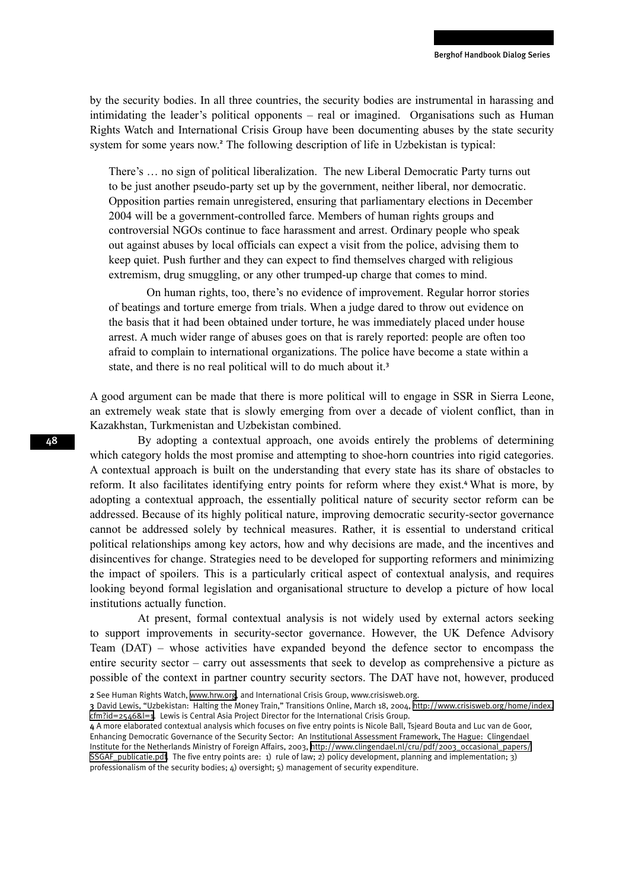by the security bodies. In all three countries, the security bodies are instrumental in harassing and intimidating the leader's political opponents – real or imagined. Organisations such as Human Rights Watch and International Crisis Group have been documenting abuses by the state security system for some years now.[2] The following description of life in Uzbekistan is typical:

> There's … no sign of political liberalization. The new Liberal Democratic Party turns out to be just another pseudo-party set up by the government, neither liberal, nor democratic. Opposition parties remain unregistered, ensuring that parliamentary elections in December 2004 will be a government-controlled farce. Members of human rights groups and controversial NGOs continue to face harassment and arrest. Ordinary people who speak out against abuses by local officials can expect a visit from the police, advising them to keep quiet. Push further and they can expect to find themselves charged with religious extremism, drug smuggling, or any other trumped-up charge that comes to mind.
>
> On human rights, too, there's no evidence of improvement. Regular horror stories of beatings and torture emerge from trials. When a judge dared to throw out evidence on the basis that it had been obtained under torture, he was immediately placed under house arrest. A much wider range of abuses goes on that is rarely reported: people are often too afraid to complain to international organizations. The police have become a state within a state, and there is no real political will to do much about it.[3]

A good argument can be made that there is more political will to engage in SSR in Sierra Leone, an extremely weak state that is slowly emerging from over a decade of violent conflict, than in Kazakhstan, Turkmenistan and Uzbekistan combined.

By adopting a contextual approach, one avoids entirely the problems of determining which category holds the most promise and attempting to shoe-horn countries into rigid categories. A contextual approach is built on the understanding that every state has its share of obstacles to reform. It also facilitates identifying entry points for reform where they exist.[4] What is more, by adopting a contextual approach, the essentially political nature of security sector reform can be addressed. Because of its highly political nature, improving democratic security-sector governance cannot be addressed solely by technical measures. Rather, it is essential to understand critical political relationships among key actors, how and why decisions are made, and the incentives and disincentives for change. Strategies need to be developed for supporting reformers and minimizing the impact of spoilers. This is a particularly critical aspect of contextual analysis, and requires looking beyond formal legislation and organisational structure to develop a picture of how local institutions actually function.

At present, formal contextual analysis is not widely used by external actors seeking to support improvements in security-sector governance. However, the UK Defence Advisory Team (DAT) – whose activities have expanded beyond the defence sector to encompass the entire security sector – carry out assessments that seek to develop as comprehensive a picture as possible of the context in partner country security sectors. The DAT have not, however, produced

---

2 See Human Rights Watch, www.hrw.org, and International Crisis Group, www.crisisweb.org.

3 David Lewis, "Uzbekistan: Halting the Money Train," Transitions Online, March 18, 2004, http://www.crisisweb.org/home/index.cfm?id=2546&l=1. Lewis is Central Asia Project Director for the International Crisis Group.

4 A more elaborated contextual analysis which focuses on five entry points is Nicole Ball, Tsjeard Bouta and Luc van de Goor, Enhancing Democratic Governance of the Security Sector: An Institutional Assessment Framework, The Hague: Clingendael Institute for the Netherlands Ministry of Foreign Affairs, 2003, http://www.clingendael.nl/cru/pdf/2003_occasional_papers/SSGAF_publicatie.pdf. The five entry points are: 1) rule of law; 2) policy development, planning and implementation; 3) professionalism of the security bodies; 4) oversight; 5) management of security expenditure.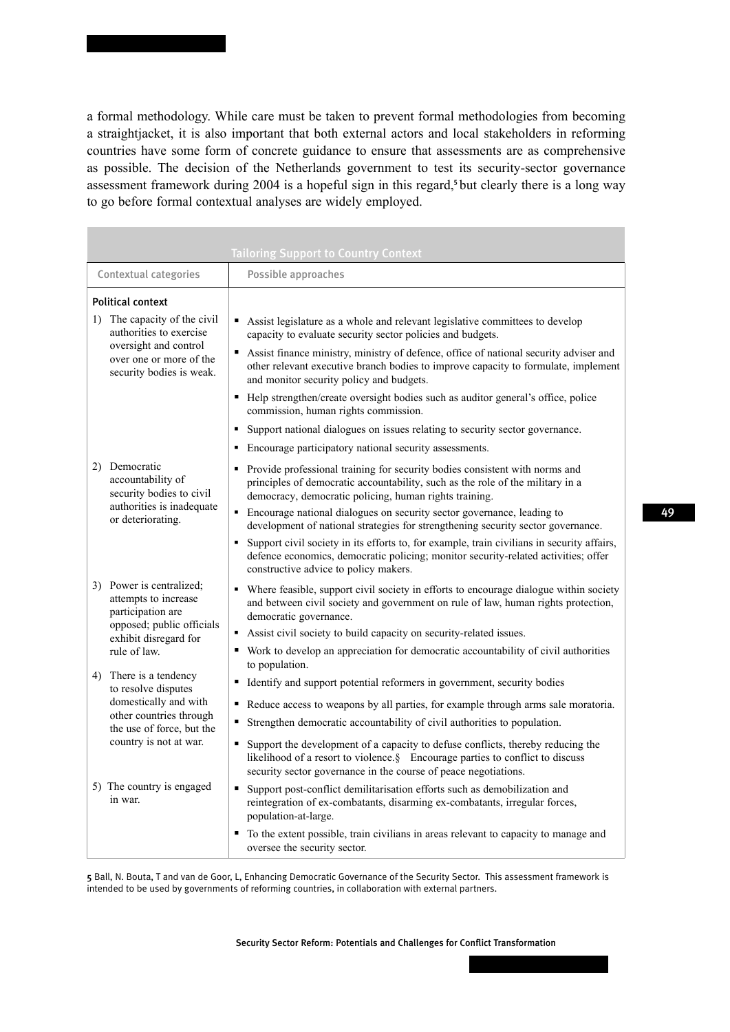a formal methodology. While care must be taken to prevent formal methodologies from becoming a straightjacket, it is also important that both external actors and local stakeholders in reforming countries have some form of concrete guidance to ensure that assessments are as comprehensive as possible. The decision of the Netherlands government to test its security-sector governance assessment framework during 2004 is a hopeful sign in this regard,[5] but clearly there is a long way to go before formal contextual analyses are widely employed.

**Tailoring Support to Country Context**

| Contextual categories | Possible approaches |
|---|---|
| **Political context** | |
| 1) The capacity of the civil authorities to exercise oversight and control over one or more of the security bodies is weak. | ▪ Assist legislature as a whole and relevant legislative committees to develop capacity to evaluate security sector policies and budgets.<br>▪ Assist finance ministry, ministry of defence, office of national security adviser and other relevant executive branch bodies to improve capacity to formulate, implement and monitor security policy and budgets.<br>▪ Help strengthen/create oversight bodies such as auditor general's office, police commission, human rights commission.<br>▪ Support national dialogues on issues relating to security sector governance.<br>▪ Encourage participatory national security assessments. |
| 2) Democratic accountability of security bodies to civil authorities is inadequate or deteriorating. | ▪ Provide professional training for security bodies consistent with norms and principles of democratic accountability, such as the role of the military in a democracy, democratic policing, human rights training.<br>▪ Encourage national dialogues on security sector governance, leading to development of national strategies for strengthening security sector governance.<br>▪ Support civil society in its efforts to, for example, train civilians in security affairs, defence economics, democratic policing; monitor security-related activities; offer constructive advice to policy makers. |
| 3) Power is centralized; attempts to increase participation are opposed; public officials exhibit disregard for rule of law. | ▪ Where feasible, support civil society in efforts to encourage dialogue within society and between civil society and government on rule of law, human rights protection, democratic governance.<br>▪ Assist civil society to build capacity on security-related issues.<br>▪ Work to develop an appreciation for democratic accountability of civil authorities to population. |
| 4) There is a tendency to resolve disputes domestically and with other countries through the use of force, but the country is not at war. | ▪ Identify and support potential reformers in government, security bodies<br>▪ Reduce access to weapons by all parties, for example through arms sale moratoria.<br>▪ Strengthen democratic accountability of civil authorities to population.<br>▪ Support the development of a capacity to defuse conflicts, thereby reducing the likelihood of a resort to violence.§ Encourage parties to conflict to discuss security sector governance in the course of peace negotiations. |
| 5) The country is engaged in war. | ▪ Support post-conflict demilitarisation efforts such as demobilization and reintegration of ex-combatants, disarming ex-combatants, irregular forces, population-at-large.<br>▪ To the extent possible, train civilians in areas relevant to capacity to manage and oversee the security sector. |

5 Ball, N. Bouta, T and van de Goor, L, Enhancing Democratic Governance of the Security Sector. This assessment framework is intended to be used by governments of reforming countries, in collaboration with external partners.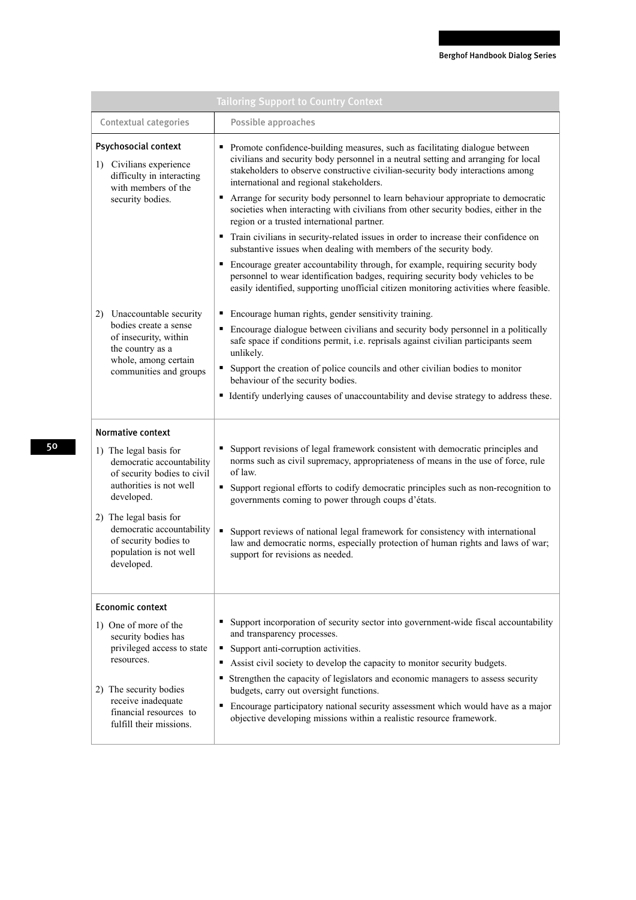| Tailoring Support to Country Context | |
|---|---|
| Contextual categories | Possible approaches |
| **Psychosocial context**<br>1) Civilians experience difficulty in interacting with members of the security bodies. | ▪ Promote confidence-building measures, such as facilitating dialogue between civilians and security body personnel in a neutral setting and arranging for local stakeholders to observe constructive civilian-security body interactions among international and regional stakeholders.<br>▪ Arrange for security body personnel to learn behaviour appropriate to democratic societies when interacting with civilians from other security bodies, either in the region or a trusted international partner.<br>▪ Train civilians in security-related issues in order to increase their confidence on substantive issues when dealing with members of the security body.<br>▪ Encourage greater accountability through, for example, requiring security body personnel to wear identification badges, requiring security body vehicles to be easily identified, supporting unofficial citizen monitoring activities where feasible. |
| 2) Unaccountable security bodies create a sense of insecurity, within the country as a whole, among certain communities and groups | ▪ Encourage human rights, gender sensitivity training.<br>▪ Encourage dialogue between civilians and security body personnel in a politically safe space if conditions permit, i.e. reprisals against civilian participants seem unlikely.<br>▪ Support the creation of police councils and other civilian bodies to monitor behaviour of the security bodies.<br>▪ Identify underlying causes of unaccountability and devise strategy to address these. |
| **Normative context**<br>1) The legal basis for democratic accountability of security bodies to civil authorities is not well developed. | ▪ Support revisions of legal framework consistent with democratic principles and norms such as civil supremacy, appropriateness of means in the use of force, rule of law.<br>▪ Support regional efforts to codify democratic principles such as non-recognition to governments coming to power through coups d'états. |
| 2) The legal basis for democratic accountability of security bodies to population is not well developed. | ▪ Support reviews of national legal framework for consistency with international law and democratic norms, especially protection of human rights and laws of war; support for revisions as needed. |
| **Economic context**<br>1) One of more of the security bodies has privileged access to state resources.<br><br>2) The security bodies receive inadequate financial resources to fulfill their missions. | ▪ Support incorporation of security sector into government-wide fiscal accountability and transparency processes.<br>▪ Support anti-corruption activities.<br>▪ Assist civil society to develop the capacity to monitor security budgets.<br>▪ Strengthen the capacity of legislators and economic managers to assess security budgets, carry out oversight functions.<br>▪ Encourage participatory national security assessment which would have as a major objective developing missions within a realistic resource framework. |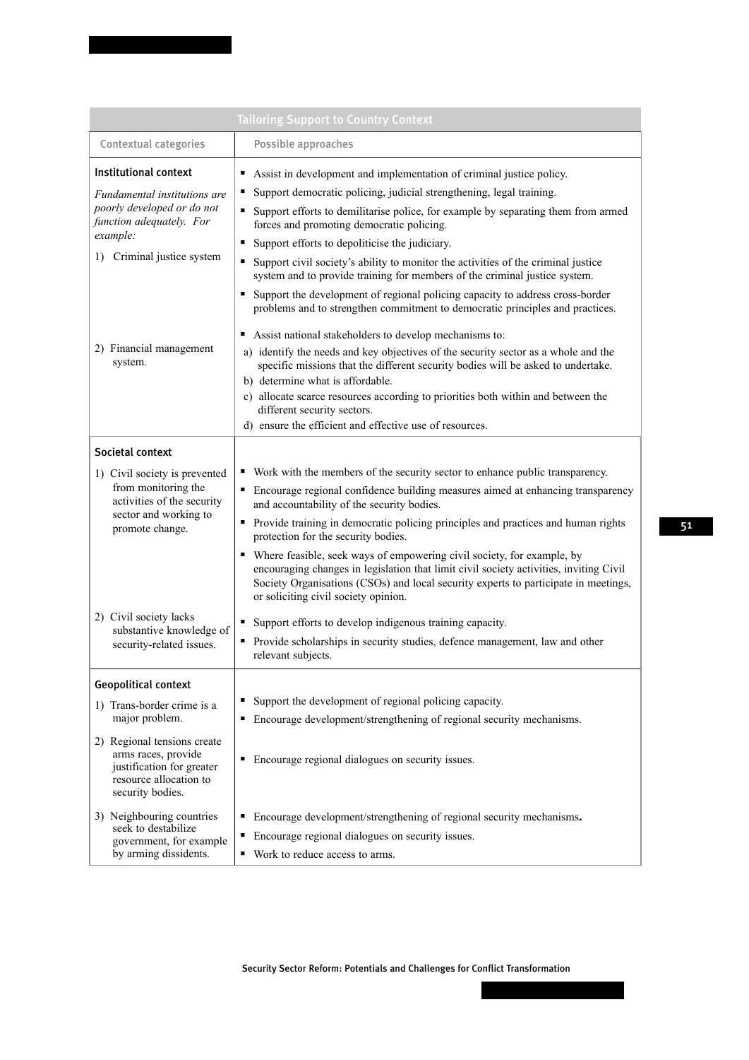| Tailoring Support to Country Context | |
|---|---|
| Contextual categories | Possible approaches |
| **Institutional context**<br>*Fundamental institutions are poorly developed or do not function adequately. For example:*<br>1) Criminal justice system | ▪ Assist in development and implementation of criminal justice policy.<br>▪ Support democratic policing, judicial strengthening, legal training.<br>▪ Support efforts to demilitarise police, for example by separating them from armed forces and promoting democratic policing.<br>▪ Support efforts to depoliticise the judiciary.<br>▪ Support civil society's ability to monitor the activities of the criminal justice system and to provide training for members of the criminal justice system.<br>▪ Support the development of regional policing capacity to address cross-border problems and to strengthen commitment to democratic principles and practices. |
| 2) Financial management system. | ▪ Assist national stakeholders to develop mechanisms to:<br>a) identify the needs and key objectives of the security sector as a whole and the specific missions that the different security bodies will be asked to undertake.<br>b) determine what is affordable.<br>c) allocate scarce resources according to priorities both within and between the different security sectors.<br>d) ensure the efficient and effective use of resources. |
| **Societal context**<br>1) Civil society is prevented from monitoring the activities of the security sector and working to promote change. | ▪ Work with the members of the security sector to enhance public transparency.<br>▪ Encourage regional confidence building measures aimed at enhancing transparency and accountability of the security bodies.<br>▪ Provide training in democratic policing principles and practices and human rights protection for the security bodies.<br>▪ Where feasible, seek ways of empowering civil society, for example, by encouraging changes in legislation that limit civil society activities, inviting Civil Society Organisations (CSOs) and local security experts to participate in meetings, or soliciting civil society opinion. |
| 2) Civil society lacks substantive knowledge of security-related issues. | ▪ Support efforts to develop indigenous training capacity.<br>▪ Provide scholarships in security studies, defence management, law and other relevant subjects. |
| **Geopolitical context**<br>1) Trans-border crime is a major problem. | ▪ Support the development of regional policing capacity.<br>▪ Encourage development/strengthening of regional security mechanisms. |
| 2) Regional tensions create arms races, provide justification for greater resource allocation to security bodies. | ▪ Encourage regional dialogues on security issues. |
| 3) Neighbouring countries seek to destabilize government, for example by arming dissidents. | ▪ Encourage development/strengthening of regional security mechanisms.<br>▪ Encourage regional dialogues on security issues.<br>▪ Work to reduce access to arms. |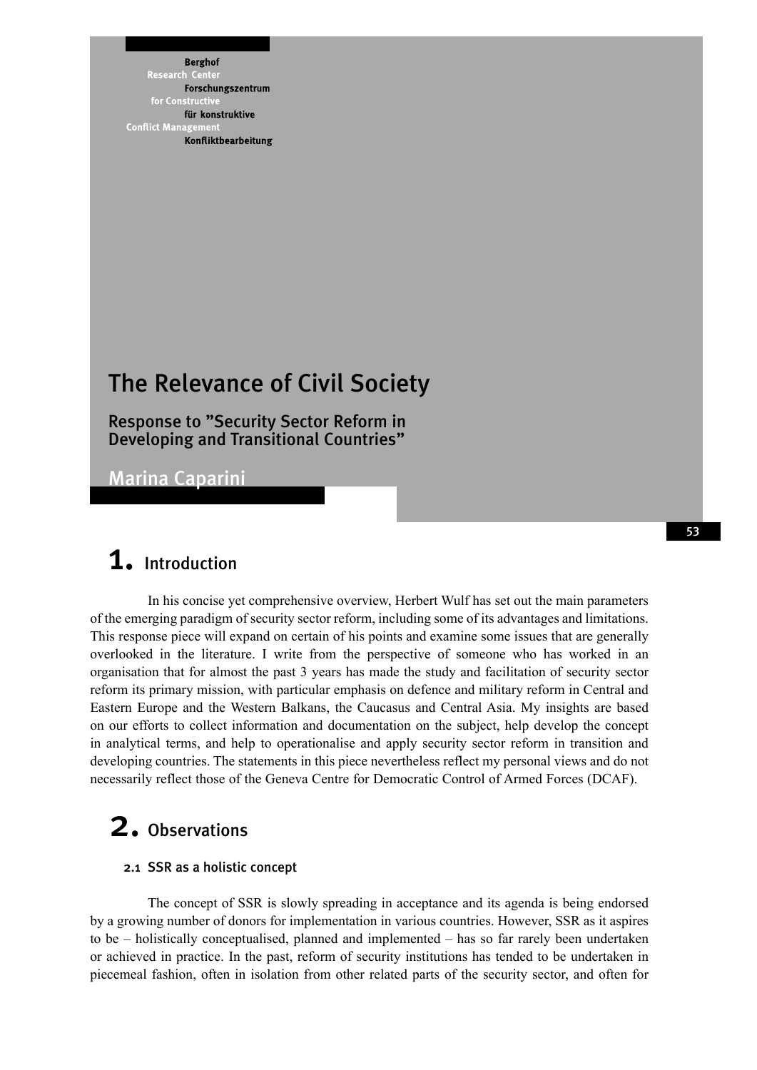Berghof Research Center for Constructive Conflict Management
Forschungszentrum für konstruktive Konfliktbearbeitung

# The Relevance of Civil Society

## Response to "Security Sector Reform in Developing and Transitional Countries"

Marina Caparini

# 1. Introduction

In his concise yet comprehensive overview, Herbert Wulf has set out the main parameters of the emerging paradigm of security sector reform, including some of its advantages and limitations. This response piece will expand on certain of his points and examine some issues that are generally overlooked in the literature. I write from the perspective of someone who has worked in an organisation that for almost the past 3 years has made the study and facilitation of security sector reform its primary mission, with particular emphasis on defence and military reform in Central and Eastern Europe and the Western Balkans, the Caucasus and Central Asia. My insights are based on our efforts to collect information and documentation on the subject, help develop the concept in analytical terms, and help to operationalise and apply security sector reform in transition and developing countries. The statements in this piece nevertheless reflect my personal views and do not necessarily reflect those of the Geneva Centre for Democratic Control of Armed Forces (DCAF).

# 2. Observations

### 2.1 SSR as a holistic concept

The concept of SSR is slowly spreading in acceptance and its agenda is being endorsed by a growing number of donors for implementation in various countries. However, SSR as it aspires to be – holistically conceptualised, planned and implemented – has so far rarely been undertaken or achieved in practice. In the past, reform of security institutions has tended to be undertaken in piecemeal fashion, often in isolation from other related parts of the security sector, and often for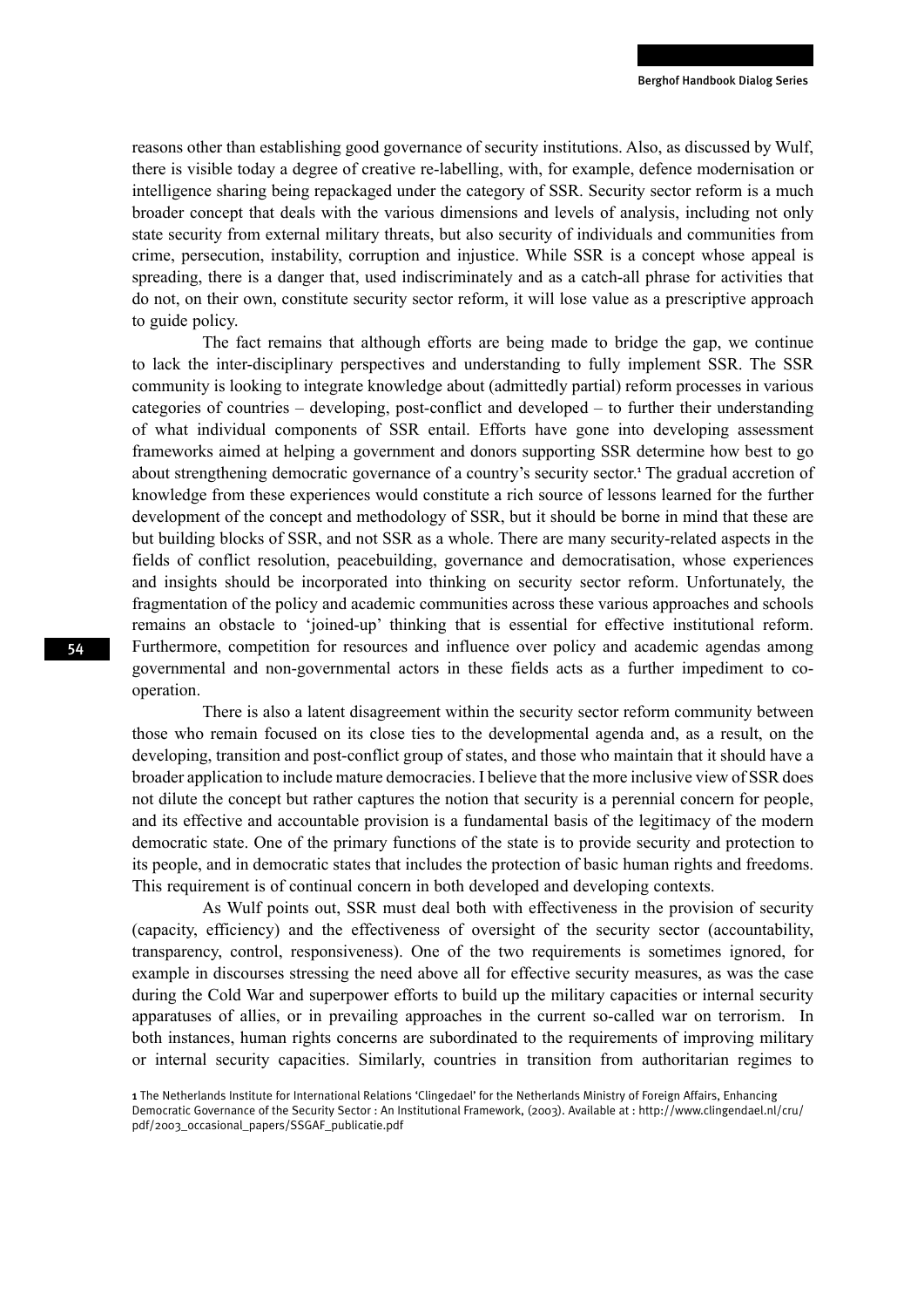reasons other than establishing good governance of security institutions. Also, as discussed by Wulf, there is visible today a degree of creative re-labelling, with, for example, defence modernisation or intelligence sharing being repackaged under the category of SSR. Security sector reform is a much broader concept that deals with the various dimensions and levels of analysis, including not only state security from external military threats, but also security of individuals and communities from crime, persecution, instability, corruption and injustice. While SSR is a concept whose appeal is spreading, there is a danger that, used indiscriminately and as a catch-all phrase for activities that do not, on their own, constitute security sector reform, it will lose value as a prescriptive approach to guide policy.

The fact remains that although efforts are being made to bridge the gap, we continue to lack the inter-disciplinary perspectives and understanding to fully implement SSR. The SSR community is looking to integrate knowledge about (admittedly partial) reform processes in various categories of countries – developing, post-conflict and developed – to further their understanding of what individual components of SSR entail. Efforts have gone into developing assessment frameworks aimed at helping a government and donors supporting SSR determine how best to go about strengthening democratic governance of a country's security sector.[1] The gradual accretion of knowledge from these experiences would constitute a rich source of lessons learned for the further development of the concept and methodology of SSR, but it should be borne in mind that these are but building blocks of SSR, and not SSR as a whole. There are many security-related aspects in the fields of conflict resolution, peacebuilding, governance and democratisation, whose experiences and insights should be incorporated into thinking on security sector reform. Unfortunately, the fragmentation of the policy and academic communities across these various approaches and schools remains an obstacle to 'joined-up' thinking that is essential for effective institutional reform. Furthermore, competition for resources and influence over policy and academic agendas among governmental and non-governmental actors in these fields acts as a further impediment to co-operation.

There is also a latent disagreement within the security sector reform community between those who remain focused on its close ties to the developmental agenda and, as a result, on the developing, transition and post-conflict group of states, and those who maintain that it should have a broader application to include mature democracies. I believe that the more inclusive view of SSR does not dilute the concept but rather captures the notion that security is a perennial concern for people, and its effective and accountable provision is a fundamental basis of the legitimacy of the modern democratic state. One of the primary functions of the state is to provide security and protection to its people, and in democratic states that includes the protection of basic human rights and freedoms. This requirement is of continual concern in both developed and developing contexts.

As Wulf points out, SSR must deal both with effectiveness in the provision of security (capacity, efficiency) and the effectiveness of oversight of the security sector (accountability, transparency, control, responsiveness). One of the two requirements is sometimes ignored, for example in discourses stressing the need above all for effective security measures, as was the case during the Cold War and superpower efforts to build up the military capacities or internal security apparatuses of allies, or in prevailing approaches in the current so-called war on terrorism. In both instances, human rights concerns are subordinated to the requirements of improving military or internal security capacities. Similarly, countries in transition from authoritarian regimes to

[1] The Netherlands Institute for International Relations 'Clingedael' for the Netherlands Ministry of Foreign Affairs, Enhancing Democratic Governance of the Security Sector : An Institutional Framework, (2003). Available at : http://www.clingendael.nl/cru/pdf/2003_occasional_papers/SSGAF_publicatie.pdf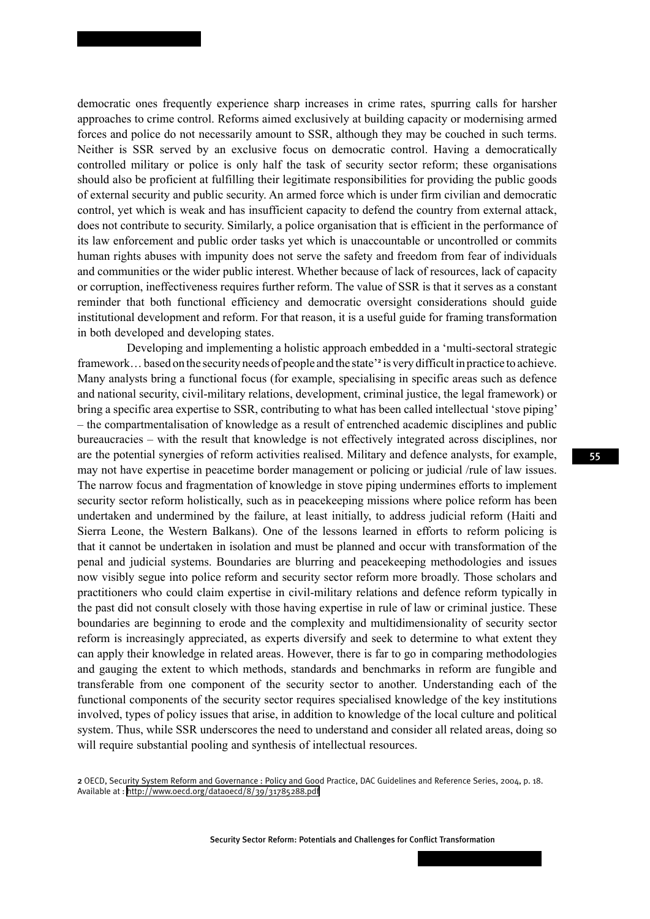democratic ones frequently experience sharp increases in crime rates, spurring calls for harsher approaches to crime control. Reforms aimed exclusively at building capacity or modernising armed forces and police do not necessarily amount to SSR, although they may be couched in such terms. Neither is SSR served by an exclusive focus on democratic control. Having a democratically controlled military or police is only half the task of security sector reform; these organisations should also be proficient at fulfilling their legitimate responsibilities for providing the public goods of external security and public security. An armed force which is under firm civilian and democratic control, yet which is weak and has insufficient capacity to defend the country from external attack, does not contribute to security. Similarly, a police organisation that is efficient in the performance of its law enforcement and public order tasks yet which is unaccountable or uncontrolled or commits human rights abuses with impunity does not serve the safety and freedom from fear of individuals and communities or the wider public interest. Whether because of lack of resources, lack of capacity or corruption, ineffectiveness requires further reform. The value of SSR is that it serves as a constant reminder that both functional efficiency and democratic oversight considerations should guide institutional development and reform. For that reason, it is a useful guide for framing transformation in both developed and developing states.

Developing and implementing a holistic approach embedded in a 'multi-sectoral strategic framework… based on the security needs of people and the state'[2] is very difficult in practice to achieve. Many analysts bring a functional focus (for example, specialising in specific areas such as defence and national security, civil-military relations, development, criminal justice, the legal framework) or bring a specific area expertise to SSR, contributing to what has been called intellectual 'stove piping' – the compartmentalisation of knowledge as a result of entrenched academic disciplines and public bureaucracies – with the result that knowledge is not effectively integrated across disciplines, nor are the potential synergies of reform activities realised. Military and defence analysts, for example, may not have expertise in peacetime border management or policing or judicial /rule of law issues. The narrow focus and fragmentation of knowledge in stove piping undermines efforts to implement security sector reform holistically, such as in peacekeeping missions where police reform has been undertaken and undermined by the failure, at least initially, to address judicial reform (Haiti and Sierra Leone, the Western Balkans). One of the lessons learned in efforts to reform policing is that it cannot be undertaken in isolation and must be planned and occur with transformation of the penal and judicial systems. Boundaries are blurring and peacekeeping methodologies and issues now visibly segue into police reform and security sector reform more broadly. Those scholars and practitioners who could claim expertise in civil-military relations and defence reform typically in the past did not consult closely with those having expertise in rule of law or criminal justice. These boundaries are beginning to erode and the complexity and multidimensionality of security sector reform is increasingly appreciated, as experts diversify and seek to determine to what extent they can apply their knowledge in related areas. However, there is far to go in comparing methodologies and gauging the extent to which methods, standards and benchmarks in reform are fungible and transferable from one component of the security sector to another. Understanding each of the functional components of the security sector requires specialised knowledge of the key institutions involved, types of policy issues that arise, in addition to knowledge of the local culture and political system. Thus, while SSR underscores the need to understand and consider all related areas, doing so will require substantial pooling and synthesis of intellectual resources.

[2] OECD, Security System Reform and Governance : Policy and Good Practice, DAC Guidelines and Reference Series, 2004, p. 18. Available at : http://www.oecd.org/dataoecd/8/39/31785288.pdf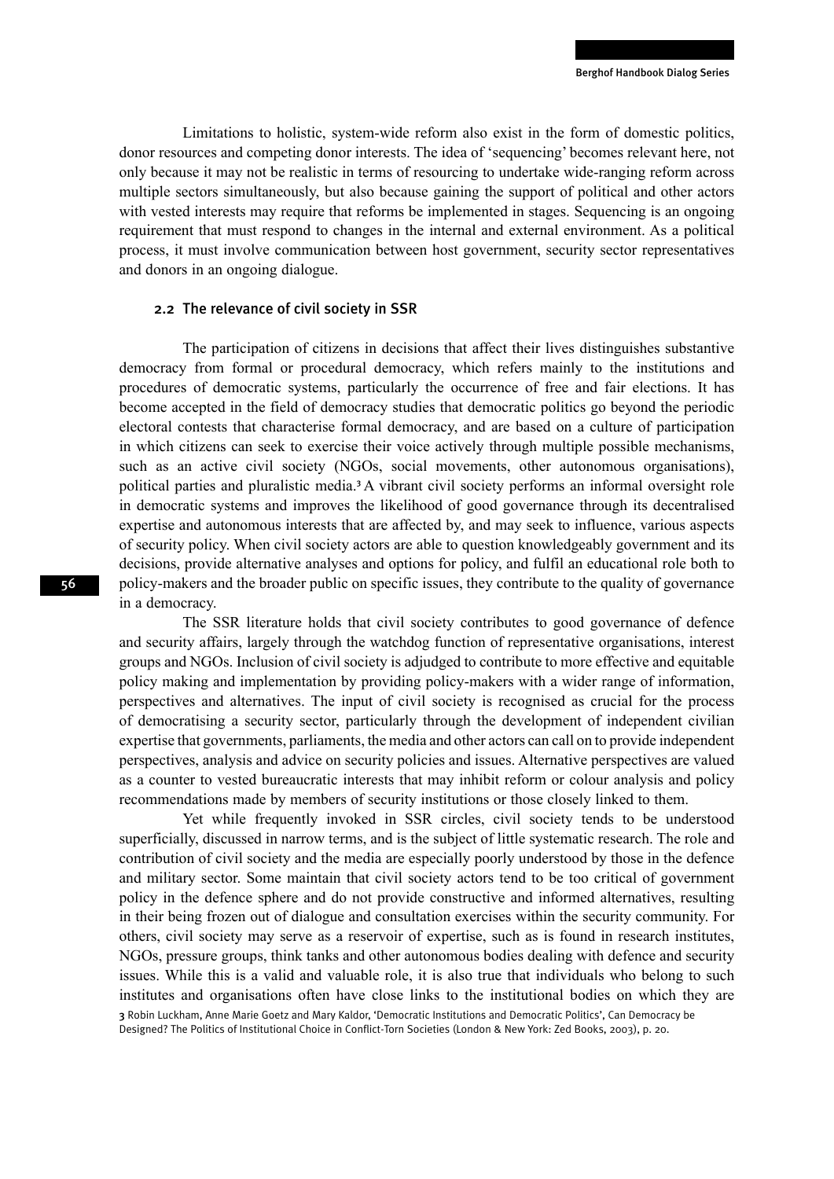Limitations to holistic, system-wide reform also exist in the form of domestic politics, donor resources and competing donor interests. The idea of 'sequencing' becomes relevant here, not only because it may not be realistic in terms of resourcing to undertake wide-ranging reform across multiple sectors simultaneously, but also because gaining the support of political and other actors with vested interests may require that reforms be implemented in stages. Sequencing is an ongoing requirement that must respond to changes in the internal and external environment. As a political process, it must involve communication between host government, security sector representatives and donors in an ongoing dialogue.

### 2.2 The relevance of civil society in SSR

The participation of citizens in decisions that affect their lives distinguishes substantive democracy from formal or procedural democracy, which refers mainly to the institutions and procedures of democratic systems, particularly the occurrence of free and fair elections. It has become accepted in the field of democracy studies that democratic politics go beyond the periodic electoral contests that characterise formal democracy, and are based on a culture of participation in which citizens can seek to exercise their voice actively through multiple possible mechanisms, such as an active civil society (NGOs, social movements, other autonomous organisations), political parties and pluralistic media.[3] A vibrant civil society performs an informal oversight role in democratic systems and improves the likelihood of good governance through its decentralised expertise and autonomous interests that are affected by, and may seek to influence, various aspects of security policy. When civil society actors are able to question knowledgeably government and its decisions, provide alternative analyses and options for policy, and fulfil an educational role both to policy-makers and the broader public on specific issues, they contribute to the quality of governance in a democracy.

The SSR literature holds that civil society contributes to good governance of defence and security affairs, largely through the watchdog function of representative organisations, interest groups and NGOs. Inclusion of civil society is adjudged to contribute to more effective and equitable policy making and implementation by providing policy-makers with a wider range of information, perspectives and alternatives. The input of civil society is recognised as crucial for the process of democratising a security sector, particularly through the development of independent civilian expertise that governments, parliaments, the media and other actors can call on to provide independent perspectives, analysis and advice on security policies and issues. Alternative perspectives are valued as a counter to vested bureaucratic interests that may inhibit reform or colour analysis and policy recommendations made by members of security institutions or those closely linked to them.

Yet while frequently invoked in SSR circles, civil society tends to be understood superficially, discussed in narrow terms, and is the subject of little systematic research. The role and contribution of civil society and the media are especially poorly understood by those in the defence and military sector. Some maintain that civil society actors tend to be too critical of government policy in the defence sphere and do not provide constructive and informed alternatives, resulting in their being frozen out of dialogue and consultation exercises within the security community. For others, civil society may serve as a reservoir of expertise, such as is found in research institutes, NGOs, pressure groups, think tanks and other autonomous bodies dealing with defence and security issues. While this is a valid and valuable role, it is also true that individuals who belong to such institutes and organisations often have close links to the institutional bodies on which they are

3 Robin Luckham, Anne Marie Goetz and Mary Kaldor, 'Democratic Institutions and Democratic Politics', Can Democracy be Designed? The Politics of Institutional Choice in Conflict-Torn Societies (London & New York: Zed Books, 2003), p. 20.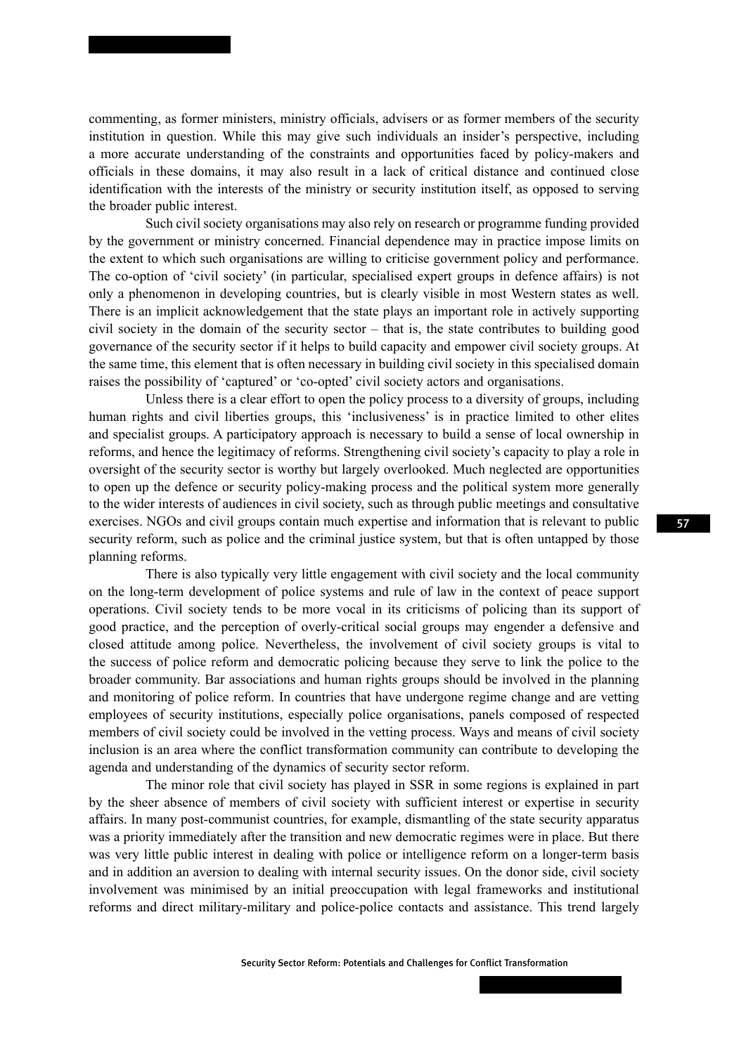commenting, as former ministers, ministry officials, advisers or as former members of the security institution in question. While this may give such individuals an insider's perspective, including a more accurate understanding of the constraints and opportunities faced by policy-makers and officials in these domains, it may also result in a lack of critical distance and continued close identification with the interests of the ministry or security institution itself, as opposed to serving the broader public interest.

Such civil society organisations may also rely on research or programme funding provided by the government or ministry concerned. Financial dependence may in practice impose limits on the extent to which such organisations are willing to criticise government policy and performance. The co-option of 'civil society' (in particular, specialised expert groups in defence affairs) is not only a phenomenon in developing countries, but is clearly visible in most Western states as well. There is an implicit acknowledgement that the state plays an important role in actively supporting civil society in the domain of the security sector – that is, the state contributes to building good governance of the security sector if it helps to build capacity and empower civil society groups. At the same time, this element that is often necessary in building civil society in this specialised domain raises the possibility of 'captured' or 'co-opted' civil society actors and organisations.

Unless there is a clear effort to open the policy process to a diversity of groups, including human rights and civil liberties groups, this 'inclusiveness' is in practice limited to other elites and specialist groups. A participatory approach is necessary to build a sense of local ownership in reforms, and hence the legitimacy of reforms. Strengthening civil society's capacity to play a role in oversight of the security sector is worthy but largely overlooked. Much neglected are opportunities to open up the defence or security policy-making process and the political system more generally to the wider interests of audiences in civil society, such as through public meetings and consultative exercises. NGOs and civil groups contain much expertise and information that is relevant to public security reform, such as police and the criminal justice system, but that is often untapped by those planning reforms.

There is also typically very little engagement with civil society and the local community on the long-term development of police systems and rule of law in the context of peace support operations. Civil society tends to be more vocal in its criticisms of policing than its support of good practice, and the perception of overly-critical social groups may engender a defensive and closed attitude among police. Nevertheless, the involvement of civil society groups is vital to the success of police reform and democratic policing because they serve to link the police to the broader community. Bar associations and human rights groups should be involved in the planning and monitoring of police reform. In countries that have undergone regime change and are vetting employees of security institutions, especially police organisations, panels composed of respected members of civil society could be involved in the vetting process. Ways and means of civil society inclusion is an area where the conflict transformation community can contribute to developing the agenda and understanding of the dynamics of security sector reform.

The minor role that civil society has played in SSR in some regions is explained in part by the sheer absence of members of civil society with sufficient interest or expertise in security affairs. In many post-communist countries, for example, dismantling of the state security apparatus was a priority immediately after the transition and new democratic regimes were in place. But there was very little public interest in dealing with police or intelligence reform on a longer-term basis and in addition an aversion to dealing with internal security issues. On the donor side, civil society involvement was minimised by an initial preoccupation with legal frameworks and institutional reforms and direct military-military and police-police contacts and assistance. This trend largely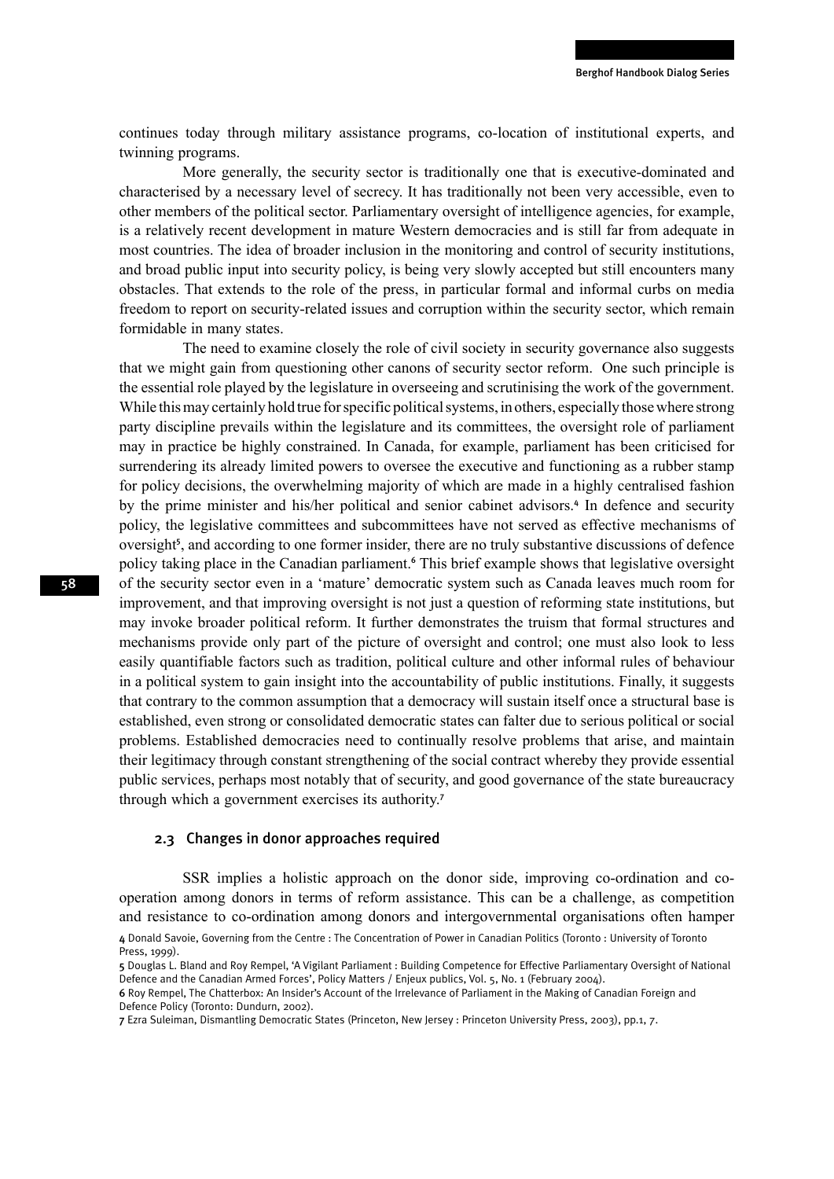continues today through military assistance programs, co-location of institutional experts, and twinning programs.

More generally, the security sector is traditionally one that is executive-dominated and characterised by a necessary level of secrecy. It has traditionally not been very accessible, even to other members of the political sector. Parliamentary oversight of intelligence agencies, for example, is a relatively recent development in mature Western democracies and is still far from adequate in most countries. The idea of broader inclusion in the monitoring and control of security institutions, and broad public input into security policy, is being very slowly accepted but still encounters many obstacles. That extends to the role of the press, in particular formal and informal curbs on media freedom to report on security-related issues and corruption within the security sector, which remain formidable in many states.

The need to examine closely the role of civil society in security governance also suggests that we might gain from questioning other canons of security sector reform. One such principle is the essential role played by the legislature in overseeing and scrutinising the work of the government. While this may certainly hold true for specific political systems, in others, especially those where strong party discipline prevails within the legislature and its committees, the oversight role of parliament may in practice be highly constrained. In Canada, for example, parliament has been criticised for surrendering its already limited powers to oversee the executive and functioning as a rubber stamp for policy decisions, the overwhelming majority of which are made in a highly centralised fashion by the prime minister and his/her political and senior cabinet advisors.[4] In defence and security policy, the legislative committees and subcommittees have not served as effective mechanisms of oversight[5], and according to one former insider, there are no truly substantive discussions of defence policy taking place in the Canadian parliament.[6] This brief example shows that legislative oversight of the security sector even in a 'mature' democratic system such as Canada leaves much room for improvement, and that improving oversight is not just a question of reforming state institutions, but may invoke broader political reform. It further demonstrates the truism that formal structures and mechanisms provide only part of the picture of oversight and control; one must also look to less easily quantifiable factors such as tradition, political culture and other informal rules of behaviour in a political system to gain insight into the accountability of public institutions. Finally, it suggests that contrary to the common assumption that a democracy will sustain itself once a structural base is established, even strong or consolidated democratic states can falter due to serious political or social problems. Established democracies need to continually resolve problems that arise, and maintain their legitimacy through constant strengthening of the social contract whereby they provide essential public services, perhaps most notably that of security, and good governance of the state bureaucracy through which a government exercises its authority.[7]

### 2.3 Changes in donor approaches required

SSR implies a holistic approach on the donor side, improving co-ordination and co-operation among donors in terms of reform assistance. This can be a challenge, as competition and resistance to co-ordination among donors and intergovernmental organisations often hamper

4 Donald Savoie, Governing from the Centre : The Concentration of Power in Canadian Politics (Toronto : University of Toronto Press, 1999).

5 Douglas L. Bland and Roy Rempel, 'A Vigilant Parliament : Building Competence for Effective Parliamentary Oversight of National Defence and the Canadian Armed Forces', Policy Matters / Enjeux publics, Vol. 5, No. 1 (February 2004).

6 Roy Rempel, The Chatterbox: An Insider's Account of the Irrelevance of Parliament in the Making of Canadian Foreign and Defence Policy (Toronto: Dundurn, 2002).

7 Ezra Suleiman, Dismantling Democratic States (Princeton, New Jersey : Princeton University Press, 2003), pp.1, 7.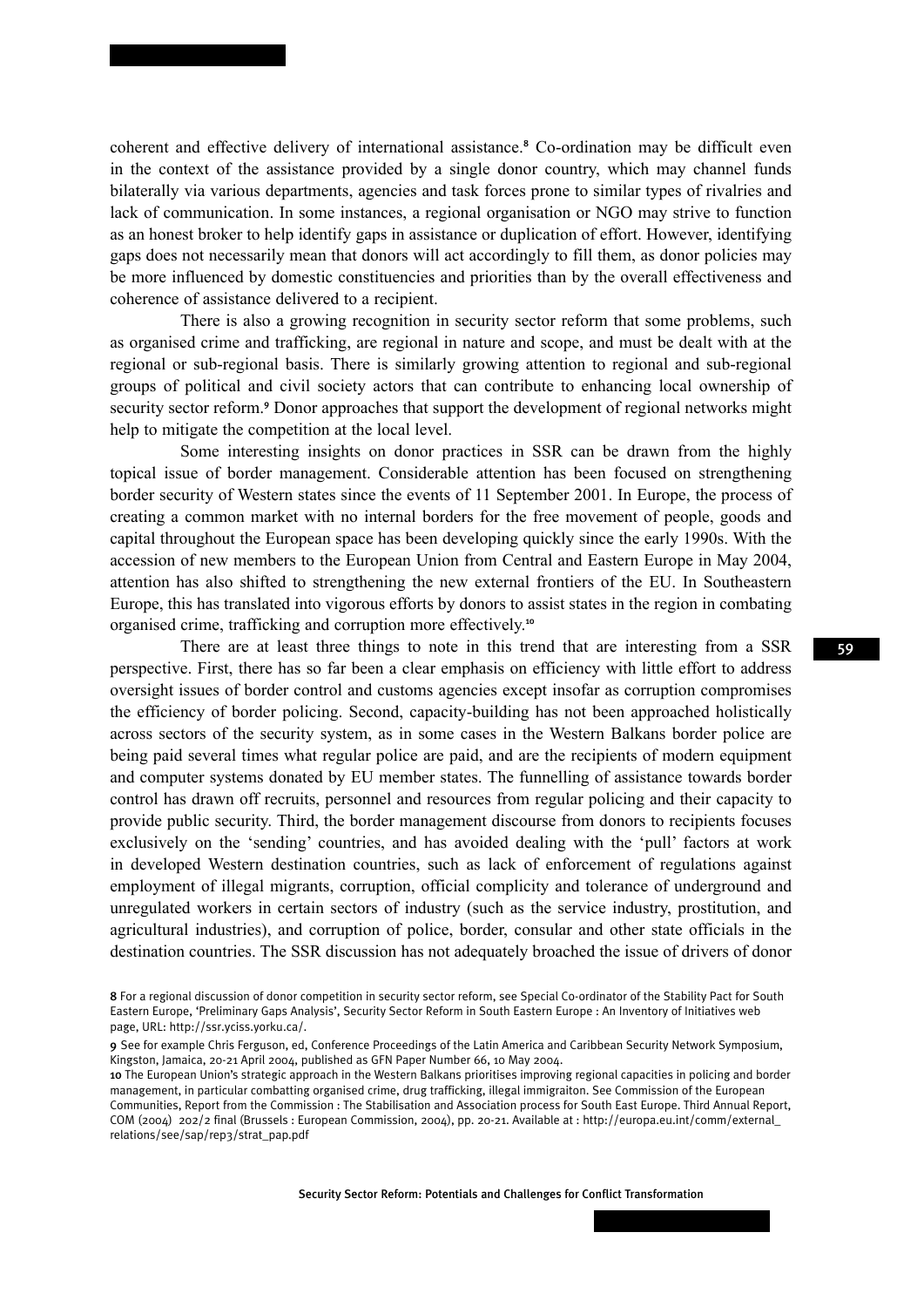coherent and effective delivery of international assistance.[8] Co-ordination may be difficult even in the context of the assistance provided by a single donor country, which may channel funds bilaterally via various departments, agencies and task forces prone to similar types of rivalries and lack of communication. In some instances, a regional organisation or NGO may strive to function as an honest broker to help identify gaps in assistance or duplication of effort. However, identifying gaps does not necessarily mean that donors will act accordingly to fill them, as donor policies may be more influenced by domestic constituencies and priorities than by the overall effectiveness and coherence of assistance delivered to a recipient.

There is also a growing recognition in security sector reform that some problems, such as organised crime and trafficking, are regional in nature and scope, and must be dealt with at the regional or sub-regional basis. There is similarly growing attention to regional and sub-regional groups of political and civil society actors that can contribute to enhancing local ownership of security sector reform.[9] Donor approaches that support the development of regional networks might help to mitigate the competition at the local level.

Some interesting insights on donor practices in SSR can be drawn from the highly topical issue of border management. Considerable attention has been focused on strengthening border security of Western states since the events of 11 September 2001. In Europe, the process of creating a common market with no internal borders for the free movement of people, goods and capital throughout the European space has been developing quickly since the early 1990s. With the accession of new members to the European Union from Central and Eastern Europe in May 2004, attention has also shifted to strengthening the new external frontiers of the EU. In Southeastern Europe, this has translated into vigorous efforts by donors to assist states in the region in combating organised crime, trafficking and corruption more effectively.[10]

There are at least three things to note in this trend that are interesting from a SSR perspective. First, there has so far been a clear emphasis on efficiency with little effort to address oversight issues of border control and customs agencies except insofar as corruption compromises the efficiency of border policing. Second, capacity-building has not been approached holistically across sectors of the security system, as in some cases in the Western Balkans border police are being paid several times what regular police are paid, and are the recipients of modern equipment and computer systems donated by EU member states. The funnelling of assistance towards border control has drawn off recruits, personnel and resources from regular policing and their capacity to provide public security. Third, the border management discourse from donors to recipients focuses exclusively on the 'sending' countries, and has avoided dealing with the 'pull' factors at work in developed Western destination countries, such as lack of enforcement of regulations against employment of illegal migrants, corruption, official complicity and tolerance of underground and unregulated workers in certain sectors of industry (such as the service industry, prostitution, and agricultural industries), and corruption of police, border, consular and other state officials in the destination countries. The SSR discussion has not adequately broached the issue of drivers of donor

---

[8] For a regional discussion of donor competition in security sector reform, see Special Co-ordinator of the Stability Pact for South Eastern Europe, 'Preliminary Gaps Analysis', Security Sector Reform in South Eastern Europe : An Inventory of Initiatives web page, URL: http://ssr.yciss.yorku.ca/.

[9] See for example Chris Ferguson, ed, Conference Proceedings of the Latin America and Caribbean Security Network Symposium, Kingston, Jamaica, 20-21 April 2004, published as GFN Paper Number 66, 10 May 2004.

[10] The European Union's strategic approach in the Western Balkans prioritises improving regional capacities in policing and border management, in particular combatting organised crime, drug trafficking, illegal immigraiton. See Commission of the European Communities, Report from the Commission : The Stabilisation and Association process for South East Europe. Third Annual Report, COM (2004) 202/2 final (Brussels : European Commission, 2004), pp. 20-21. Available at : http://europa.eu.int/comm/external_relations/see/sap/rep3/strat_pap.pdf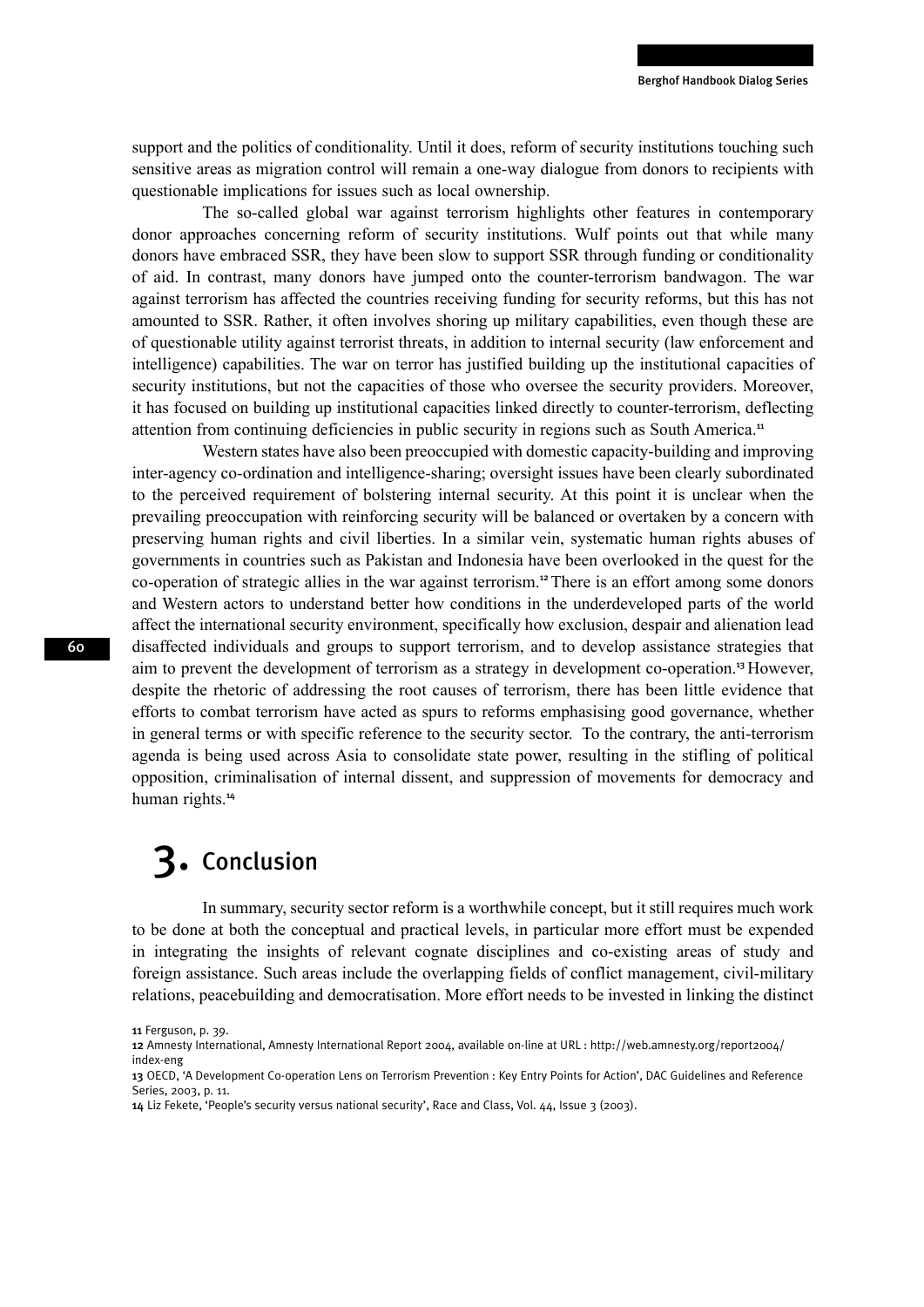support and the politics of conditionality. Until it does, reform of security institutions touching such sensitive areas as migration control will remain a one-way dialogue from donors to recipients with questionable implications for issues such as local ownership.

The so-called global war against terrorism highlights other features in contemporary donor approaches concerning reform of security institutions. Wulf points out that while many donors have embraced SSR, they have been slow to support SSR through funding or conditionality of aid. In contrast, many donors have jumped onto the counter-terrorism bandwagon. The war against terrorism has affected the countries receiving funding for security reforms, but this has not amounted to SSR. Rather, it often involves shoring up military capabilities, even though these are of questionable utility against terrorist threats, in addition to internal security (law enforcement and intelligence) capabilities. The war on terror has justified building up the institutional capacities of security institutions, but not the capacities of those who oversee the security providers. Moreover, it has focused on building up institutional capacities linked directly to counter-terrorism, deflecting attention from continuing deficiencies in public security in regions such as South America.[11]

Western states have also been preoccupied with domestic capacity-building and improving inter-agency co-ordination and intelligence-sharing; oversight issues have been clearly subordinated to the perceived requirement of bolstering internal security. At this point it is unclear when the prevailing preoccupation with reinforcing security will be balanced or overtaken by a concern with preserving human rights and civil liberties. In a similar vein, systematic human rights abuses of governments in countries such as Pakistan and Indonesia have been overlooked in the quest for the co-operation of strategic allies in the war against terrorism.[12] There is an effort among some donors and Western actors to understand better how conditions in the underdeveloped parts of the world affect the international security environment, specifically how exclusion, despair and alienation lead disaffected individuals and groups to support terrorism, and to develop assistance strategies that aim to prevent the development of terrorism as a strategy in development co-operation.[13] However, despite the rhetoric of addressing the root causes of terrorism, there has been little evidence that efforts to combat terrorism have acted as spurs to reforms emphasising good governance, whether in general terms or with specific reference to the security sector. To the contrary, the anti-terrorism agenda is being used across Asia to consolidate state power, resulting in the stifling of political opposition, criminalisation of internal dissent, and suppression of movements for democracy and human rights.[14]

# 3. Conclusion

In summary, security sector reform is a worthwhile concept, but it still requires much work to be done at both the conceptual and practical levels, in particular more effort must be expended in integrating the insights of relevant cognate disciplines and co-existing areas of study and foreign assistance. Such areas include the overlapping fields of conflict management, civil-military relations, peacebuilding and democratisation. More effort needs to be invested in linking the distinct

11 Ferguson, p. 39.

12 Amnesty International, Amnesty International Report 2004, available on-line at URL : http://web.amnesty.org/report2004/index-eng

13 OECD, 'A Development Co-operation Lens on Terrorism Prevention : Key Entry Points for Action', DAC Guidelines and Reference Series, 2003, p. 11.

14 Liz Fekete, 'People's security versus national security', Race and Class, Vol. 44, Issue 3 (2003).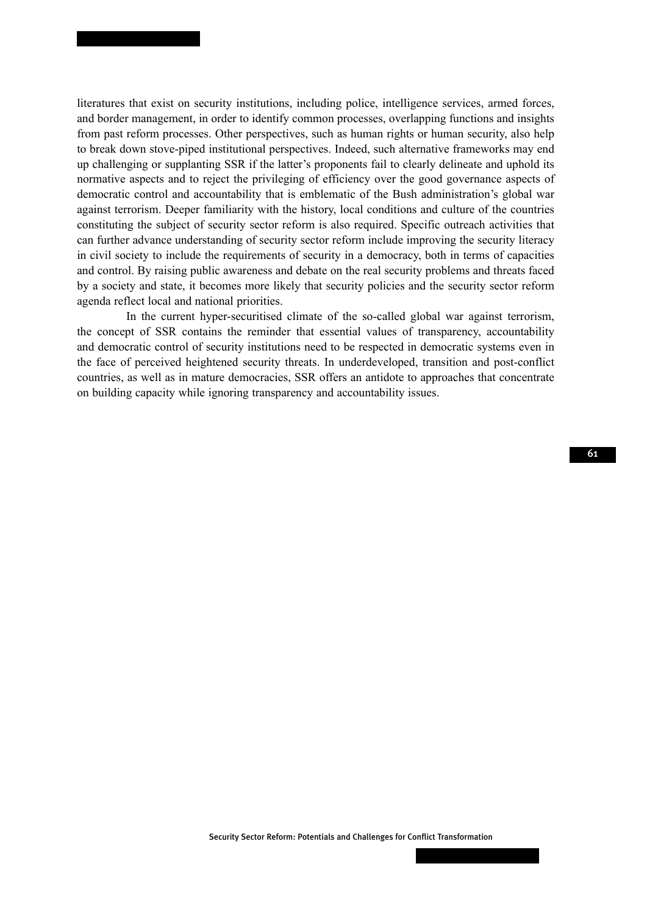literatures that exist on security institutions, including police, intelligence services, armed forces, and border management, in order to identify common processes, overlapping functions and insights from past reform processes. Other perspectives, such as human rights or human security, also help to break down stove-piped institutional perspectives. Indeed, such alternative frameworks may end up challenging or supplanting SSR if the latter's proponents fail to clearly delineate and uphold its normative aspects and to reject the privileging of efficiency over the good governance aspects of democratic control and accountability that is emblematic of the Bush administration's global war against terrorism. Deeper familiarity with the history, local conditions and culture of the countries constituting the subject of security sector reform is also required. Specific outreach activities that can further advance understanding of security sector reform include improving the security literacy in civil society to include the requirements of security in a democracy, both in terms of capacities and control. By raising public awareness and debate on the real security problems and threats faced by a society and state, it becomes more likely that security policies and the security sector reform agenda reflect local and national priorities.

In the current hyper-securitised climate of the so-called global war against terrorism, the concept of SSR contains the reminder that essential values of transparency, accountability and democratic control of security institutions need to be respected in democratic systems even in the face of perceived heightened security threats. In underdeveloped, transition and post-conflict countries, as well as in mature democracies, SSR offers an antidote to approaches that concentrate on building capacity while ignoring transparency and accountability issues.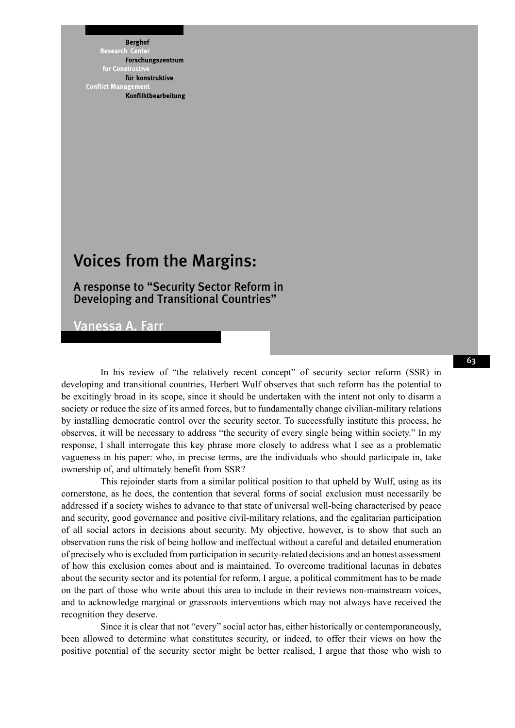Berghof Research Center for Constructive Conflict Management

Forschungszentrum für konstruktive Konfliktbearbeitung

# Voices from the Margins:

## A response to "Security Sector Reform in Developing and Transitional Countries"

### Vanessa A. Farr

In his review of "the relatively recent concept" of security sector reform (SSR) in developing and transitional countries, Herbert Wulf observes that such reform has the potential to be excitingly broad in its scope, since it should be undertaken with the intent not only to disarm a society or reduce the size of its armed forces, but to fundamentally change civilian-military relations by installing democratic control over the security sector. To successfully institute this process, he observes, it will be necessary to address "the security of every single being within society." In my response, I shall interrogate this key phrase more closely to address what I see as a problematic vagueness in his paper: who, in precise terms, are the individuals who should participate in, take ownership of, and ultimately benefit from SSR?

This rejoinder starts from a similar political position to that upheld by Wulf, using as its cornerstone, as he does, the contention that several forms of social exclusion must necessarily be addressed if a society wishes to advance to that state of universal well-being characterised by peace and security, good governance and positive civil-military relations, and the egalitarian participation of all social actors in decisions about security. My objective, however, is to show that such an observation runs the risk of being hollow and ineffectual without a careful and detailed enumeration of precisely who is excluded from participation in security-related decisions and an honest assessment of how this exclusion comes about and is maintained. To overcome traditional lacunas in debates about the security sector and its potential for reform, I argue, a political commitment has to be made on the part of those who write about this area to include in their reviews non-mainstream voices, and to acknowledge marginal or grassroots interventions which may not always have received the recognition they deserve.

Since it is clear that not "every" social actor has, either historically or contemporaneously, been allowed to determine what constitutes security, or indeed, to offer their views on how the positive potential of the security sector might be better realised, I argue that those who wish to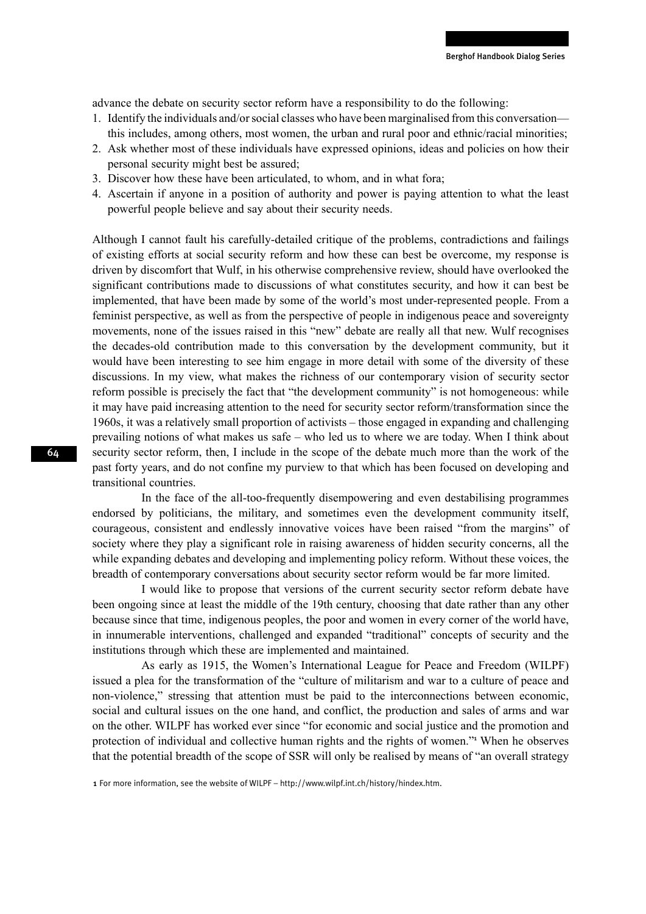advance the debate on security sector reform have a responsibility to do the following:

1. Identify the individuals and/or social classes who have been marginalised from this conversation—this includes, among others, most women, the urban and rural poor and ethnic/racial minorities;
2. Ask whether most of these individuals have expressed opinions, ideas and policies on how their personal security might best be assured;
3. Discover how these have been articulated, to whom, and in what fora;
4. Ascertain if anyone in a position of authority and power is paying attention to what the least powerful people believe and say about their security needs.

Although I cannot fault his carefully-detailed critique of the problems, contradictions and failings of existing efforts at social security reform and how these can best be overcome, my response is driven by discomfort that Wulf, in his otherwise comprehensive review, should have overlooked the significant contributions made to discussions of what constitutes security, and how it can best be implemented, that have been made by some of the world's most under-represented people. From a feminist perspective, as well as from the perspective of people in indigenous peace and sovereignty movements, none of the issues raised in this "new" debate are really all that new. Wulf recognises the decades-old contribution made to this conversation by the development community, but it would have been interesting to see him engage in more detail with some of the diversity of these discussions. In my view, what makes the richness of our contemporary vision of security sector reform possible is precisely the fact that "the development community" is not homogeneous: while it may have paid increasing attention to the need for security sector reform/transformation since the 1960s, it was a relatively small proportion of activists – those engaged in expanding and challenging prevailing notions of what makes us safe – who led us to where we are today. When I think about security sector reform, then, I include in the scope of the debate much more than the work of the past forty years, and do not confine my purview to that which has been focused on developing and transitional countries.

In the face of the all-too-frequently disempowering and even destabilising programmes endorsed by politicians, the military, and sometimes even the development community itself, courageous, consistent and endlessly innovative voices have been raised "from the margins" of society where they play a significant role in raising awareness of hidden security concerns, all the while expanding debates and developing and implementing policy reform. Without these voices, the breadth of contemporary conversations about security sector reform would be far more limited.

I would like to propose that versions of the current security sector reform debate have been ongoing since at least the middle of the 19th century, choosing that date rather than any other because since that time, indigenous peoples, the poor and women in every corner of the world have, in innumerable interventions, challenged and expanded "traditional" concepts of security and the institutions through which these are implemented and maintained.

As early as 1915, the Women's International League for Peace and Freedom (WILPF) issued a plea for the transformation of the "culture of militarism and war to a culture of peace and non-violence," stressing that attention must be paid to the interconnections between economic, social and cultural issues on the one hand, and conflict, the production and sales of arms and war on the other. WILPF has worked ever since "for economic and social justice and the promotion and protection of individual and collective human rights and the rights of women."[1] When he observes that the potential breadth of the scope of SSR will only be realised by means of "an overall strategy

[1] For more information, see the website of WILPF – http://www.wilpf.int.ch/history/hindex.htm.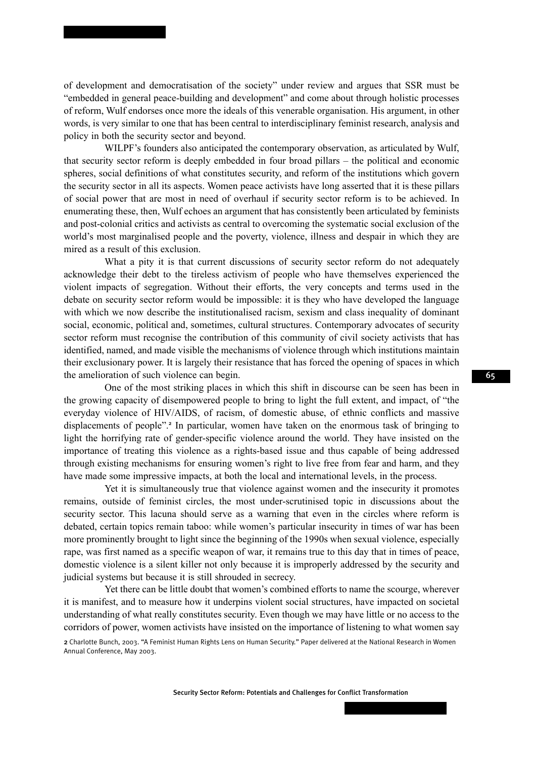of development and democratisation of the society" under review and argues that SSR must be "embedded in general peace-building and development" and come about through holistic processes of reform, Wulf endorses once more the ideals of this venerable organisation. His argument, in other words, is very similar to one that has been central to interdisciplinary feminist research, analysis and policy in both the security sector and beyond.

WILPF's founders also anticipated the contemporary observation, as articulated by Wulf, that security sector reform is deeply embedded in four broad pillars – the political and economic spheres, social definitions of what constitutes security, and reform of the institutions which govern the security sector in all its aspects. Women peace activists have long asserted that it is these pillars of social power that are most in need of overhaul if security sector reform is to be achieved. In enumerating these, then, Wulf echoes an argument that has consistently been articulated by feminists and post-colonial critics and activists as central to overcoming the systematic social exclusion of the world's most marginalised people and the poverty, violence, illness and despair in which they are mired as a result of this exclusion.

What a pity it is that current discussions of security sector reform do not adequately acknowledge their debt to the tireless activism of people who have themselves experienced the violent impacts of segregation. Without their efforts, the very concepts and terms used in the debate on security sector reform would be impossible: it is they who have developed the language with which we now describe the institutionalised racism, sexism and class inequality of dominant social, economic, political and, sometimes, cultural structures. Contemporary advocates of security sector reform must recognise the contribution of this community of civil society activists that has identified, named, and made visible the mechanisms of violence through which institutions maintain their exclusionary power. It is largely their resistance that has forced the opening of spaces in which the amelioration of such violence can begin.

One of the most striking places in which this shift in discourse can be seen has been in the growing capacity of disempowered people to bring to light the full extent, and impact, of "the everyday violence of HIV/AIDS, of racism, of domestic abuse, of ethnic conflicts and massive displacements of people".[2] In particular, women have taken on the enormous task of bringing to light the horrifying rate of gender-specific violence around the world. They have insisted on the importance of treating this violence as a rights-based issue and thus capable of being addressed through existing mechanisms for ensuring women's right to live free from fear and harm, and they have made some impressive impacts, at both the local and international levels, in the process.

Yet it is simultaneously true that violence against women and the insecurity it promotes remains, outside of feminist circles, the most under-scrutinised topic in discussions about the security sector. This lacuna should serve as a warning that even in the circles where reform is debated, certain topics remain taboo: while women's particular insecurity in times of war has been more prominently brought to light since the beginning of the 1990s when sexual violence, especially rape, was first named as a specific weapon of war, it remains true to this day that in times of peace, domestic violence is a silent killer not only because it is improperly addressed by the security and judicial systems but because it is still shrouded in secrecy.

Yet there can be little doubt that women's combined efforts to name the scourge, wherever it is manifest, and to measure how it underpins violent social structures, have impacted on societal understanding of what really constitutes security. Even though we may have little or no access to the corridors of power, women activists have insisted on the importance of listening to what women say

2 Charlotte Bunch, 2003. "A Feminist Human Rights Lens on Human Security." Paper delivered at the National Research in Women Annual Conference, May 2003.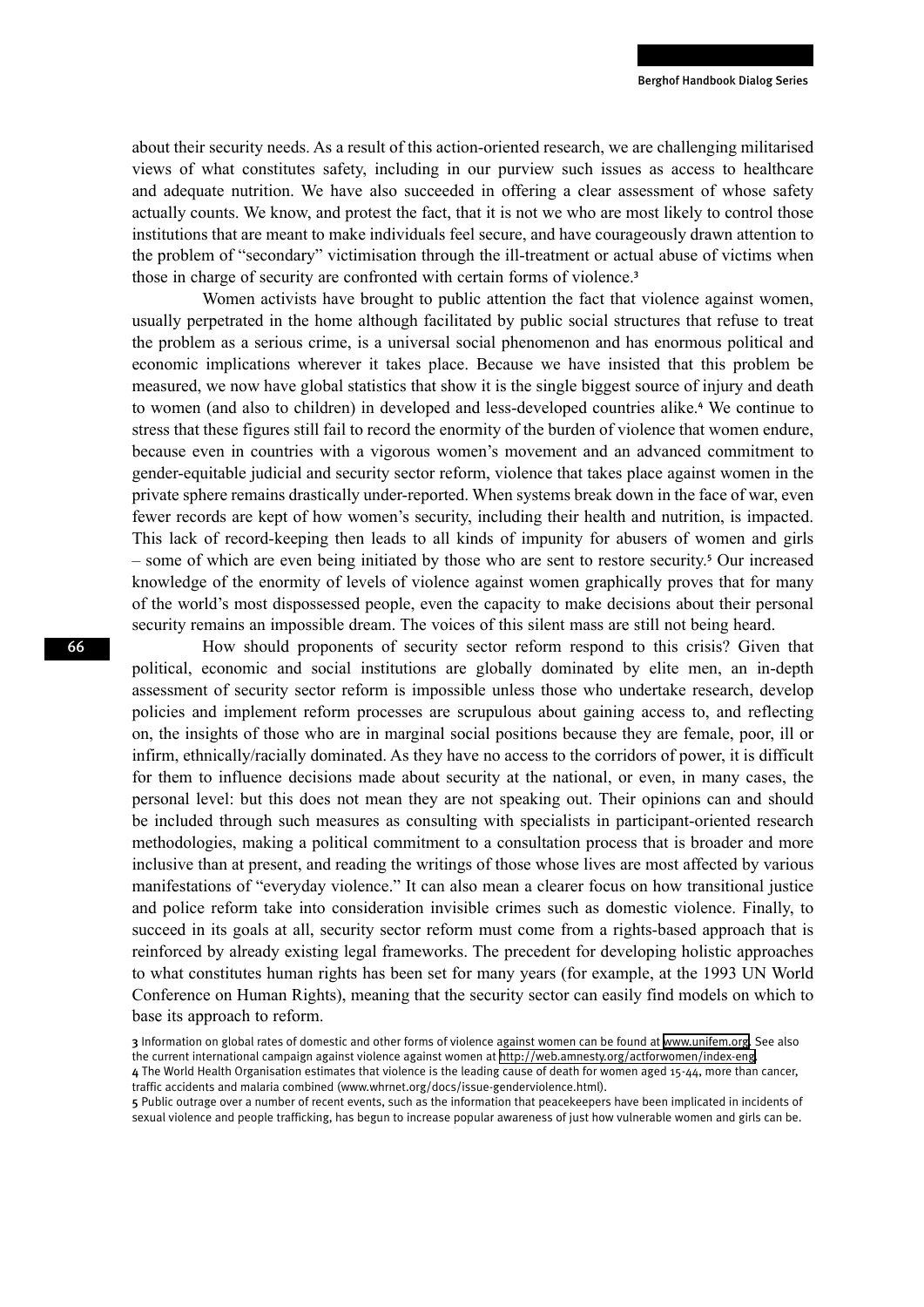about their security needs. As a result of this action-oriented research, we are challenging militarised views of what constitutes safety, including in our purview such issues as access to healthcare and adequate nutrition. We have also succeeded in offering a clear assessment of whose safety actually counts. We know, and protest the fact, that it is not we who are most likely to control those institutions that are meant to make individuals feel secure, and have courageously drawn attention to the problem of "secondary" victimisation through the ill-treatment or actual abuse of victims when those in charge of security are confronted with certain forms of violence.[3]

Women activists have brought to public attention the fact that violence against women, usually perpetrated in the home although facilitated by public social structures that refuse to treat the problem as a serious crime, is a universal social phenomenon and has enormous political and economic implications wherever it takes place. Because we have insisted that this problem be measured, we now have global statistics that show it is the single biggest source of injury and death to women (and also to children) in developed and less-developed countries alike.[4] We continue to stress that these figures still fail to record the enormity of the burden of violence that women endure, because even in countries with a vigorous women's movement and an advanced commitment to gender-equitable judicial and security sector reform, violence that takes place against women in the private sphere remains drastically under-reported. When systems break down in the face of war, even fewer records are kept of how women's security, including their health and nutrition, is impacted. This lack of record-keeping then leads to all kinds of impunity for abusers of women and girls – some of which are even being initiated by those who are sent to restore security.[5] Our increased knowledge of the enormity of levels of violence against women graphically proves that for many of the world's most dispossessed people, even the capacity to make decisions about their personal security remains an impossible dream. The voices of this silent mass are still not being heard.

How should proponents of security sector reform respond to this crisis? Given that political, economic and social institutions are globally dominated by elite men, an in-depth assessment of security sector reform is impossible unless those who undertake research, develop policies and implement reform processes are scrupulous about gaining access to, and reflecting on, the insights of those who are in marginal social positions because they are female, poor, ill or infirm, ethnically/racially dominated. As they have no access to the corridors of power, it is difficult for them to influence decisions made about security at the national, or even, in many cases, the personal level: but this does not mean they are not speaking out. Their opinions can and should be included through such measures as consulting with specialists in participant-oriented research methodologies, making a political commitment to a consultation process that is broader and more inclusive than at present, and reading the writings of those whose lives are most affected by various manifestations of "everyday violence." It can also mean a clearer focus on how transitional justice and police reform take into consideration invisible crimes such as domestic violence. Finally, to succeed in its goals at all, security sector reform must come from a rights-based approach that is reinforced by already existing legal frameworks. The precedent for developing holistic approaches to what constitutes human rights has been set for many years (for example, at the 1993 UN World Conference on Human Rights), meaning that the security sector can easily find models on which to base its approach to reform.

3 Information on global rates of domestic and other forms of violence against women can be found at www.unifem.org. See also the current international campaign against violence against women at http://web.amnesty.org/actforwomen/index-eng.

4 The World Health Organisation estimates that violence is the leading cause of death for women aged 15-44, more than cancer, traffic accidents and malaria combined (www.whrnet.org/docs/issue-genderviolence.html).

5 Public outrage over a number of recent events, such as the information that peacekeepers have been implicated in incidents of sexual violence and people trafficking, has begun to increase popular awareness of just how vulnerable women and girls can be.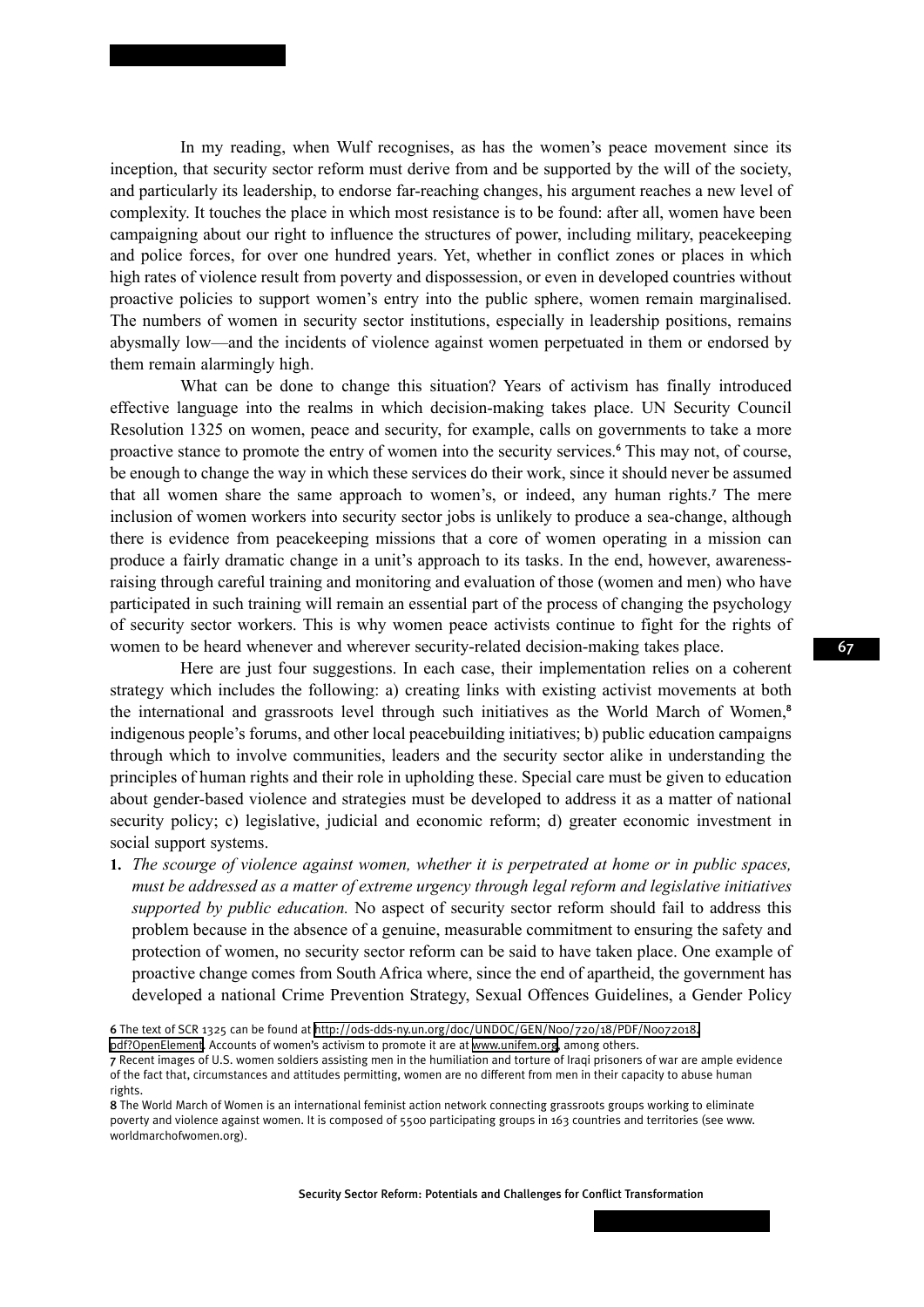In my reading, when Wulf recognises, as has the women's peace movement since its inception, that security sector reform must derive from and be supported by the will of the society, and particularly its leadership, to endorse far-reaching changes, his argument reaches a new level of complexity. It touches the place in which most resistance is to be found: after all, women have been campaigning about our right to influence the structures of power, including military, peacekeeping and police forces, for over one hundred years. Yet, whether in conflict zones or places in which high rates of violence result from poverty and dispossession, or even in developed countries without proactive policies to support women's entry into the public sphere, women remain marginalised. The numbers of women in security sector institutions, especially in leadership positions, remains abysmally low—and the incidents of violence against women perpetuated in them or endorsed by them remain alarmingly high.

What can be done to change this situation? Years of activism has finally introduced effective language into the realms in which decision-making takes place. UN Security Council Resolution 1325 on women, peace and security, for example, calls on governments to take a more proactive stance to promote the entry of women into the security services.[6] This may not, of course, be enough to change the way in which these services do their work, since it should never be assumed that all women share the same approach to women's, or indeed, any human rights.[7] The mere inclusion of women workers into security sector jobs is unlikely to produce a sea-change, although there is evidence from peacekeeping missions that a core of women operating in a mission can produce a fairly dramatic change in a unit's approach to its tasks. In the end, however, awareness-raising through careful training and monitoring and evaluation of those (women and men) who have participated in such training will remain an essential part of the process of changing the psychology of security sector workers. This is why women peace activists continue to fight for the rights of women to be heard whenever and wherever security-related decision-making takes place.

Here are just four suggestions. In each case, their implementation relies on a coherent strategy which includes the following: a) creating links with existing activist movements at both the international and grassroots level through such initiatives as the World March of Women,[8] indigenous people's forums, and other local peacebuilding initiatives; b) public education campaigns through which to involve communities, leaders and the security sector alike in understanding the principles of human rights and their role in upholding these. Special care must be given to education about gender-based violence and strategies must be developed to address it as a matter of national security policy; c) legislative, judicial and economic reform; d) greater economic investment in social support systems.

1. *The scourge of violence against women, whether it is perpetrated at home or in public spaces, must be addressed as a matter of extreme urgency through legal reform and legislative initiatives supported by public education.* No aspect of security sector reform should fail to address this problem because in the absence of a genuine, measurable commitment to ensuring the safety and protection of women, no security sector reform can be said to have taken place. One example of proactive change comes from South Africa where, since the end of apartheid, the government has developed a national Crime Prevention Strategy, Sexual Offences Guidelines, a Gender Policy

---

6 The text of SCR 1325 can be found at http://ods-dds-ny.un.org/doc/UNDOC/GEN/N00/720/18/PDF/N0072018.pdf?OpenElement. Accounts of women's activism to promote it are at www.unifem.org, among others.

7 Recent images of U.S. women soldiers assisting men in the humiliation and torture of Iraqi prisoners of war are ample evidence of the fact that, circumstances and attitudes permitting, women are no different from men in their capacity to abuse human rights.

8 The World March of Women is an international feminist action network connecting grassroots groups working to eliminate poverty and violence against women. It is composed of 5500 participating groups in 163 countries and territories (see www.worldmarchofwomen.org).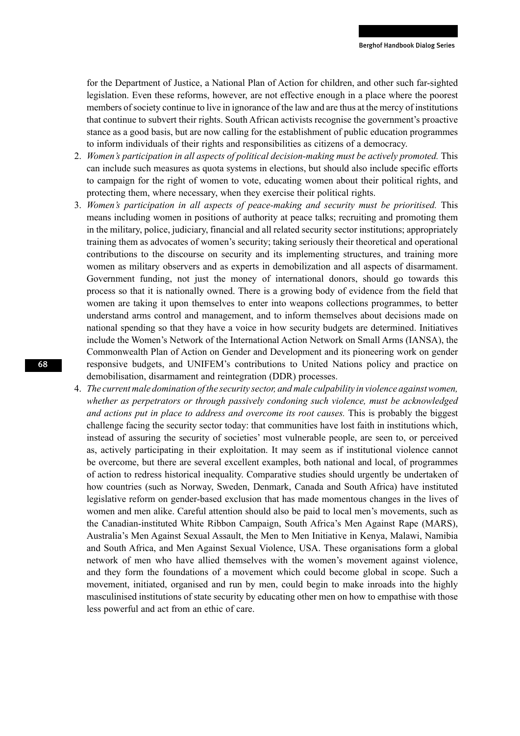for the Department of Justice, a National Plan of Action for children, and other such far-sighted legislation. Even these reforms, however, are not effective enough in a place where the poorest members of society continue to live in ignorance of the law and are thus at the mercy of institutions that continue to subvert their rights. South African activists recognise the government's proactive stance as a good basis, but are now calling for the establishment of public education programmes to inform individuals of their rights and responsibilities as citizens of a democracy.

2. *Women's participation in all aspects of political decision-making must be actively promoted.* This can include such measures as quota systems in elections, but should also include specific efforts to campaign for the right of women to vote, educating women about their political rights, and protecting them, where necessary, when they exercise their political rights.
3. *Women's participation in all aspects of peace-making and security must be prioritised.* This means including women in positions of authority at peace talks; recruiting and promoting them in the military, police, judiciary, financial and all related security sector institutions; appropriately training them as advocates of women's security; taking seriously their theoretical and operational contributions to the discourse on security and its implementing structures, and training more women as military observers and as experts in demobilization and all aspects of disarmament. Government funding, not just the money of international donors, should go towards this process so that it is nationally owned. There is a growing body of evidence from the field that women are taking it upon themselves to enter into weapons collections programmes, to better understand arms control and management, and to inform themselves about decisions made on national spending so that they have a voice in how security budgets are determined. Initiatives include the Women's Network of the International Action Network on Small Arms (IANSA), the Commonwealth Plan of Action on Gender and Development and its pioneering work on gender responsive budgets, and UNIFEM's contributions to United Nations policy and practice on demobilisation, disarmament and reintegration (DDR) processes.
4. *The current male domination of the security sector, and male culpability in violence against women, whether as perpetrators or through passively condoning such violence, must be acknowledged and actions put in place to address and overcome its root causes.* This is probably the biggest challenge facing the security sector today: that communities have lost faith in institutions which, instead of assuring the security of societies' most vulnerable people, are seen to, or perceived as, actively participating in their exploitation. It may seem as if institutional violence cannot be overcome, but there are several excellent examples, both national and local, of programmes of action to redress historical inequality. Comparative studies should urgently be undertaken of how countries (such as Norway, Sweden, Denmark, Canada and South Africa) have instituted legislative reform on gender-based exclusion that has made momentous changes in the lives of women and men alike. Careful attention should also be paid to local men's movements, such as the Canadian-instituted White Ribbon Campaign, South Africa's Men Against Rape (MARS), Australia's Men Against Sexual Assault, the Men to Men Initiative in Kenya, Malawi, Namibia and South Africa, and Men Against Sexual Violence, USA. These organisations form a global network of men who have allied themselves with the women's movement against violence, and they form the foundations of a movement which could become global in scope. Such a movement, initiated, organised and run by men, could begin to make inroads into the highly masculinised institutions of state security by educating other men on how to empathise with those less powerful and act from an ethic of care.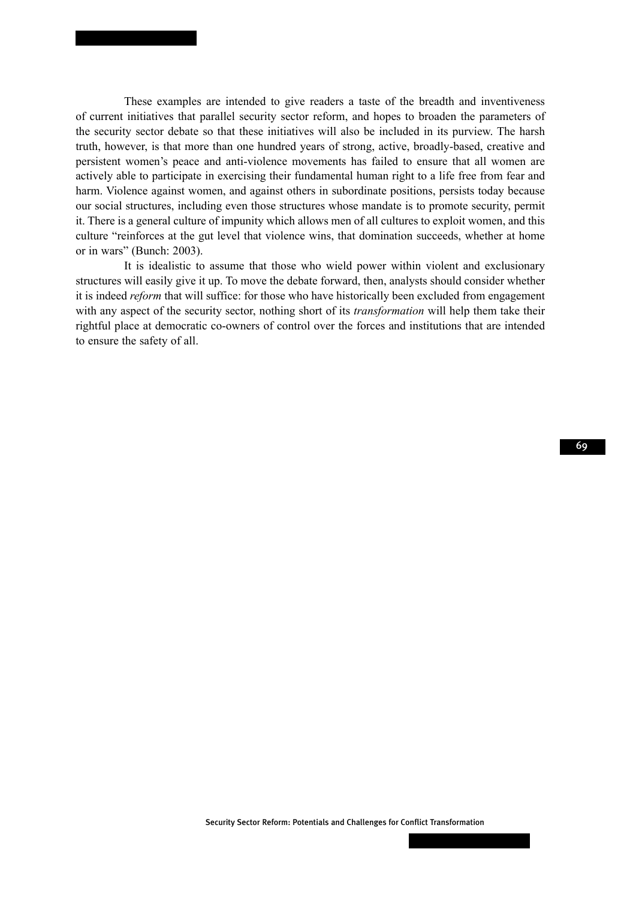These examples are intended to give readers a taste of the breadth and inventiveness of current initiatives that parallel security sector reform, and hopes to broaden the parameters of the security sector debate so that these initiatives will also be included in its purview. The harsh truth, however, is that more than one hundred years of strong, active, broadly-based, creative and persistent women's peace and anti-violence movements has failed to ensure that all women are actively able to participate in exercising their fundamental human right to a life free from fear and harm. Violence against women, and against others in subordinate positions, persists today because our social structures, including even those structures whose mandate is to promote security, permit it. There is a general culture of impunity which allows men of all cultures to exploit women, and this culture "reinforces at the gut level that violence wins, that domination succeeds, whether at home or in wars" (Bunch: 2003).

It is idealistic to assume that those who wield power within violent and exclusionary structures will easily give it up. To move the debate forward, then, analysts should consider whether it is indeed *reform* that will suffice: for those who have historically been excluded from engagement with any aspect of the security sector, nothing short of its *transformation* will help them take their rightful place at democratic co-owners of control over the forces and institutions that are intended to ensure the safety of all.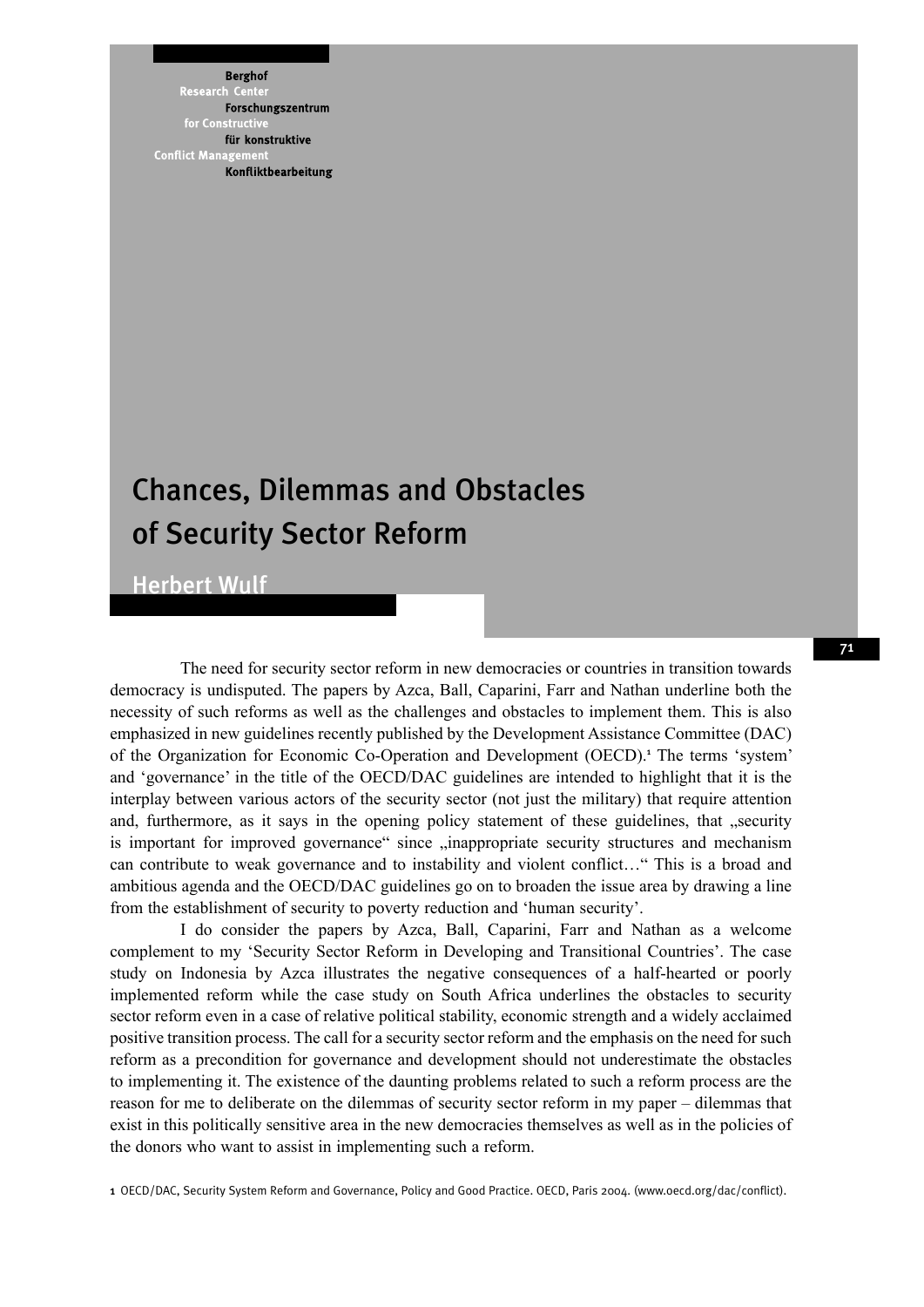Berghof Research Center for Constructive Conflict Management

Forschungszentrum für konstruktive Konfliktbearbeitung

# Chances, Dilemmas and Obstacles of Security Sector Reform

## Herbert Wulf

The need for security sector reform in new democracies or countries in transition towards democracy is undisputed. The papers by Azca, Ball, Caparini, Farr and Nathan underline both the necessity of such reforms as well as the challenges and obstacles to implement them. This is also emphasized in new guidelines recently published by the Development Assistance Committee (DAC) of the Organization for Economic Co-Operation and Development (OECD).[1] The terms 'system' and 'governance' in the title of the OECD/DAC guidelines are intended to highlight that it is the interplay between various actors of the security sector (not just the military) that require attention and, furthermore, as it says in the opening policy statement of these guidelines, that „security is important for improved governance" since „inappropriate security structures and mechanism can contribute to weak governance and to instability and violent conflict…" This is a broad and ambitious agenda and the OECD/DAC guidelines go on to broaden the issue area by drawing a line from the establishment of security to poverty reduction and 'human security'.

I do consider the papers by Azca, Ball, Caparini, Farr and Nathan as a welcome complement to my 'Security Sector Reform in Developing and Transitional Countries'. The case study on Indonesia by Azca illustrates the negative consequences of a half-hearted or poorly implemented reform while the case study on South Africa underlines the obstacles to security sector reform even in a case of relative political stability, economic strength and a widely acclaimed positive transition process. The call for a security sector reform and the emphasis on the need for such reform as a precondition for governance and development should not underestimate the obstacles to implementing it. The existence of the daunting problems related to such a reform process are the reason for me to deliberate on the dilemmas of security sector reform in my paper – dilemmas that exist in this politically sensitive area in the new democracies themselves as well as in the policies of the donors who want to assist in implementing such a reform.

[1] OECD/DAC, Security System Reform and Governance, Policy and Good Practice. OECD, Paris 2004. (www.oecd.org/dac/conflict).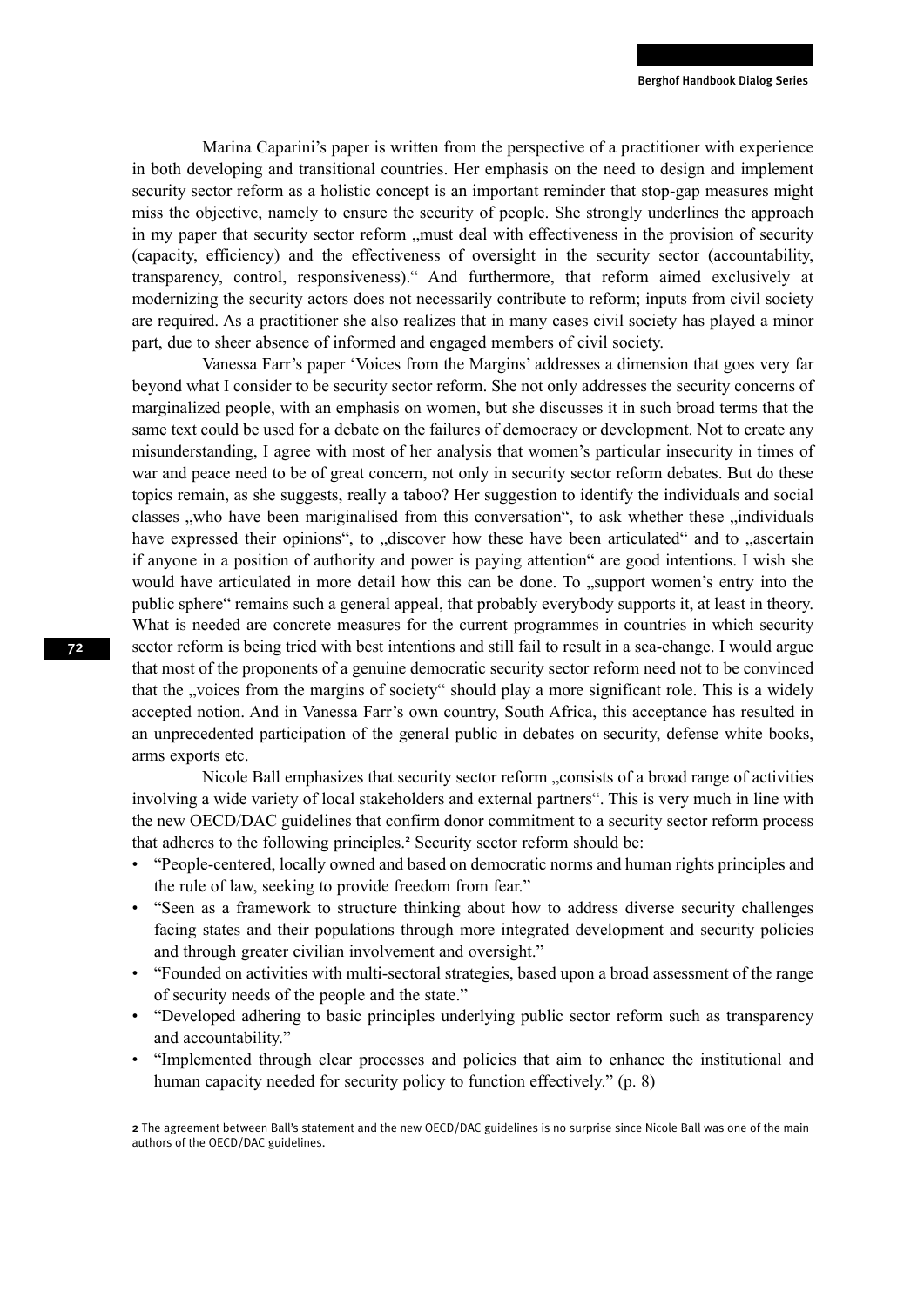Marina Caparini's paper is written from the perspective of a practitioner with experience in both developing and transitional countries. Her emphasis on the need to design and implement security sector reform as a holistic concept is an important reminder that stop-gap measures might miss the objective, namely to ensure the security of people. She strongly underlines the approach in my paper that security sector reform „must deal with effectiveness in the provision of security (capacity, efficiency) and the effectiveness of oversight in the security sector (accountability, transparency, control, responsiveness)." And furthermore, that reform aimed exclusively at modernizing the security actors does not necessarily contribute to reform; inputs from civil society are required. As a practitioner she also realizes that in many cases civil society has played a minor part, due to sheer absence of informed and engaged members of civil society.

Vanessa Farr's paper 'Voices from the Margins' addresses a dimension that goes very far beyond what I consider to be security sector reform. She not only addresses the security concerns of marginalized people, with an emphasis on women, but she discusses it in such broad terms that the same text could be used for a debate on the failures of democracy or development. Not to create any misunderstanding, I agree with most of her analysis that women's particular insecurity in times of war and peace need to be of great concern, not only in security sector reform debates. But do these topics remain, as she suggests, really a taboo? Her suggestion to identify the individuals and social classes „who have been mariginalised from this conversation", to ask whether these „individuals have expressed their opinions", to „discover how these have been articulated" and to „ascertain if anyone in a position of authority and power is paying attention" are good intentions. I wish she would have articulated in more detail how this can be done. To „support women's entry into the public sphere" remains such a general appeal, that probably everybody supports it, at least in theory. What is needed are concrete measures for the current programmes in countries in which security sector reform is being tried with best intentions and still fail to result in a sea-change. I would argue that most of the proponents of a genuine democratic security sector reform need not to be convinced that the „voices from the margins of society" should play a more significant role. This is a widely accepted notion. And in Vanessa Farr's own country, South Africa, this acceptance has resulted in an unprecedented participation of the general public in debates on security, defense white books, arms exports etc.

Nicole Ball emphasizes that security sector reform „consists of a broad range of activities involving a wide variety of local stakeholders and external partners". This is very much in line with the new OECD/DAC guidelines that confirm donor commitment to a security sector reform process that adheres to the following principles.[2] Security sector reform should be:

- "People-centered, locally owned and based on democratic norms and human rights principles and the rule of law, seeking to provide freedom from fear."
- "Seen as a framework to structure thinking about how to address diverse security challenges facing states and their populations through more integrated development and security policies and through greater civilian involvement and oversight."
- "Founded on activities with multi-sectoral strategies, based upon a broad assessment of the range of security needs of the people and the state."
- "Developed adhering to basic principles underlying public sector reform such as transparency and accountability."
- "Implemented through clear processes and policies that aim to enhance the institutional and human capacity needed for security policy to function effectively." (p. 8)

[2] The agreement between Ball's statement and the new OECD/DAC guidelines is no surprise since Nicole Ball was one of the main authors of the OECD/DAC guidelines.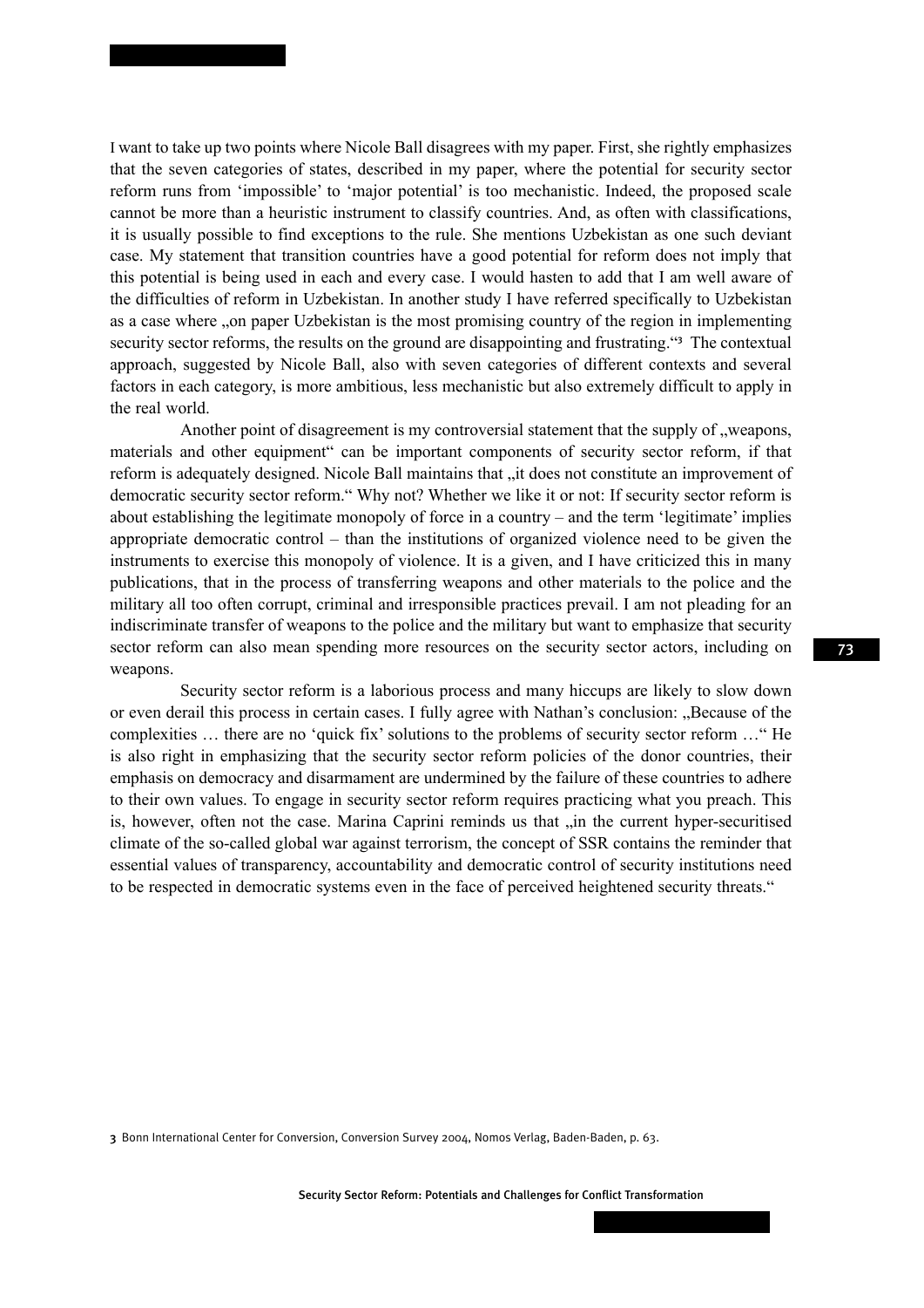I want to take up two points where Nicole Ball disagrees with my paper. First, she rightly emphasizes that the seven categories of states, described in my paper, where the potential for security sector reform runs from 'impossible' to 'major potential' is too mechanistic. Indeed, the proposed scale cannot be more than a heuristic instrument to classify countries. And, as often with classifications, it is usually possible to find exceptions to the rule. She mentions Uzbekistan as one such deviant case. My statement that transition countries have a good potential for reform does not imply that this potential is being used in each and every case. I would hasten to add that I am well aware of the difficulties of reform in Uzbekistan. In another study I have referred specifically to Uzbekistan as a case where „on paper Uzbekistan is the most promising country of the region in implementing security sector reforms, the results on the ground are disappointing and frustrating."[3] The contextual approach, suggested by Nicole Ball, also with seven categories of different contexts and several factors in each category, is more ambitious, less mechanistic but also extremely difficult to apply in the real world.

Another point of disagreement is my controversial statement that the supply of „weapons, materials and other equipment" can be important components of security sector reform, if that reform is adequately designed. Nicole Ball maintains that „it does not constitute an improvement of democratic security sector reform." Why not? Whether we like it or not: If security sector reform is about establishing the legitimate monopoly of force in a country – and the term 'legitimate' implies appropriate democratic control – than the institutions of organized violence need to be given the instruments to exercise this monopoly of violence. It is a given, and I have criticized this in many publications, that in the process of transferring weapons and other materials to the police and the military all too often corrupt, criminal and irresponsible practices prevail. I am not pleading for an indiscriminate transfer of weapons to the police and the military but want to emphasize that security sector reform can also mean spending more resources on the security sector actors, including on weapons.

Security sector reform is a laborious process and many hiccups are likely to slow down or even derail this process in certain cases. I fully agree with Nathan's conclusion: „Because of the complexities … there are no 'quick fix' solutions to the problems of security sector reform …" He is also right in emphasizing that the security sector reform policies of the donor countries, their emphasis on democracy and disarmament are undermined by the failure of these countries to adhere to their own values. To engage in security sector reform requires practicing what you preach. This is, however, often not the case. Marina Caprini reminds us that „in the current hyper-securitised climate of the so-called global war against terrorism, the concept of SSR contains the reminder that essential values of transparency, accountability and democratic control of security institutions need to be respected in democratic systems even in the face of perceived heightened security threats."

3 Bonn International Center for Conversion, Conversion Survey 2004, Nomos Verlag, Baden-Baden, p. 63.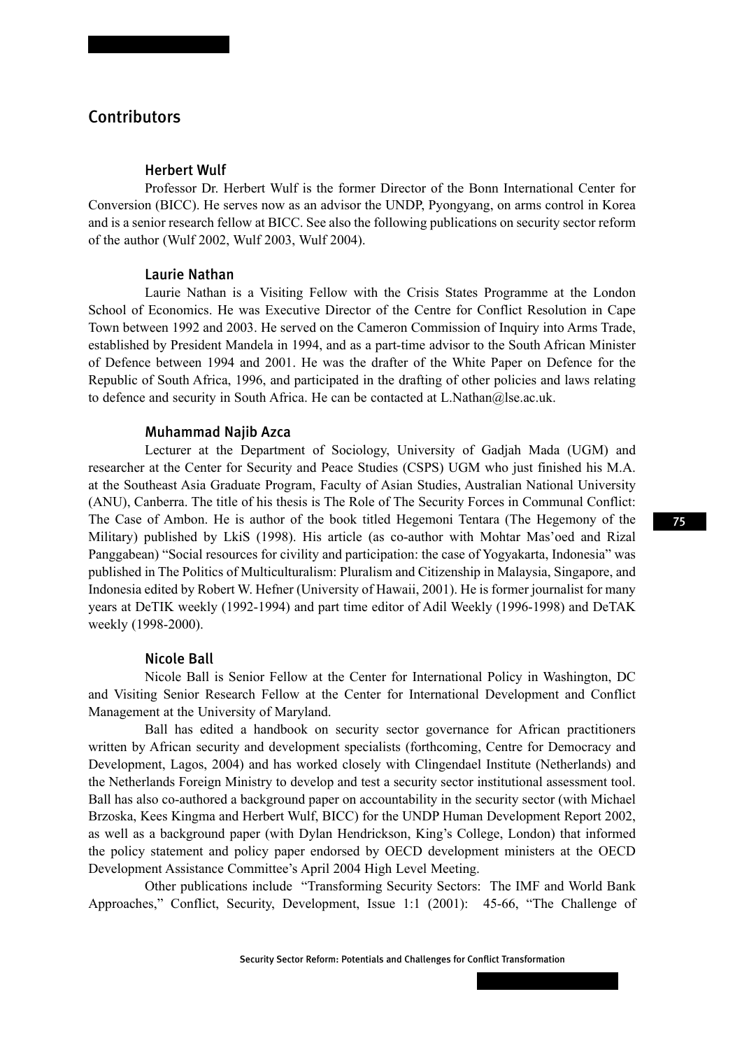## Contributors

### Herbert Wulf

Professor Dr. Herbert Wulf is the former Director of the Bonn International Center for Conversion (BICC). He serves now as an advisor the UNDP, Pyongyang, on arms control in Korea and is a senior research fellow at BICC. See also the following publications on security sector reform of the author (Wulf 2002, Wulf 2003, Wulf 2004).

### Laurie Nathan

Laurie Nathan is a Visiting Fellow with the Crisis States Programme at the London School of Economics. He was Executive Director of the Centre for Conflict Resolution in Cape Town between 1992 and 2003. He served on the Cameron Commission of Inquiry into Arms Trade, established by President Mandela in 1994, and as a part-time advisor to the South African Minister of Defence between 1994 and 2001. He was the drafter of the White Paper on Defence for the Republic of South Africa, 1996, and participated in the drafting of other policies and laws relating to defence and security in South Africa. He can be contacted at L.Nathan@lse.ac.uk.

### Muhammad Najib Azca

Lecturer at the Department of Sociology, University of Gadjah Mada (UGM) and researcher at the Center for Security and Peace Studies (CSPS) UGM who just finished his M.A. at the Southeast Asia Graduate Program, Faculty of Asian Studies, Australian National University (ANU), Canberra. The title of his thesis is The Role of The Security Forces in Communal Conflict: The Case of Ambon. He is author of the book titled Hegemoni Tentara (The Hegemony of the Military) published by LkiS (1998). His article (as co-author with Mohtar Mas'oed and Rizal Panggabean) "Social resources for civility and participation: the case of Yogyakarta, Indonesia" was published in The Politics of Multiculturalism: Pluralism and Citizenship in Malaysia, Singapore, and Indonesia edited by Robert W. Hefner (University of Hawaii, 2001). He is former journalist for many years at DeTIK weekly (1992-1994) and part time editor of Adil Weekly (1996-1998) and DeTAK weekly (1998-2000).

### Nicole Ball

Nicole Ball is Senior Fellow at the Center for International Policy in Washington, DC and Visiting Senior Research Fellow at the Center for International Development and Conflict Management at the University of Maryland.

Ball has edited a handbook on security sector governance for African practitioners written by African security and development specialists (forthcoming, Centre for Democracy and Development, Lagos, 2004) and has worked closely with Clingendael Institute (Netherlands) and the Netherlands Foreign Ministry to develop and test a security sector institutional assessment tool. Ball has also co-authored a background paper on accountability in the security sector (with Michael Brzoska, Kees Kingma and Herbert Wulf, BICC) for the UNDP Human Development Report 2002, as well as a background paper (with Dylan Hendrickson, King's College, London) that informed the policy statement and policy paper endorsed by OECD development ministers at the OECD Development Assistance Committee's April 2004 High Level Meeting.

Other publications include "Transforming Security Sectors: The IMF and World Bank Approaches," Conflict, Security, Development, Issue 1:1 (2001): 45-66, "The Challenge of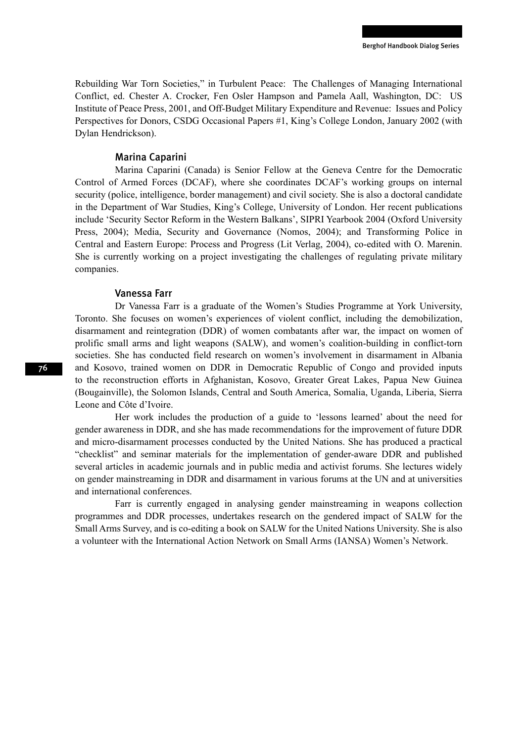Rebuilding War Torn Societies," in Turbulent Peace: The Challenges of Managing International Conflict, ed. Chester A. Crocker, Fen Osler Hampson and Pamela Aall, Washington, DC: US Institute of Peace Press, 2001, and Off-Budget Military Expenditure and Revenue: Issues and Policy Perspectives for Donors, CSDG Occasional Papers #1, King's College London, January 2002 (with Dylan Hendrickson).

### Marina Caparini

Marina Caparini (Canada) is Senior Fellow at the Geneva Centre for the Democratic Control of Armed Forces (DCAF), where she coordinates DCAF's working groups on internal security (police, intelligence, border management) and civil society. She is also a doctoral candidate in the Department of War Studies, King's College, University of London. Her recent publications include 'Security Sector Reform in the Western Balkans', SIPRI Yearbook 2004 (Oxford University Press, 2004); Media, Security and Governance (Nomos, 2004); and Transforming Police in Central and Eastern Europe: Process and Progress (Lit Verlag, 2004), co-edited with O. Marenin. She is currently working on a project investigating the challenges of regulating private military companies.

### Vanessa Farr

Dr Vanessa Farr is a graduate of the Women's Studies Programme at York University, Toronto. She focuses on women's experiences of violent conflict, including the demobilization, disarmament and reintegration (DDR) of women combatants after war, the impact on women of prolific small arms and light weapons (SALW), and women's coalition-building in conflict-torn societies. She has conducted field research on women's involvement in disarmament in Albania and Kosovo, trained women on DDR in Democratic Republic of Congo and provided inputs to the reconstruction efforts in Afghanistan, Kosovo, Greater Great Lakes, Papua New Guinea (Bougainville), the Solomon Islands, Central and South America, Somalia, Uganda, Liberia, Sierra Leone and Côte d'Ivoire.

Her work includes the production of a guide to 'lessons learned' about the need for gender awareness in DDR, and she has made recommendations for the improvement of future DDR and micro-disarmament processes conducted by the United Nations. She has produced a practical "checklist" and seminar materials for the implementation of gender-aware DDR and published several articles in academic journals and in public media and activist forums. She lectures widely on gender mainstreaming in DDR and disarmament in various forums at the UN and at universities and international conferences.

Farr is currently engaged in analysing gender mainstreaming in weapons collection programmes and DDR processes, undertakes research on the gendered impact of SALW for the Small Arms Survey, and is co-editing a book on SALW for the United Nations University. She is also a volunteer with the International Action Network on Small Arms (IANSA) Women's Network.